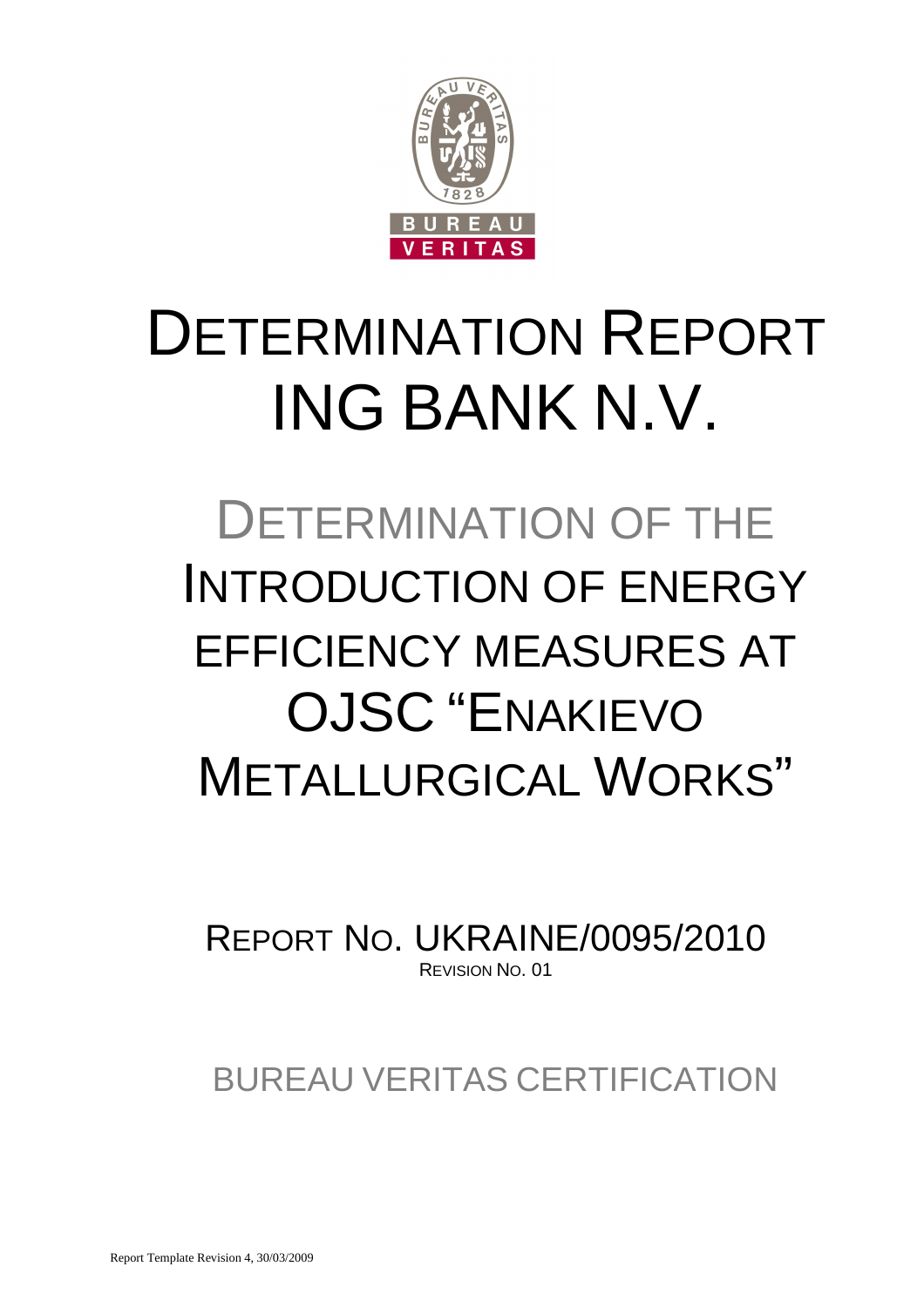# DETERMINATION REPORT ING BANK N.V.

## DETERMINATION OF THE INTRODUCTION OF ENERGY EFFICIENCY MEASURES AT OJSC "ENAKIEVO METALLURGICAL WORKS"

REPORT NO. UKRAINE/0095/2010
REVISION NO. 01

BUREAU VERITAS CERTIFICATION

Report Template Revision 4, 30/03/2009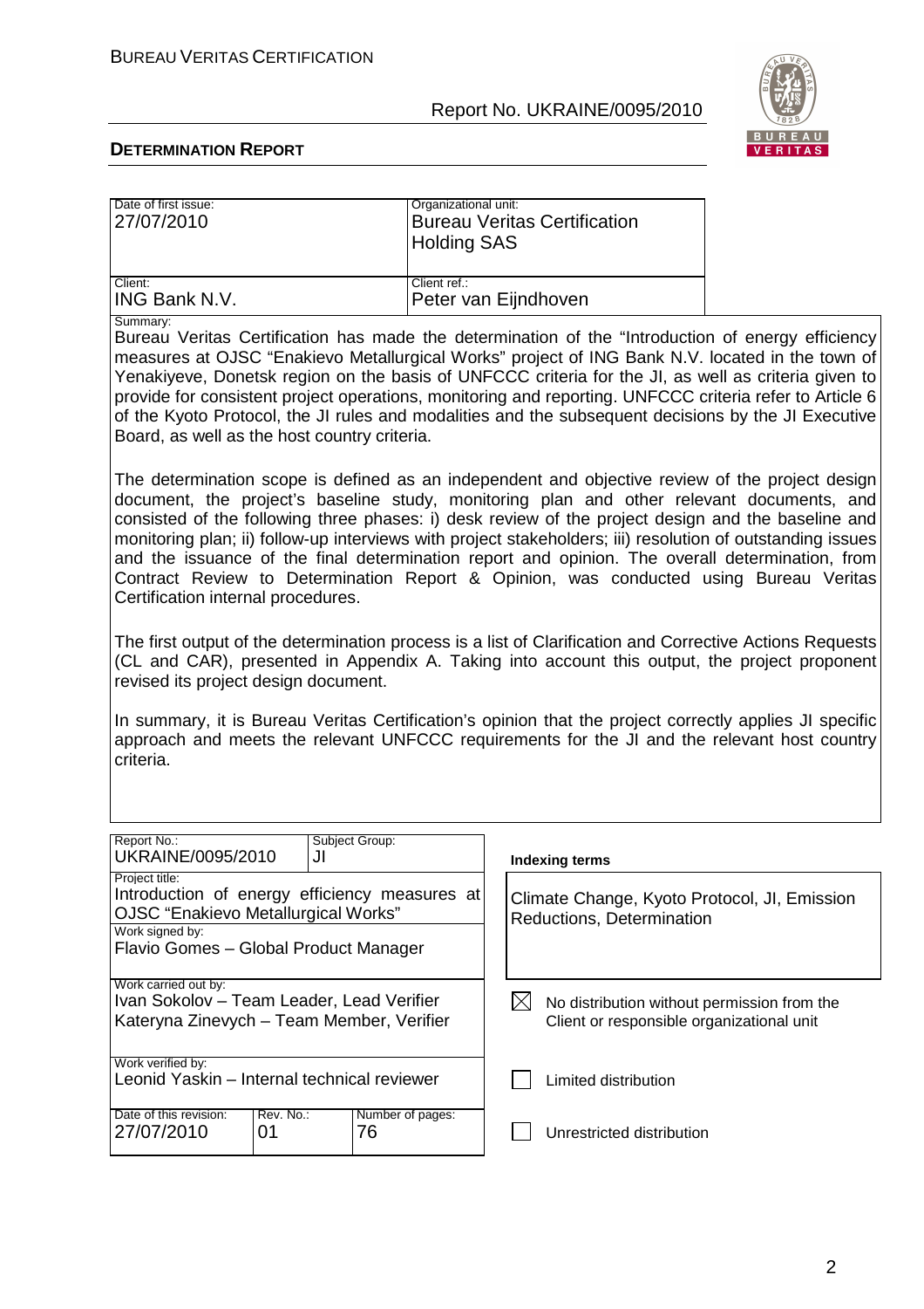| Date of first issue: | Organizational unit: |
|---|---|
| 27/07/2010 | Bureau Veritas Certification Holding SAS |
| Client: ING Bank N.V. | Client ref.: Peter van Eijndhoven |

Summary:

Bureau Veritas Certification has made the determination of the "Introduction of energy efficiency measures at OJSC "Enakievo Metallurgical Works" project of ING Bank N.V. located in the town of Yenakiyeve, Donetsk region on the basis of UNFCCC criteria for the JI, as well as criteria given to provide for consistent project operations, monitoring and reporting. UNFCCC criteria refer to Article 6 of the Kyoto Protocol, the JI rules and modalities and the subsequent decisions by the JI Executive Board, as well as the host country criteria.

The determination scope is defined as an independent and objective review of the project design document, the project's baseline study, monitoring plan and other relevant documents, and consisted of the following three phases: i) desk review of the project design and the baseline and monitoring plan; ii) follow-up interviews with project stakeholders; iii) resolution of outstanding issues and the issuance of the final determination report and opinion. The overall determination, from Contract Review to Determination Report & Opinion, was conducted using Bureau Veritas Certification internal procedures.

The first output of the determination process is a list of Clarification and Corrective Actions Requests (CL and CAR), presented in Appendix A. Taking into account this output, the project proponent revised its project design document.

In summary, it is Bureau Veritas Certification's opinion that the project correctly applies JI specific approach and meets the relevant UNFCCC requirements for the JI and the relevant host country criteria.

| Report No.: UKRAINE/0095/2010 | Subject Group: JI | Indexing terms |
|---|---|---|
| Project title: Introduction of energy efficiency measures at OJSC "Enakievo Metallurgical Works" | | Climate Change, Kyoto Protocol, JI, Emission Reductions, Determination |
| Work signed by: Flavio Gomes – Global Product Manager | | |
| Work carried out by: Ivan Sokolov – Team Leader, Lead Verifier; Kateryna Zinevych – Team Member, Verifier | | ☒ No distribution without permission from the Client or responsible organizational unit |
| Work verified by: Leonid Yaskin – Internal technical reviewer | | ☐ Limited distribution |
| Date of this revision: 27/07/2010; Rev. No.: 01; Number of pages: 76 | | ☐ Unrestricted distribution |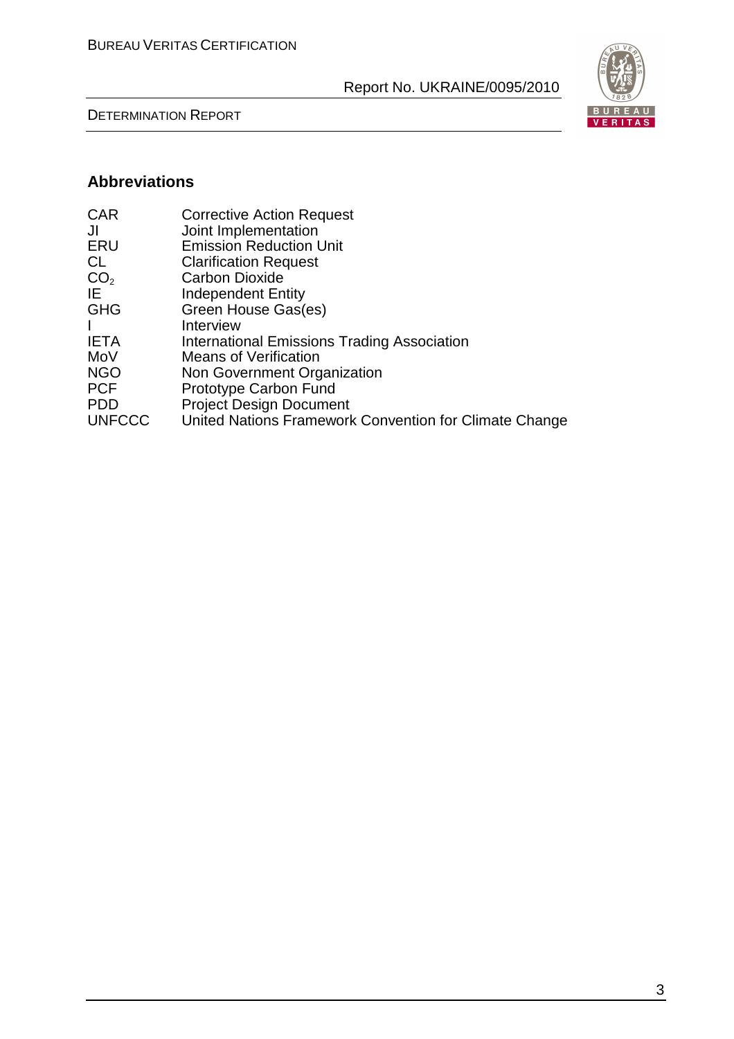## Abbreviations

| | |
|---|---|
| CAR | Corrective Action Request |
| JI | Joint Implementation |
| ERU | Emission Reduction Unit |
| CL | Clarification Request |
| $CO_2$ | Carbon Dioxide |
| IE | Independent Entity |
| GHG | Green House Gas(es) |
| I | Interview |
| IETA | International Emissions Trading Association |
| MoV | Means of Verification |
| NGO | Non Government Organization |
| PCF | Prototype Carbon Fund |
| PDD | Project Design Document |
| UNFCCC | United Nations Framework Convention for Climate Change |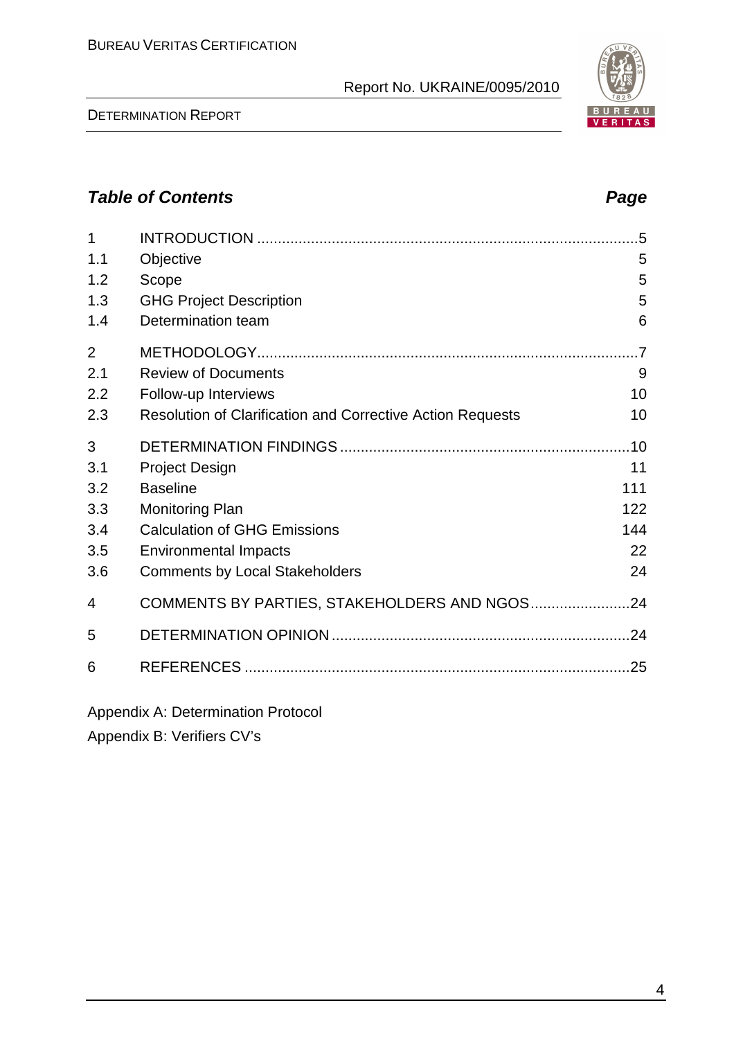## *Table of Contents* *Page*

| | | |
|---|---|---|
| 1 | INTRODUCTION | 5 |
| 1.1 | Objective | 5 |
| 1.2 | Scope | 5 |
| 1.3 | GHG Project Description | 5 |
| 1.4 | Determination team | 6 |
| 2 | METHODOLOGY | 7 |
| 2.1 | Review of Documents | 9 |
| 2.2 | Follow-up Interviews | 10 |
| 2.3 | Resolution of Clarification and Corrective Action Requests | 10 |
| 3 | DETERMINATION FINDINGS | 10 |
| 3.1 | Project Design | 11 |
| 3.2 | Baseline | 111 |
| 3.3 | Monitoring Plan | 122 |
| 3.4 | Calculation of GHG Emissions | 144 |
| 3.5 | Environmental Impacts | 22 |
| 3.6 | Comments by Local Stakeholders | 24 |
| 4 | COMMENTS BY PARTIES, STAKEHOLDERS AND NGOS | 24 |
| 5 | DETERMINATION OPINION | 24 |
| 6 | REFERENCES | 25 |

Appendix A: Determination Protocol

Appendix B: Verifiers CV's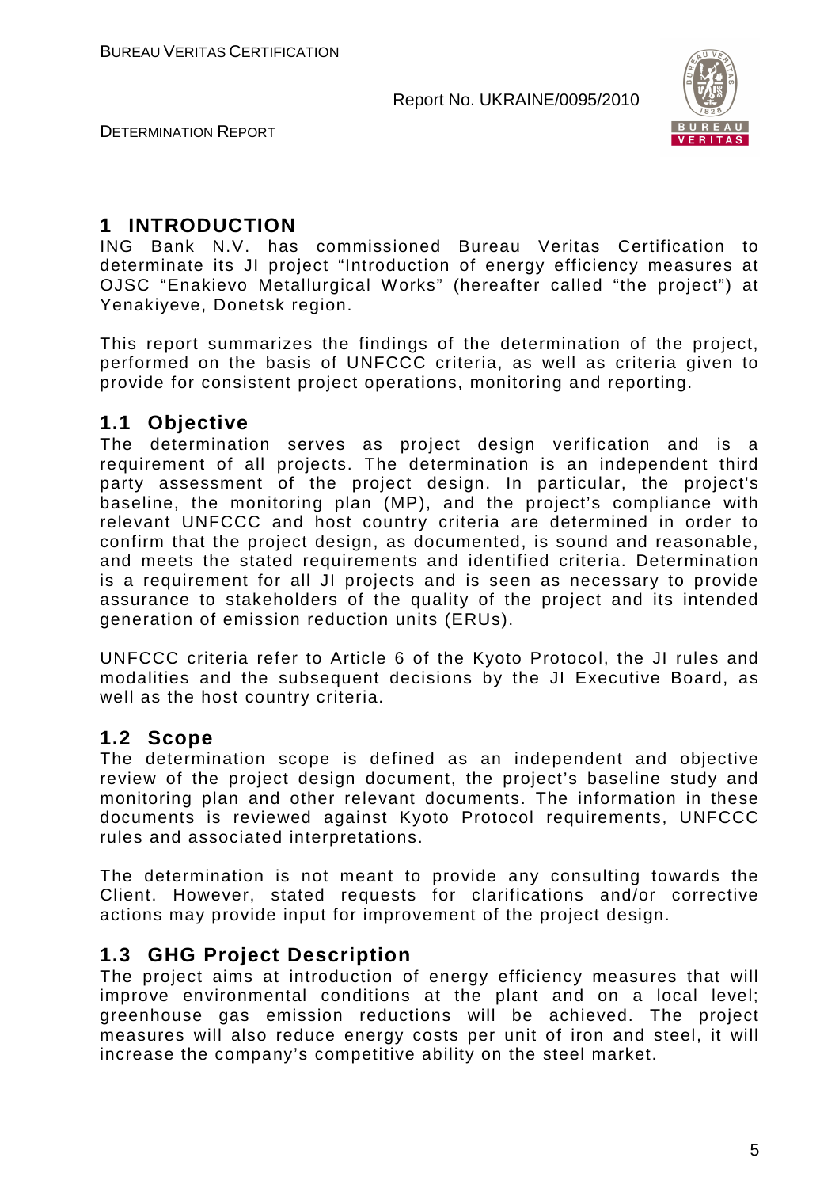# 1 INTRODUCTION

ING Bank N.V. has commissioned Bureau Veritas Certification to determinate its JI project "Introduction of energy efficiency measures at OJSC "Enakievo Metallurgical Works" (hereafter called "the project") at Yenakiyeve, Donetsk region.

This report summarizes the findings of the determination of the project, performed on the basis of UNFCCC criteria, as well as criteria given to provide for consistent project operations, monitoring and reporting.

## 1.1 Objective

The determination serves as project design verification and is a requirement of all projects. The determination is an independent third party assessment of the project design. In particular, the project's baseline, the monitoring plan (MP), and the project's compliance with relevant UNFCCC and host country criteria are determined in order to confirm that the project design, as documented, is sound and reasonable, and meets the stated requirements and identified criteria. Determination is a requirement for all JI projects and is seen as necessary to provide assurance to stakeholders of the quality of the project and its intended generation of emission reduction units (ERUs).

UNFCCC criteria refer to Article 6 of the Kyoto Protocol, the JI rules and modalities and the subsequent decisions by the JI Executive Board, as well as the host country criteria.

## 1.2 Scope

The determination scope is defined as an independent and objective review of the project design document, the project's baseline study and monitoring plan and other relevant documents. The information in these documents is reviewed against Kyoto Protocol requirements, UNFCCC rules and associated interpretations.

The determination is not meant to provide any consulting towards the Client. However, stated requests for clarifications and/or corrective actions may provide input for improvement of the project design.

## 1.3 GHG Project Description

The project aims at introduction of energy efficiency measures that will improve environmental conditions at the plant and on a local level; greenhouse gas emission reductions will be achieved. The project measures will also reduce energy costs per unit of iron and steel, it will increase the company's competitive ability on the steel market.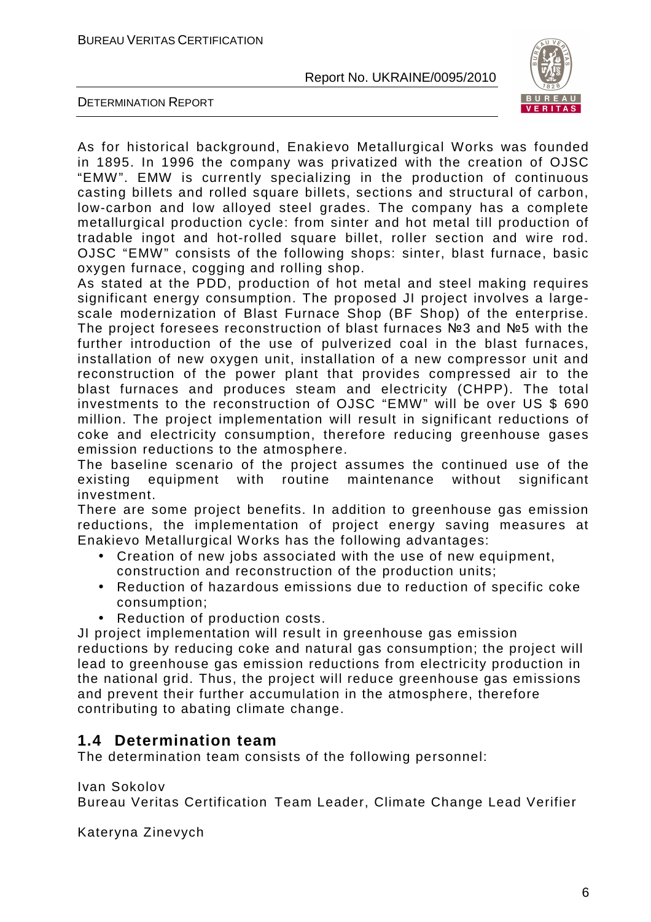As for historical background, Enakievo Metallurgical Works was founded in 1895. In 1996 the company was privatized with the creation of OJSC "EMW". EMW is currently specializing in the production of continuous casting billets and rolled square billets, sections and structural of carbon, low-carbon and low alloyed steel grades. The company has a complete metallurgical production cycle: from sinter and hot metal till production of tradable ingot and hot-rolled square billet, roller section and wire rod. OJSC "EMW" consists of the following shops: sinter, blast furnace, basic oxygen furnace, cogging and rolling shop.

As stated at the PDD, production of hot metal and steel making requires significant energy consumption. The proposed JI project involves a large-scale modernization of Blast Furnace Shop (BF Shop) of the enterprise. The project foresees reconstruction of blast furnaces №3 and №5 with the further introduction of the use of pulverized coal in the blast furnaces, installation of new oxygen unit, installation of a new compressor unit and reconstruction of the power plant that provides compressed air to the blast furnaces and produces steam and electricity (CHPP). The total investments to the reconstruction of OJSC "EMW" will be over US $ 690 million. The project implementation will result in significant reductions of coke and electricity consumption, therefore reducing greenhouse gases emission reductions to the atmosphere.

The baseline scenario of the project assumes the continued use of the existing equipment with routine maintenance without significant investment.

There are some project benefits. In addition to greenhouse gas emission reductions, the implementation of project energy saving measures at Enakievo Metallurgical Works has the following advantages:

- Creation of new jobs associated with the use of new equipment, construction and reconstruction of the production units;
- Reduction of hazardous emissions due to reduction of specific coke consumption;
- Reduction of production costs.

JI project implementation will result in greenhouse gas emission reductions by reducing coke and natural gas consumption; the project will lead to greenhouse gas emission reductions from electricity production in the national grid. Thus, the project will reduce greenhouse gas emissions and prevent their further accumulation in the atmosphere, therefore contributing to abating climate change.

## 1.4 Determination team

The determination team consists of the following personnel:

Ivan Sokolov
Bureau Veritas Certification Team Leader, Climate Change Lead Verifier

Kateryna Zinevych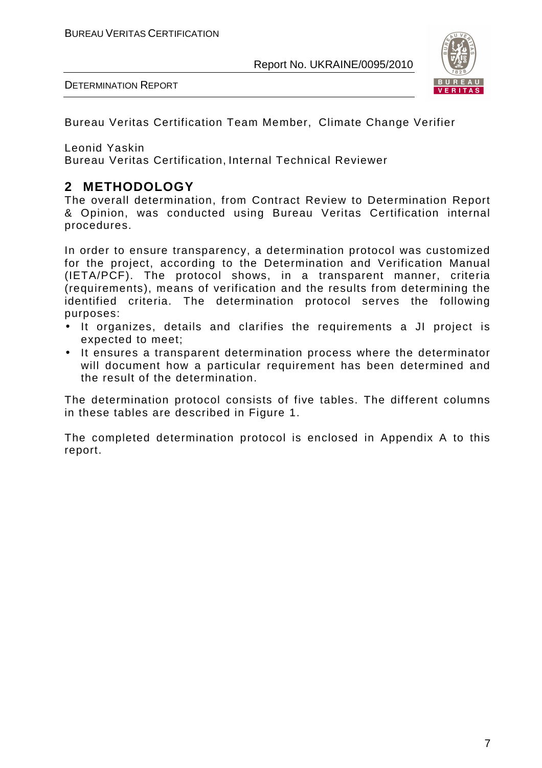Bureau Veritas Certification Team Member, Climate Change Verifier

Leonid Yaskin
Bureau Veritas Certification, Internal Technical Reviewer

## 2 METHODOLOGY

The overall determination, from Contract Review to Determination Report & Opinion, was conducted using Bureau Veritas Certification internal procedures.

In order to ensure transparency, a determination protocol was customized for the project, according to the Determination and Verification Manual (IETA/PCF). The protocol shows, in a transparent manner, criteria (requirements), means of verification and the results from determining the identified criteria. The determination protocol serves the following purposes:

- It organizes, details and clarifies the requirements a JI project is expected to meet;
- It ensures a transparent determination process where the determinator will document how a particular requirement has been determined and the result of the determination.

The determination protocol consists of five tables. The different columns in these tables are described in Figure 1.

The completed determination protocol is enclosed in Appendix A to this report.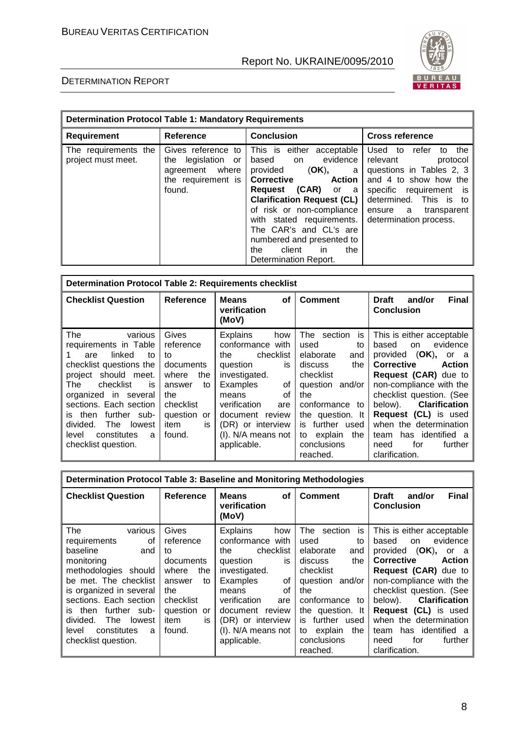| Determination Protocol Table 1: Mandatory Requirements | | | |
|---|---|---|---|
| **Requirement** | **Reference** | **Conclusion** | **Cross reference** |
| The requirements the project must meet. | Gives reference to the legislation or agreement where the requirement is found. | This is either acceptable based on evidence provided (**OK**), a **Corrective Action Request (CAR)** or a **Clarification Request (CL)** of risk or non-compliance with stated requirements. The CAR's and CL's are numbered and presented to the client in the Determination Report. | Used to refer to the relevant protocol questions in Tables 2, 3 and 4 to show how the specific requirement is determined. This is to ensure a transparent determination process. |

| Determination Protocol Table 2: Requirements checklist | | | | |
|---|---|---|---|---|
| **Checklist Question** | **Reference** | **Means of verification (MoV)** | **Comment** | **Draft and/or Final Conclusion** |
| The various requirements in Table 1 are linked to checklist questions the project should meet. The checklist is organized in several sections. Each section is then further sub-divided. The lowest level constitutes a checklist question. | Gives reference to documents where the answer to the checklist question or item is found. | Explains how conformance with the checklist question is investigated. Examples of means of verification are document review (DR) or interview (I). N/A means not applicable. | The section is used to elaborate and discuss the checklist question and/or the conformance to the question. It is further used to explain the conclusions reached. | This is either acceptable based on evidence provided (**OK**), or a **Corrective Action Request (CAR)** due to non-compliance with the checklist question. (See below). **Clarification Request (CL)** is used when the determination team has identified a need for further clarification. |

| Determination Protocol Table 3: Baseline and Monitoring Methodologies | | | | |
|---|---|---|---|---|
| **Checklist Question** | **Reference** | **Means of verification (MoV)** | **Comment** | **Draft and/or Final Conclusion** |
| The various requirements of baseline and monitoring methodologies should be met. The checklist is organized in several sections. Each section is then further sub-divided. The lowest level constitutes a checklist question. | Gives reference to documents where the answer to the checklist question or item is found. | Explains how conformance with the checklist question is investigated. Examples of means of verification are document review (DR) or interview (I). N/A means not applicable. | The section is used to elaborate and discuss the checklist question and/or the conformance to the question. It is further used to explain the conclusions reached. | This is either acceptable based on evidence provided (**OK**), or a **Corrective Action Request (CAR)** due to non-compliance with the checklist question. (See below). **Clarification Request (CL)** is used when the determination team has identified a need for further clarification. |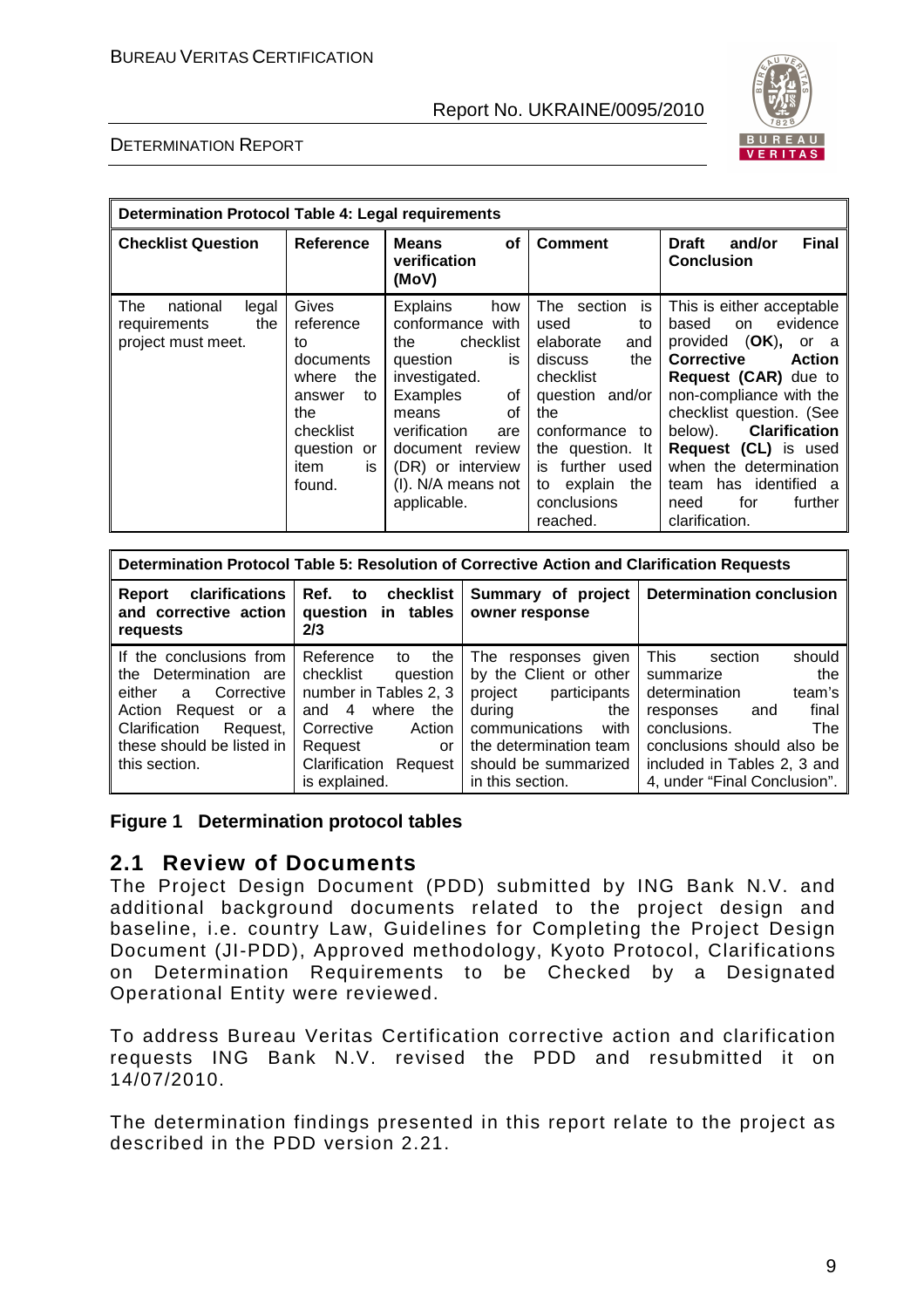| Determination Protocol Table 4: Legal requirements | | | | |
|---|---|---|---|---|
| **Checklist Question** | **Reference** | **Means of verification (MoV)** | **Comment** | **Draft and/or Final Conclusion** |
| The national legal requirements the project must meet. | Gives reference to documents where the answer to the checklist question or item is found. | Explains how conformance with the checklist question is investigated. Examples of means of verification are document review (DR) or interview (I). N/A means not applicable. | The section is used to elaborate and discuss the checklist question and/or the conformance to the question. It is further used to explain the conclusions reached. | This is either acceptable based on evidence provided (**OK**), or a **Corrective Action Request (CAR)** due to non-compliance with the checklist question. (See below). **Clarification Request (CL)** is used when the determination team has identified a need for further clarification. |

| Determination Protocol Table 5: Resolution of Corrective Action and Clarification Requests | | | |
|---|---|---|---|
| **Report clarifications and corrective action requests** | **Ref. to checklist question in tables 2/3** | **Summary of project owner response** | **Determination conclusion** |
| If the conclusions from the Determination are either a Corrective Action Request or a Clarification Request, these should be listed in this section. | Reference to the checklist question number in Tables 2, 3 and 4 where the Corrective Action Request or Clarification Request is explained. | The responses given by the Client or other project participants during the communications with the determination team should be summarized in this section. | This section should summarize the determination team's responses and final conclusions. The conclusions should also be included in Tables 2, 3 and 4, under "Final Conclusion". |

**Figure 1 Determination protocol tables**

## 2.1 Review of Documents

The Project Design Document (PDD) submitted by ING Bank N.V. and additional background documents related to the project design and baseline, i.e. country Law, Guidelines for Completing the Project Design Document (JI-PDD), Approved methodology, Kyoto Protocol, Clarifications on Determination Requirements to be Checked by a Designated Operational Entity were reviewed.

To address Bureau Veritas Certification corrective action and clarification requests ING Bank N.V. revised the PDD and resubmitted it on 14/07/2010.

The determination findings presented in this report relate to the project as described in the PDD version 2.21.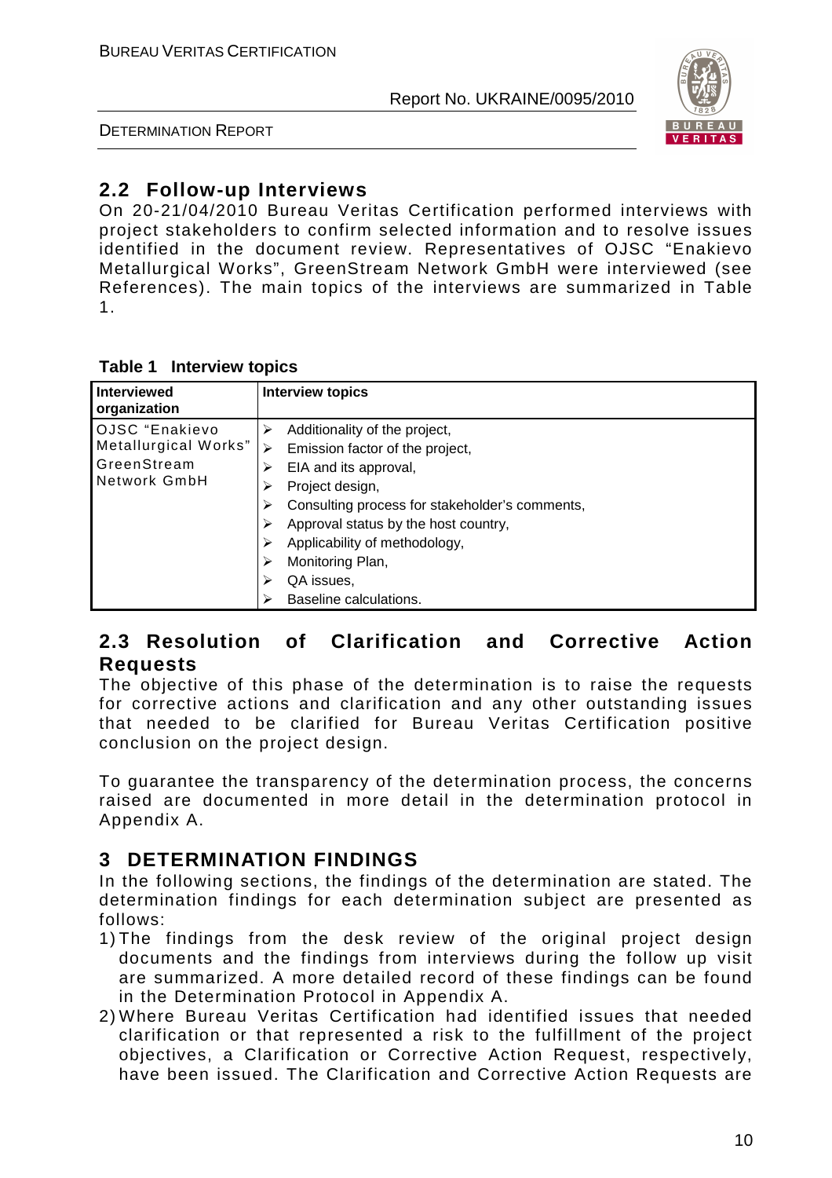## 2.2 Follow-up Interviews

On 20-21/04/2010 Bureau Veritas Certification performed interviews with project stakeholders to confirm selected information and to resolve issues identified in the document review. Representatives of OJSC "Enakievo Metallurgical Works", GreenStream Network GmbH were interviewed (see References). The main topics of the interviews are summarized in Table 1.

**Table 1 Interview topics**

| Interviewed organization | Interview topics |
|---|---|
| OJSC "Enakievo Metallurgical Works" GreenStream Network GmbH | ➢ Additionality of the project,<br>➢ Emission factor of the project,<br>➢ EIA and its approval,<br>➢ Project design,<br>➢ Consulting process for stakeholder's comments,<br>➢ Approval status by the host country,<br>➢ Applicability of methodology,<br>➢ Monitoring Plan,<br>➢ QA issues,<br>➢ Baseline calculations. |

## 2.3 Resolution of Clarification and Corrective Action Requests

The objective of this phase of the determination is to raise the requests for corrective actions and clarification and any other outstanding issues that needed to be clarified for Bureau Veritas Certification positive conclusion on the project design.

To guarantee the transparency of the determination process, the concerns raised are documented in more detail in the determination protocol in Appendix A.

# 3 DETERMINATION FINDINGS

In the following sections, the findings of the determination are stated. The determination findings for each determination subject are presented as follows:

1) The findings from the desk review of the original project design documents and the findings from interviews during the follow up visit are summarized. A more detailed record of these findings can be found in the Determination Protocol in Appendix A.
2) Where Bureau Veritas Certification had identified issues that needed clarification or that represented a risk to the fulfillment of the project objectives, a Clarification or Corrective Action Request, respectively, have been issued. The Clarification and Corrective Action Requests are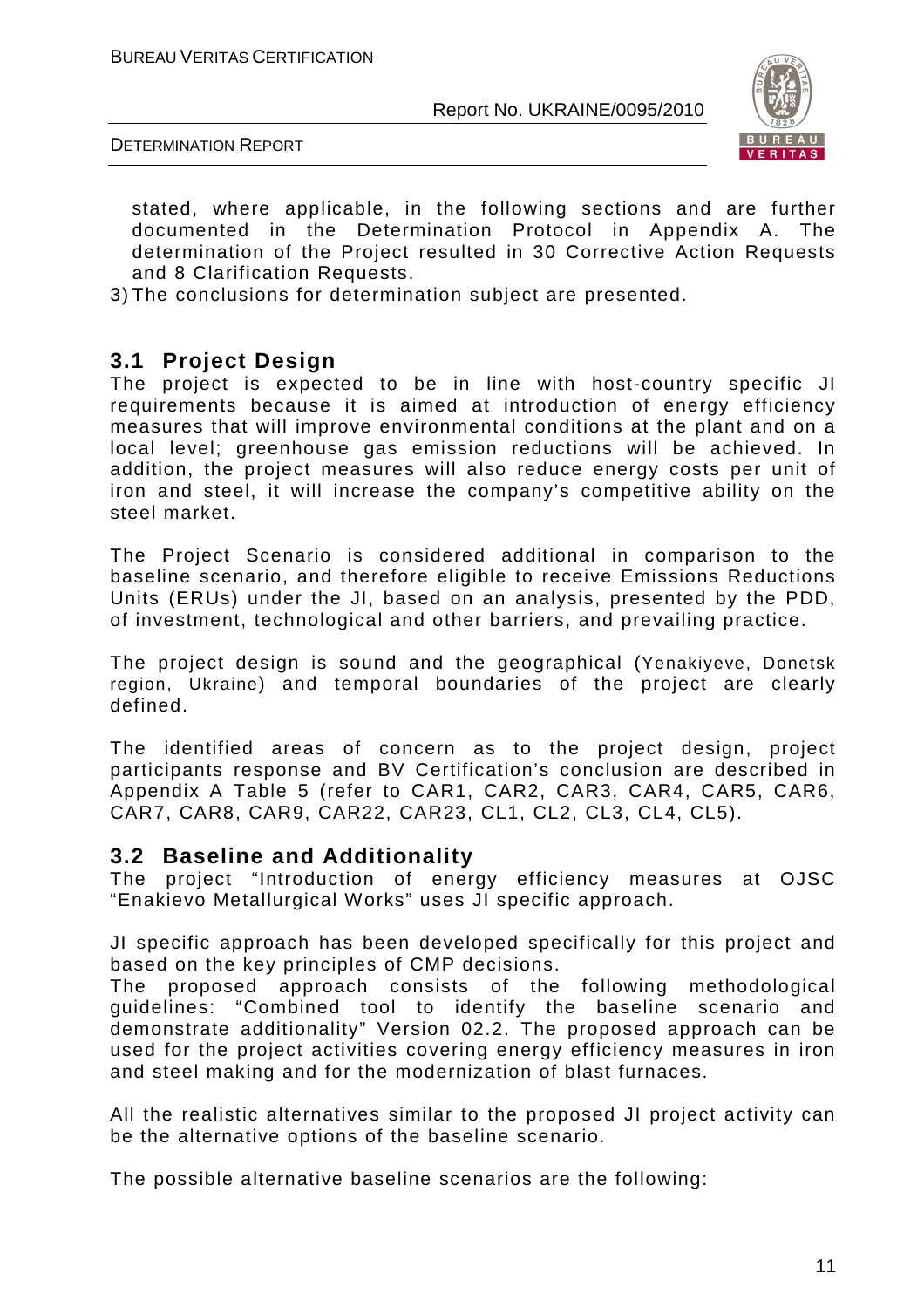stated, where applicable, in the following sections and are further documented in the Determination Protocol in Appendix A. The determination of the Project resulted in 30 Corrective Action Requests and 8 Clarification Requests.

3) The conclusions for determination subject are presented.

## 3.1 Project Design

The project is expected to be in line with host-country specific JI requirements because it is aimed at introduction of energy efficiency measures that will improve environmental conditions at the plant and on a local level; greenhouse gas emission reductions will be achieved. In addition, the project measures will also reduce energy costs per unit of iron and steel, it will increase the company's competitive ability on the steel market.

The Project Scenario is considered additional in comparison to the baseline scenario, and therefore eligible to receive Emissions Reductions Units (ERUs) under the JI, based on an analysis, presented by the PDD, of investment, technological and other barriers, and prevailing practice.

The project design is sound and the geographical (Yenakiyeve, Donetsk region, Ukraine) and temporal boundaries of the project are clearly defined.

The identified areas of concern as to the project design, project participants response and BV Certification's conclusion are described in Appendix A Table 5 (refer to CAR1, CAR2, CAR3, CAR4, CAR5, CAR6, CAR7, CAR8, CAR9, CAR22, CAR23, CL1, CL2, CL3, CL4, CL5).

## 3.2 Baseline and Additionality

The project "Introduction of energy efficiency measures at OJSC "Enakievo Metallurgical Works" uses JI specific approach.

JI specific approach has been developed specifically for this project and based on the key principles of CMP decisions.

The proposed approach consists of the following methodological guidelines: "Combined tool to identify the baseline scenario and demonstrate additionality" Version 02.2. The proposed approach can be used for the project activities covering energy efficiency measures in iron and steel making and for the modernization of blast furnaces.

All the realistic alternatives similar to the proposed JI project activity can be the alternative options of the baseline scenario.

The possible alternative baseline scenarios are the following: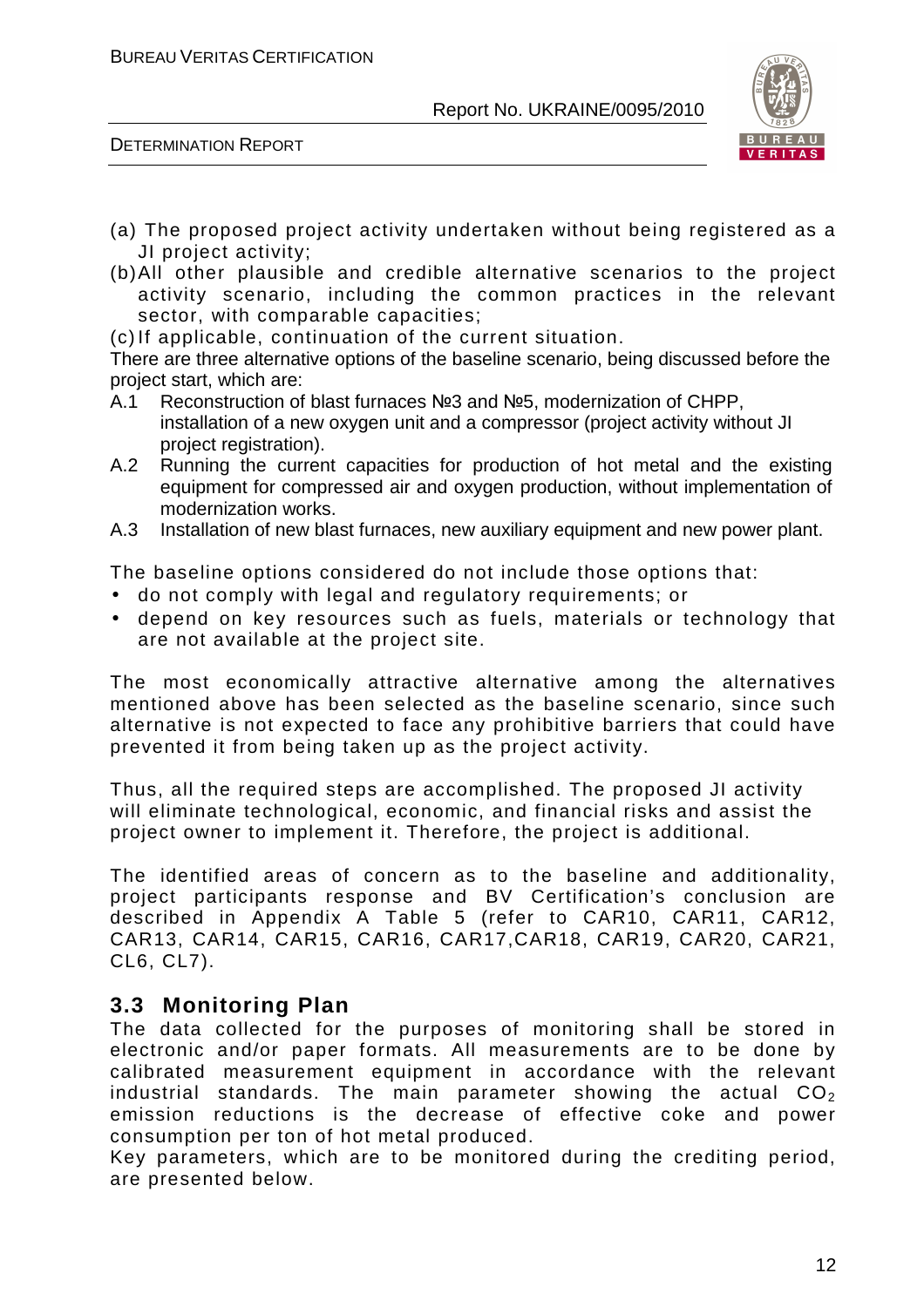(a) The proposed project activity undertaken without being registered as a JI project activity;

(b) All other plausible and credible alternative scenarios to the project activity scenario, including the common practices in the relevant sector, with comparable capacities;

(c) If applicable, continuation of the current situation.

There are three alternative options of the baseline scenario, being discussed before the project start, which are:

A.1 Reconstruction of blast furnaces №3 and №5, modernization of CHPP, installation of a new oxygen unit and a compressor (project activity without JI project registration).

A.2 Running the current capacities for production of hot metal and the existing equipment for compressed air and oxygen production, without implementation of modernization works.

A.3 Installation of new blast furnaces, new auxiliary equipment and new power plant.

The baseline options considered do not include those options that:

- do not comply with legal and regulatory requirements; or
- depend on key resources such as fuels, materials or technology that are not available at the project site.

The most economically attractive alternative among the alternatives mentioned above has been selected as the baseline scenario, since such alternative is not expected to face any prohibitive barriers that could have prevented it from being taken up as the project activity.

Thus, all the required steps are accomplished. The proposed JI activity will eliminate technological, economic, and financial risks and assist the project owner to implement it. Therefore, the project is additional.

The identified areas of concern as to the baseline and additionality, project participants response and BV Certification's conclusion are described in Appendix A Table 5 (refer to CAR10, CAR11, CAR12, CAR13, CAR14, CAR15, CAR16, CAR17,CAR18, CAR19, CAR20, CAR21, CL6, CL7).

## 3.3 Monitoring Plan

The data collected for the purposes of monitoring shall be stored in electronic and/or paper formats. All measurements are to be done by calibrated measurement equipment in accordance with the relevant industrial standards. The main parameter showing the actual $CO_2$ emission reductions is the decrease of effective coke and power consumption per ton of hot metal produced.

Key parameters, which are to be monitored during the crediting period, are presented below.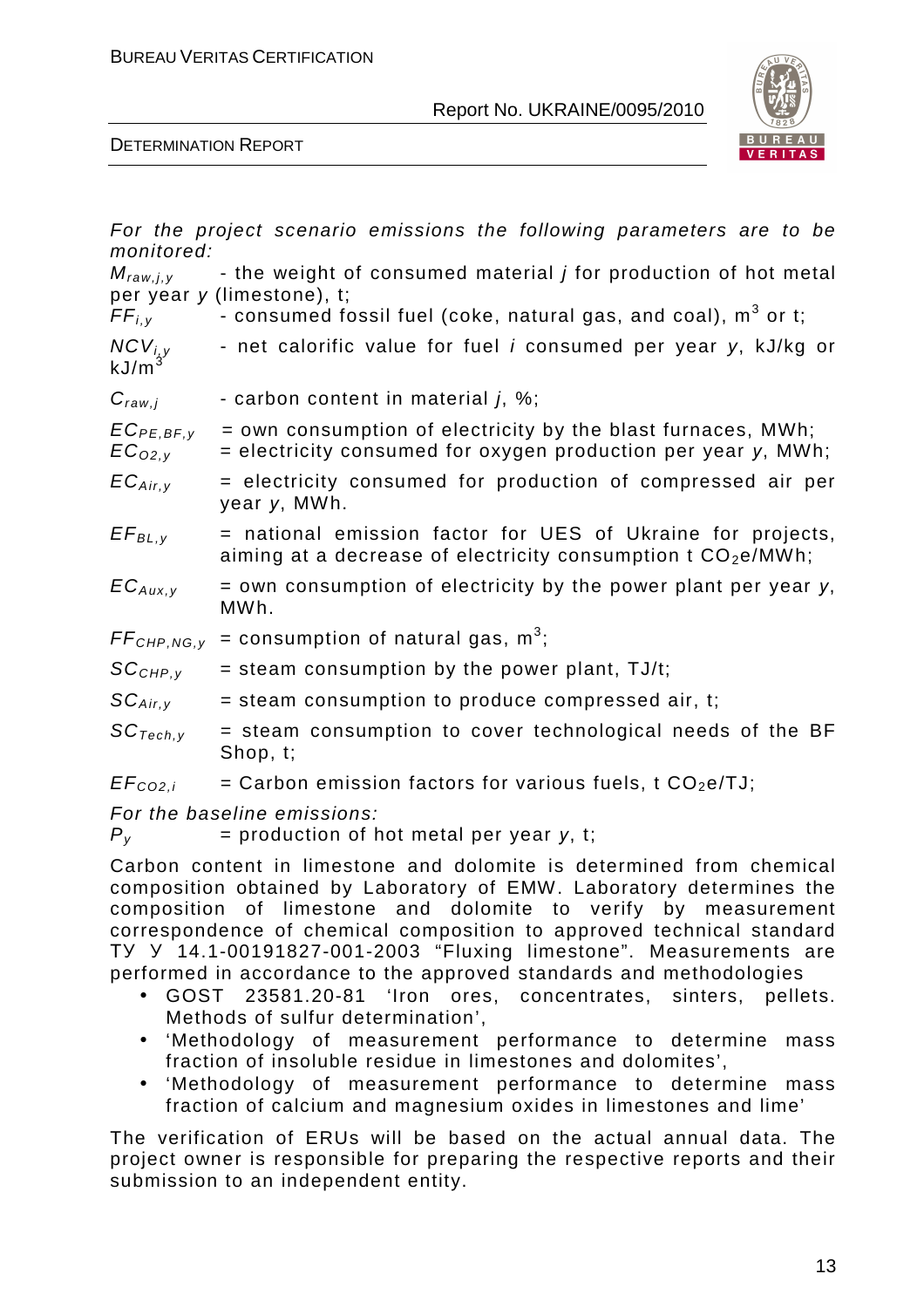*For the project scenario emissions the following parameters are to be monitored:*

$M_{raw,j,y}$ - the weight of consumed material *j* for production of hot metal per year *y* (limestone), t;

$FF_{i,y}$ - consumed fossil fuel (coke, natural gas, and coal), m$^3$ or t;

$NCV_{i,y}$ - net calorific value for fuel *i* consumed per year *y*, kJ/kg or kJ/m$^3$

$C_{raw,j}$ - carbon content in material *j*, %;

$EC_{PE,BF,y}$ = own consumption of electricity by the blast furnaces, MWh;

$EC_{O2,y}$ = electricity consumed for oxygen production per year *y*, MWh;

$EC_{Air,y}$ = electricity consumed for production of compressed air per year *y*, MWh.

$EF_{BL,y}$ = national emission factor for UES of Ukraine for projects, aiming at a decrease of electricity consumption t $CO_2$e/MWh;

$EC_{Aux,y}$ = own consumption of electricity by the power plant per year *y*, MWh.

$FF_{CHP,NG,y}$ = consumption of natural gas, m$^3$;

$SC_{CHP,y}$ = steam consumption by the power plant, TJ/t;

$SC_{Air,y}$ = steam consumption to produce compressed air, t;

$SC_{Tech,y}$ = steam consumption to cover technological needs of the BF Shop, t;

$EF_{CO2,i}$ = Carbon emission factors for various fuels, t $CO_2$e/TJ;

*For the baseline emissions:*

$P_y$ = production of hot metal per year *y*, t;

Carbon content in limestone and dolomite is determined from chemical composition obtained by Laboratory of EMW. Laboratory determines the composition of limestone and dolomite to verify by measurement correspondence of chemical composition to approved technical standard ТУ У 14.1-00191827-001-2003 "Fluxing limestone". Measurements are performed in accordance to the approved standards and methodologies

- GOST 23581.20-81 'Iron ores, concentrates, sinters, pellets. Methods of sulfur determination',
- 'Methodology of measurement performance to determine mass fraction of insoluble residue in limestones and dolomites',
- 'Methodology of measurement performance to determine mass fraction of calcium and magnesium oxides in limestones and lime'

The verification of ERUs will be based on the actual annual data. The project owner is responsible for preparing the respective reports and their submission to an independent entity.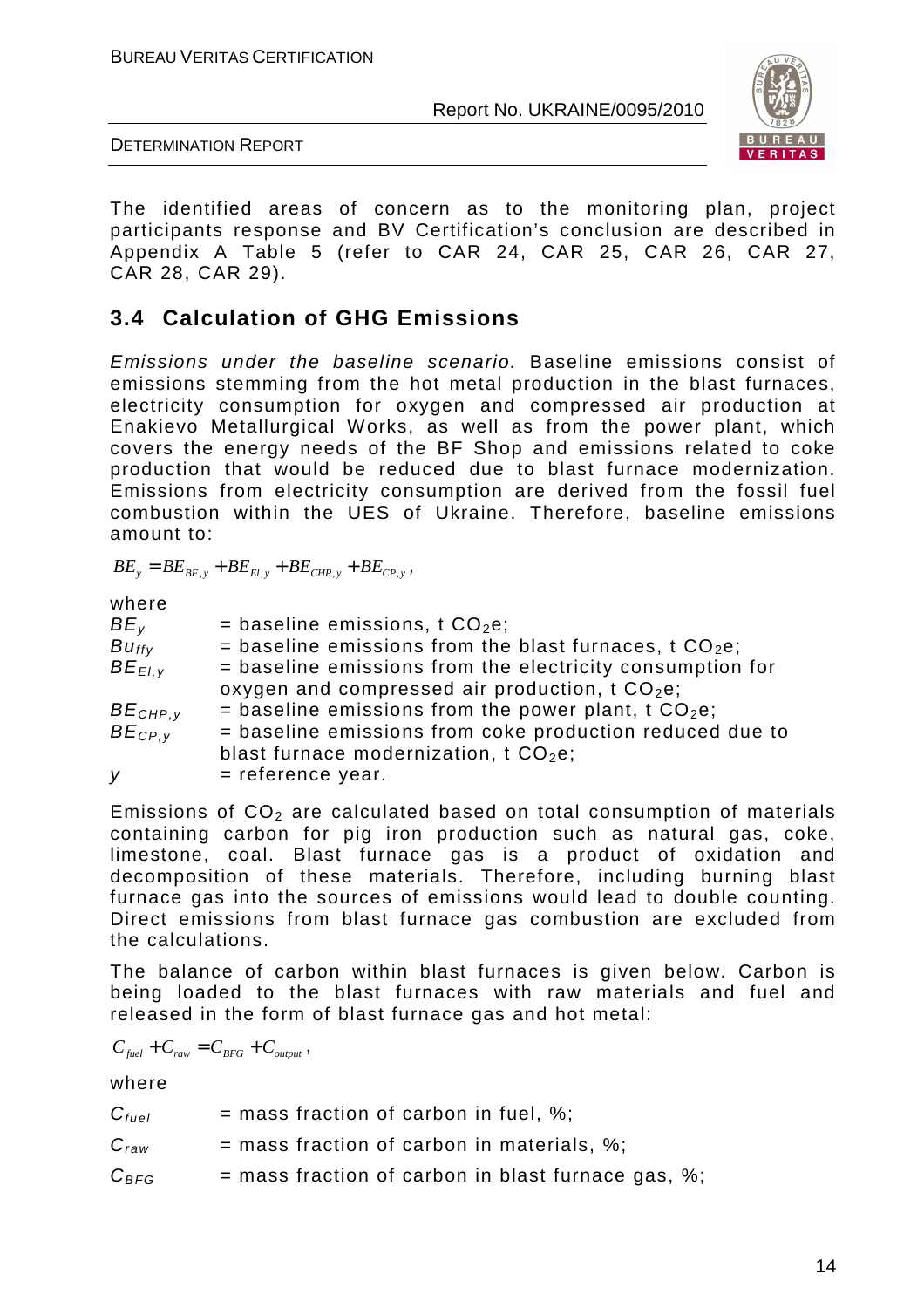The identified areas of concern as to the monitoring plan, project participants response and BV Certification's conclusion are described in Appendix A Table 5 (refer to CAR 24, CAR 25, CAR 26, CAR 27, CAR 28, CAR 29).

## 3.4 Calculation of GHG Emissions

*Emissions under the baseline scenario.* Baseline emissions consist of emissions stemming from the hot metal production in the blast furnaces, electricity consumption for oxygen and compressed air production at Enakievo Metallurgical Works, as well as from the power plant, which covers the energy needs of the BF Shop and emissions related to coke production that would be reduced due to blast furnace modernization. Emissions from electricity consumption are derived from the fossil fuel combustion within the UES of Ukraine. Therefore, baseline emissions amount to:

$$BE_y = BE_{BF,y} + BE_{El,y} + BE_{CHP,y} + BE_{CP,y},$$

where

| | |
|---|---|
| $BE_y$ | = baseline emissions, t $CO_2$e; |
| $Bu_{ffy}$ | = baseline emissions from the blast furnaces, t $CO_2$e; |
| $BE_{El,y}$ | = baseline emissions from the electricity consumption for oxygen and compressed air production, t $CO_2$e; |
| $BE_{CHP,y}$ | = baseline emissions from the power plant, t $CO_2$e; |
| $BE_{CP,y}$ | = baseline emissions from coke production reduced due to blast furnace modernization, t $CO_2$e; |
| $y$ | = reference year. |

Emissions of $CO_2$ are calculated based on total consumption of materials containing carbon for pig iron production such as natural gas, coke, limestone, coal. Blast furnace gas is a product of oxidation and decomposition of these materials. Therefore, including burning blast furnace gas into the sources of emissions would lead to double counting. Direct emissions from blast furnace gas combustion are excluded from the calculations.

The balance of carbon within blast furnaces is given below. Carbon is being loaded to the blast furnaces with raw materials and fuel and released in the form of blast furnace gas and hot metal:

$$C_{fuel} + C_{raw} = C_{BFG} + C_{output},$$

where

| | |
|---|---|
| $C_{fuel}$ | = mass fraction of carbon in fuel, %; |
| $C_{raw}$ | = mass fraction of carbon in materials, %; |
| $C_{BFG}$ | = mass fraction of carbon in blast furnace gas, %; |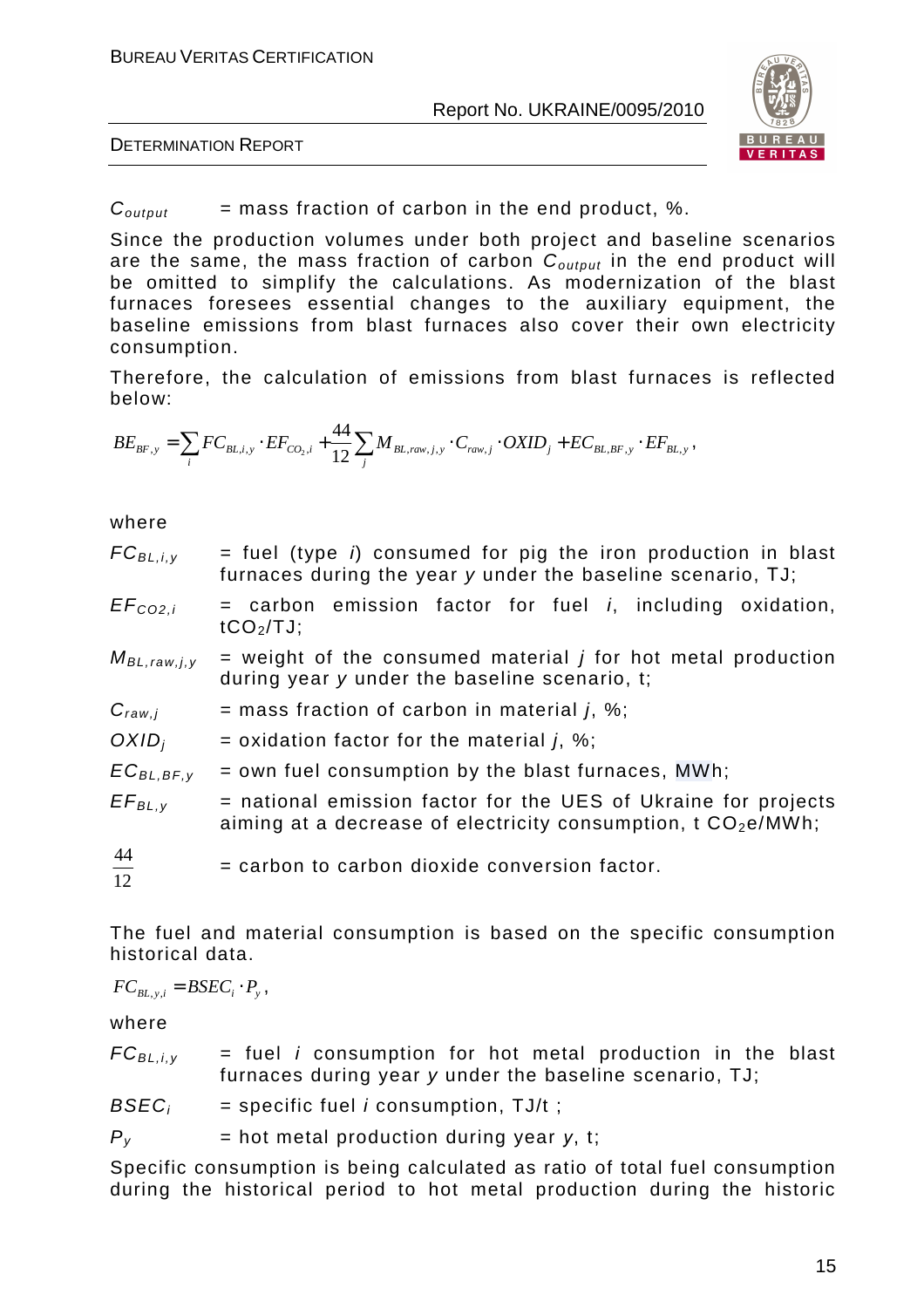$C_{output}$ = mass fraction of carbon in the end product, %.

Since the production volumes under both project and baseline scenarios are the same, the mass fraction of carbon $C_{output}$ in the end product will be omitted to simplify the calculations. As modernization of the blast furnaces foresees essential changes to the auxiliary equipment, the baseline emissions from blast furnaces also cover their own electricity consumption.

Therefore, the calculation of emissions from blast furnaces is reflected below:

$$BE_{BF,y} = \sum_i FC_{BL,i,y} \cdot EF_{CO_2,i} + \frac{44}{12} \sum_j M_{BL,raw,j,y} \cdot C_{raw,j} \cdot OXID_j + EC_{BL,BF,y} \cdot EF_{BL,y},$$

where

$FC_{BL,i,y}$ = fuel (type *i*) consumed for pig the iron production in blast furnaces during the year *y* under the baseline scenario, TJ;

$EF_{CO2,i}$ = carbon emission factor for fuel *i*, including oxidation, $tCO_2/TJ$;

$M_{BL,raw,j,y}$ = weight of the consumed material *j* for hot metal production during year *y* under the baseline scenario, t;

$C_{raw,j}$ = mass fraction of carbon in material *j*, %;

$OXID_j$ = oxidation factor for the material *j*, %;

$EC_{BL,BF,y}$ = own fuel consumption by the blast furnaces, MWh;

$EF_{BL,y}$ = national emission factor for the UES of Ukraine for projects aiming at a decrease of electricity consumption, t $CO_2e$/MWh;

$\frac{44}{12}$ = carbon to carbon dioxide conversion factor.

The fuel and material consumption is based on the specific consumption historical data.

$$FC_{BL,y,i} = BSEC_i \cdot P_y,$$

where

$FC_{BL,i,y}$ = fuel *i* consumption for hot metal production in the blast furnaces during year *y* under the baseline scenario, TJ;

$BSEC_i$ = specific fuel *i* consumption, TJ/t ;

$P_y$ = hot metal production during year *y*, t;

Specific consumption is being calculated as ratio of total fuel consumption during the historical period to hot metal production during the historic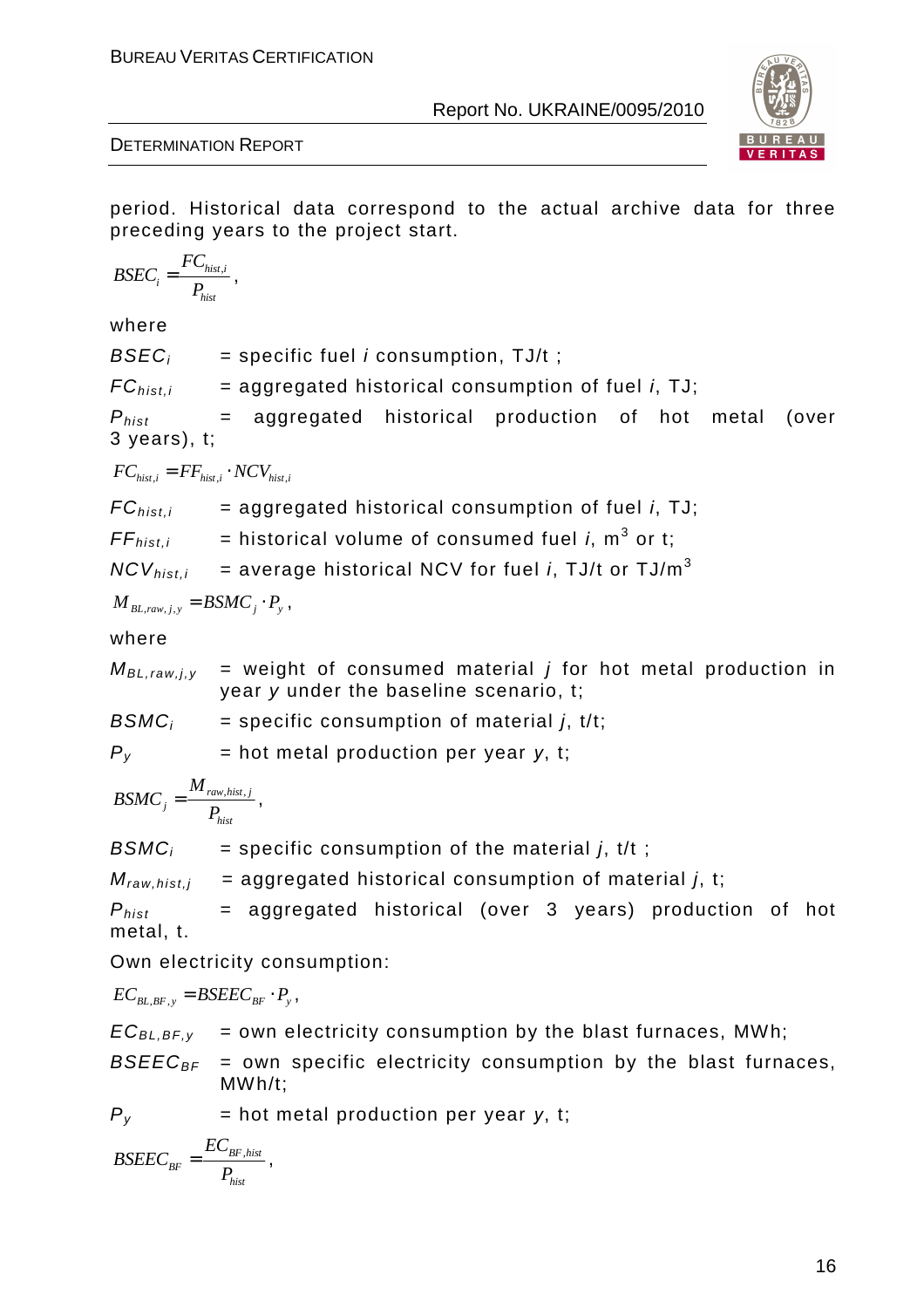period. Historical data correspond to the actual archive data for three preceding years to the project start.

$$BSEC_i = \frac{FC_{hist,i}}{P_{hist}},$$

where

$BSEC_i$ = specific fuel $i$ consumption, TJ/t ;

$FC_{hist,i}$ = aggregated historical consumption of fuel $i$, TJ;

$P_{hist}$ = aggregated historical production of hot metal (over 3 years), t;

$$FC_{hist,i} = FF_{hist,i} \cdot NCV_{hist,i}$$

$FC_{hist,i}$ = aggregated historical consumption of fuel $i$, TJ;

$FF_{hist,i}$ = historical volume of consumed fuel $i$, $m^3$ or t;

$NCV_{hist,i}$ = average historical NCV for fuel $i$, TJ/t or TJ/$m^3$

$$M_{BL,raw,j,y} = BSMC_j \cdot P_y,$$

where

$M_{BL,raw,j,y}$ = weight of consumed material $j$ for hot metal production in year $y$ under the baseline scenario, t;

$BSMC_i$ = specific consumption of material $j$, t/t;

$P_y$ = hot metal production per year $y$, t;

$$BSMC_j = \frac{M_{raw,hist,j}}{P_{hist}},$$

$BSMC_i$ = specific consumption of the material $j$, t/t ;

$M_{raw,hist,j}$ = aggregated historical consumption of material $j$, t;

$P_{hist}$ = aggregated historical (over 3 years) production of hot metal, t.

Own electricity consumption:

$$EC_{BL,BF,y} = BSEEC_{BF} \cdot P_y,$$

$EC_{BL,BF,y}$ = own electricity consumption by the blast furnaces, MWh;

$BSEEC_{BF}$ = own specific electricity consumption by the blast furnaces, MWh/t;

$P_y$ = hot metal production per year $y$, t;

$$BSEEC_{BF} = \frac{EC_{BF,hist}}{P_{hist}},$$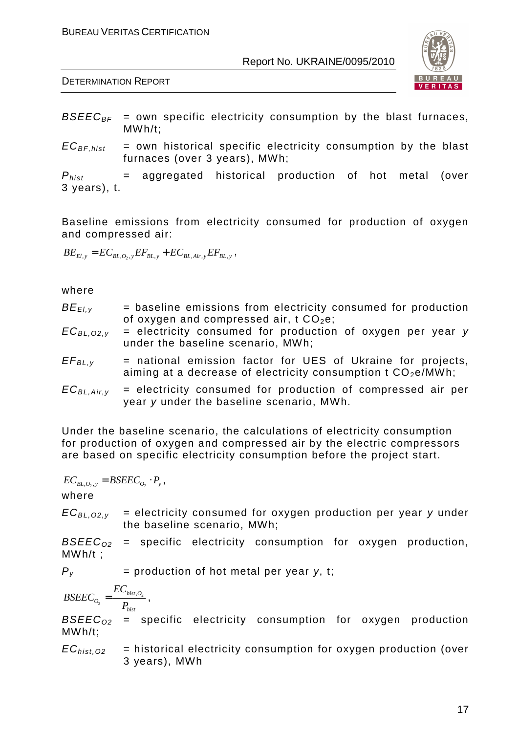$BSEEC_{BF}$ = own specific electricity consumption by the blast furnaces, MWh/t;

$EC_{BF,hist}$ = own historical specific electricity consumption by the blast furnaces (over 3 years), MWh;

$P_{hist}$ = aggregated historical production of hot metal (over 3 years), t.

Baseline emissions from electricity consumed for production of oxygen and compressed air:

$$BE_{El,y} = EC_{BL,O_2,y} EF_{BL,y} + EC_{BL,Air,y} EF_{BL,y},$$

where

$BE_{El,y}$ = baseline emissions from electricity consumed for production of oxygen and compressed air, t $CO_2e$;

$EC_{BL,O2,y}$ = electricity consumed for production of oxygen per year *y* under the baseline scenario, MWh;

$EF_{BL,y}$ = national emission factor for UES of Ukraine for projects, aiming at a decrease of electricity consumption t $CO_2e$/MWh;

$EC_{BL,Air,y}$ = electricity consumed for production of compressed air per year *y* under the baseline scenario, MWh.

Under the baseline scenario, the calculations of electricity consumption for production of oxygen and compressed air by the electric compressors are based on specific electricity consumption before the project start.

$$EC_{BL,O_2,y} = BSEEC_{O_2} \cdot P_y,$$

where

$EC_{BL,O2,y}$ = electricity consumed for oxygen production per year *y* under the baseline scenario, MWh;

$BSEEC_{O2}$ = specific electricity consumption for oxygen production, MWh/t ;

$P_y$ = production of hot metal per year *y*, t;

$$BSEEC_{O_2} = \frac{EC_{hist,O_2}}{P_{hist}},$$

$BSEEC_{O2}$ = specific electricity consumption for oxygen production MWh/t;

$EC_{hist,O2}$ = historical electricity consumption for oxygen production (over 3 years), MWh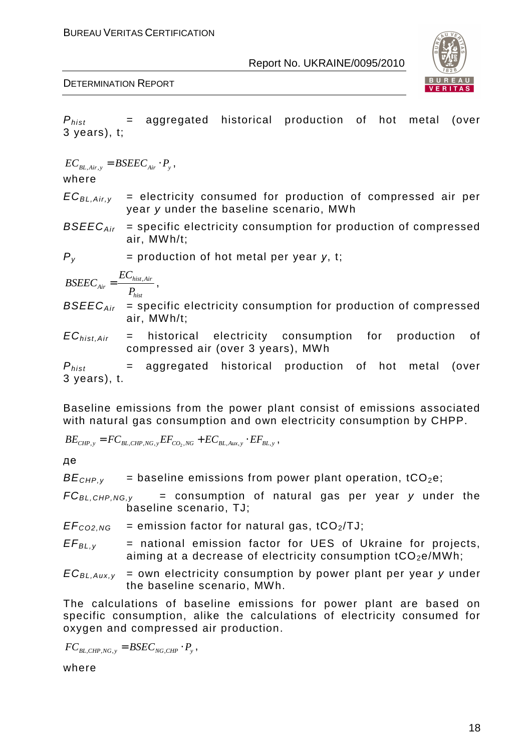$P_{hist}$ = aggregated historical production of hot metal (over 3 years), t;

$$EC_{BL,Air,y} = BSEEC_{Air} \cdot P_y,$$

where

$EC_{BL,Air,y}$ = electricity consumed for production of compressed air per year *y* under the baseline scenario, MWh

$BSEEC_{Air}$ = specific electricity consumption for production of compressed air, MWh/t;

$P_y$ = production of hot metal per year *y*, t;

$$BSEEC_{Air} = \frac{EC_{hist,Air}}{P_{hist}},$$

$BSEEC_{Air}$ = specific electricity consumption for production of compressed air, MWh/t;

$EC_{hist,Air}$ = historical electricity consumption for production of compressed air (over 3 years), MWh

$P_{hist}$ = aggregated historical production of hot metal (over 3 years), t.

Baseline emissions from the power plant consist of emissions associated with natural gas consumption and own electricity consumption by CHPP.

$$BE_{CHP,y} = FC_{BL,CHP,NG,y} EF_{CO_2,NG} + EC_{BL,Aux,y} \cdot EF_{BL,y},$$

де

$BE_{CHP,y}$ = baseline emissions from power plant operation, $tCO_2e$;

$FC_{BL,CHP,NG,y}$ = consumption of natural gas per year *y* under the baseline scenario, TJ;

$EF_{CO2,NG}$ = emission factor for natural gas, $tCO_2/TJ$;

$EF_{BL,y}$ = national emission factor for UES of Ukraine for projects, aiming at a decrease of electricity consumption $tCO_2e/MWh$;

$EC_{BL,Aux,y}$ = own electricity consumption by power plant per year *y* under the baseline scenario, MWh.

The calculations of baseline emissions for power plant are based on specific consumption, alike the calculations of electricity consumed for oxygen and compressed air production.

$$FC_{BL,CHP,NG,y} = BSEC_{NG,CHP} \cdot P_y,$$

where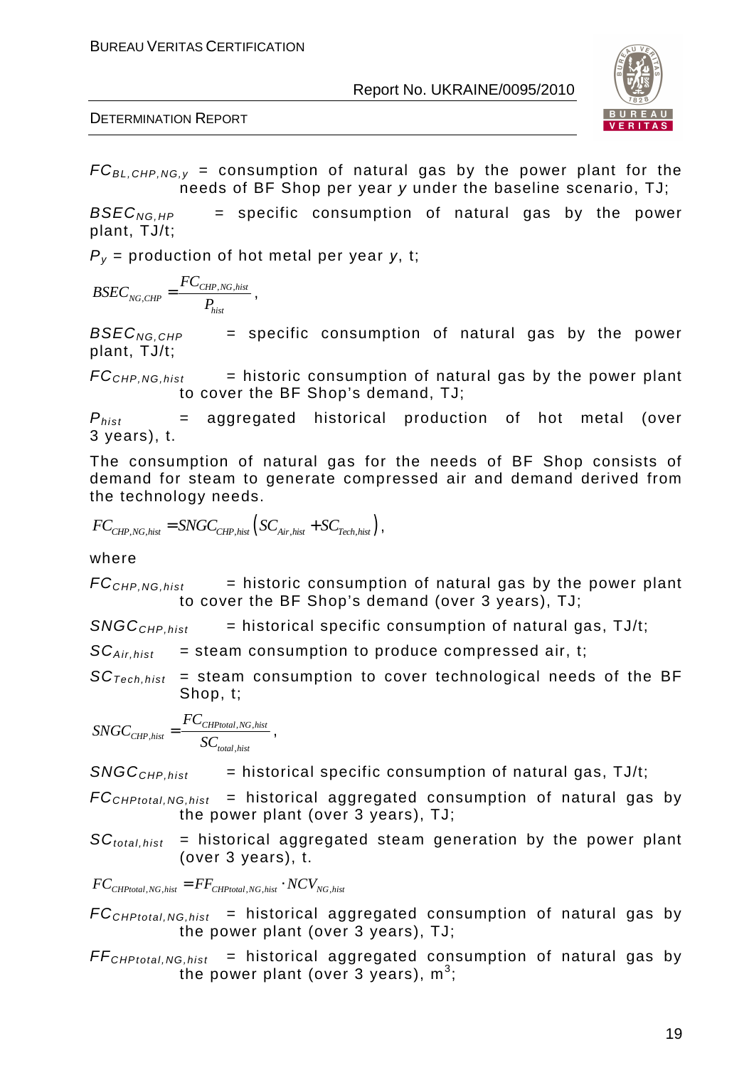$FC_{BL,CHP,NG,y}$ = consumption of natural gas by the power plant for the needs of BF Shop per year *y* under the baseline scenario, TJ;

$BSEC_{NG,HP}$ = specific consumption of natural gas by the power plant, TJ/t;

$P_y$ = production of hot metal per year *y*, t;

$$BSEC_{NG,CHP} = \frac{FC_{CHP,NG,hist}}{P_{hist}},$$

$BSEC_{NG,CHP}$ = specific consumption of natural gas by the power plant, TJ/t;

$FC_{CHP,NG,hist}$ = historic consumption of natural gas by the power plant to cover the BF Shop's demand, TJ;

$P_{hist}$ = aggregated historical production of hot metal (over 3 years), t.

The consumption of natural gas for the needs of BF Shop consists of demand for steam to generate compressed air and demand derived from the technology needs.

$$FC_{CHP,NG,hist} = SNGC_{CHP,hist}\left(SC_{Air,hist} + SC_{Tech,hist}\right),$$

where

$FC_{CHP,NG,hist}$ = historic consumption of natural gas by the power plant to cover the BF Shop's demand (over 3 years), TJ;

$SNGC_{CHP,hist}$ = historical specific consumption of natural gas, TJ/t;

$SC_{Air,hist}$ = steam consumption to produce compressed air, t;

$SC_{Tech,hist}$ = steam consumption to cover technological needs of the BF Shop, t;

$$SNGC_{CHP,hist} = \frac{FC_{CHPtotal,NG,hist}}{SC_{total,hist}},$$

$SNGC_{CHP,hist}$ = historical specific consumption of natural gas, TJ/t;

$FC_{CHPtotal,NG,hist}$ = historical aggregated consumption of natural gas by the power plant (over 3 years), TJ;

$SC_{total,hist}$ = historical aggregated steam generation by the power plant (over 3 years), t.

$$FC_{CHPtotal,NG,hist} = FF_{CHPtotal,NG,hist} \cdot NCV_{NG,hist}$$

$FC_{CHPtotal,NG,hist}$ = historical aggregated consumption of natural gas by the power plant (over 3 years), TJ;

$FF_{CHPtotal,NG,hist}$ = historical aggregated consumption of natural gas by the power plant (over 3 years), $m^3$;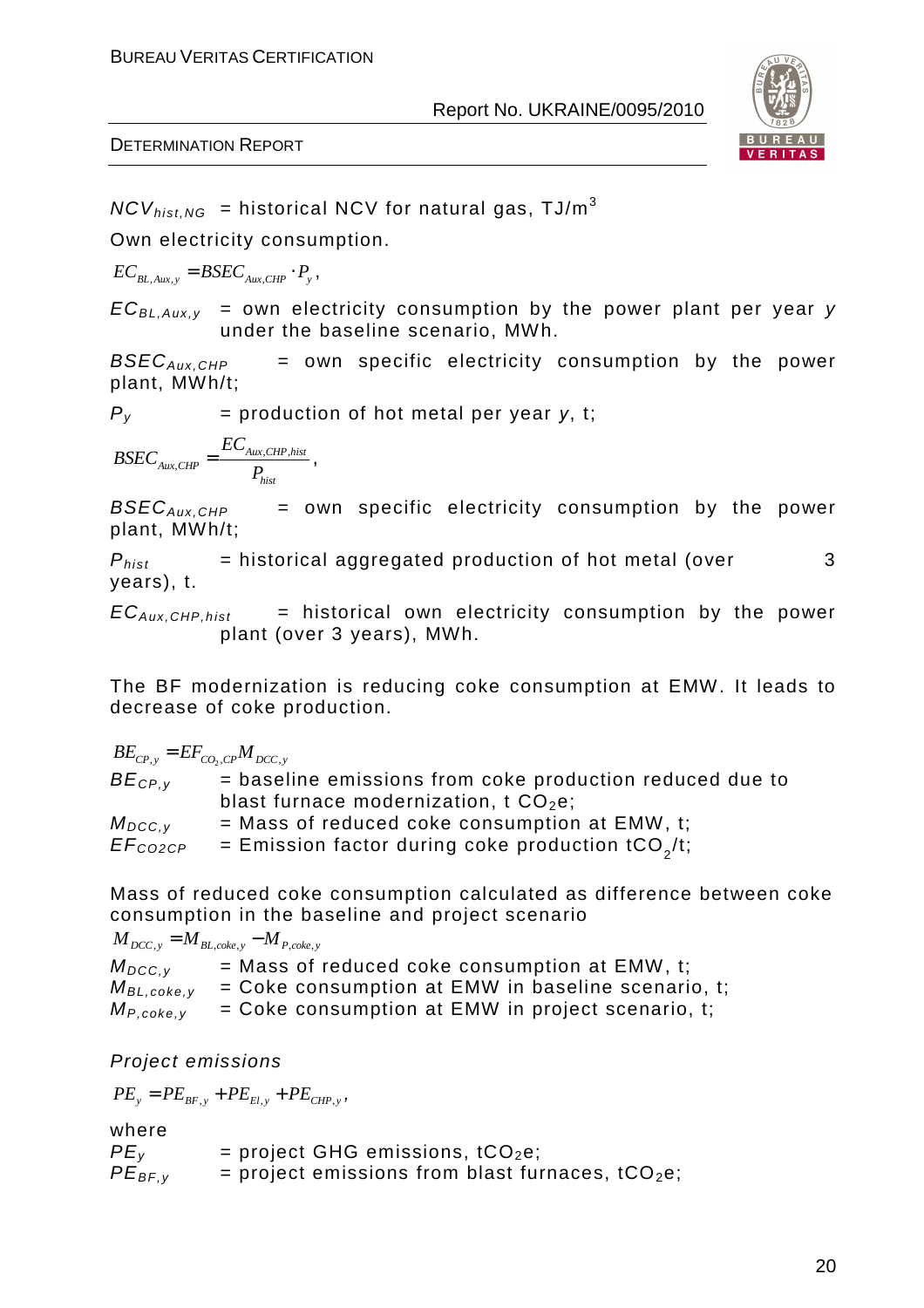$NCV_{hist,NG}$ = historical NCV for natural gas, TJ/m$^3$

Own electricity consumption.

$$EC_{BL,Aux,y} = BSEC_{Aux,CHP} \cdot P_y,$$

$EC_{BL,Aux,y}$ = own electricity consumption by the power plant per year *y* under the baseline scenario, MWh.

$BSEC_{Aux,CHP}$ = own specific electricity consumption by the power plant, MWh/t;

$P_y$ = production of hot metal per year *y*, t;

$$BSEC_{Aux,CHP} = \frac{EC_{Aux,CHP,hist}}{P_{hist}},$$

$BSEC_{Aux,CHP}$ = own specific electricity consumption by the power plant, MWh/t;

$P_{hist}$ = historical aggregated production of hot metal (over 3 years), t.

$EC_{Aux,CHP,hist}$ = historical own electricity consumption by the power plant (over 3 years), MWh.

The BF modernization is reducing coke consumption at EMW. It leads to decrease of coke production.

$$BE_{CP,y} = EF_{CO_2,CP} M_{DCC,y}$$

$BE_{CP,y}$ = baseline emissions from coke production reduced due to blast furnace modernization, t $CO_2$e;

$M_{DCC,y}$ = Mass of reduced coke consumption at EMW, t;

$EF_{CO2CP}$ = Emission factor during coke production t$CO_2$/t;

Mass of reduced coke consumption calculated as difference between coke consumption in the baseline and project scenario

$$M_{DCC,y} = M_{BL,coke,y} - M_{P,coke,y}$$

$M_{DCC,y}$ = Mass of reduced coke consumption at EMW, t;

$M_{BL,coke,y}$ = Coke consumption at EMW in baseline scenario, t;

$M_{P,coke,y}$ = Coke consumption at EMW in project scenario, t;

*Project emissions*

$$PE_y = PE_{BF,y} + PE_{El,y} + PE_{CHP,y},$$

where

$PE_y$ = project GHG emissions, t$CO_2$e;

$PE_{BF,y}$ = project emissions from blast furnaces, t$CO_2$e;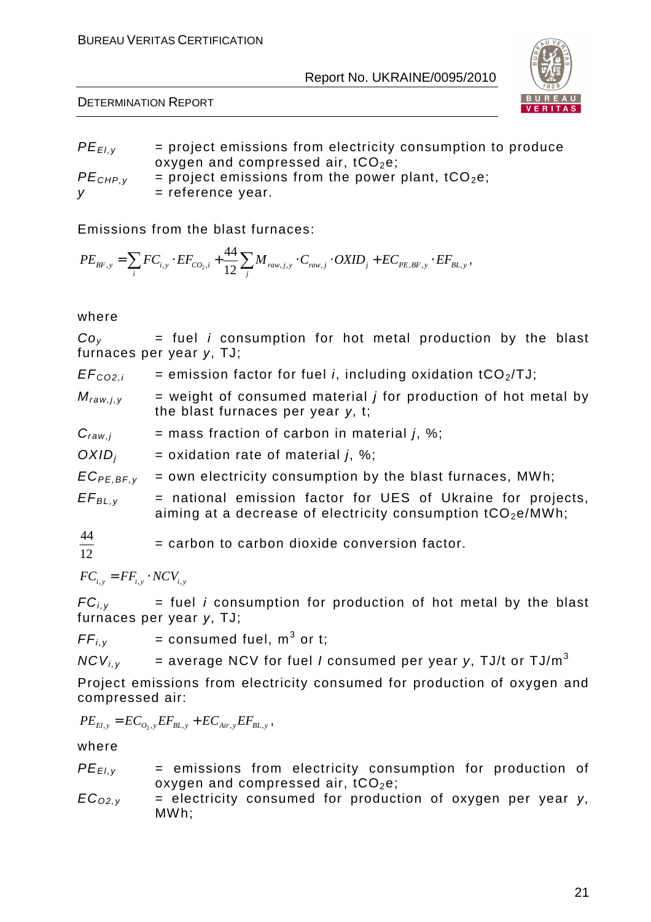$PE_{El,y}$ = project emissions from electricity consumption to produce oxygen and compressed air, $tCO_2e$;
$PE_{CHP,y}$ = project emissions from the power plant, $tCO_2e$;
$y$ = reference year.

Emissions from the blast furnaces:

$$PE_{BF,y} = \sum_i FC_{i,y} \cdot EF_{CO_2,i} + \frac{44}{12} \sum_j M_{raw,j,y} \cdot C_{raw,j} \cdot OXID_j + EC_{PE,BF,y} \cdot EF_{BL,y},$$

where

$Co_y$ = fuel $i$ consumption for hot metal production by the blast furnaces per year $y$, TJ;

$EF_{CO2,i}$ = emission factor for fuel $i$, including oxidation $tCO_2/TJ$;

$M_{raw,j,y}$ = weight of consumed material $j$ for production of hot metal by the blast furnaces per year $y$, t;

$C_{raw,j}$ = mass fraction of carbon in material $j$, %;

$OXID_j$ = oxidation rate of material $j$, %;

$EC_{PE,BF,y}$ = own electricity consumption by the blast furnaces, MWh;

$EF_{BL,y}$ = national emission factor for UES of Ukraine for projects, aiming at a decrease of electricity consumption $tCO_2e/MWh$;

$\frac{44}{12}$ = carbon to carbon dioxide conversion factor.

$$FC_{i,y} = FF_{i,y} \cdot NCV_{i,y}$$

$FC_{i,y}$ = fuel $i$ consumption for production of hot metal by the blast furnaces per year $y$, TJ;

$FF_{i,y}$ = consumed fuel, $m^3$ or t;

$NCV_{i,y}$ = average NCV for fuel $I$ consumed per year $y$, TJ/t or $TJ/m^3$

Project emissions from electricity consumed for production of oxygen and compressed air:

$$PE_{El,y} = EC_{O_2,y} EF_{BL,y} + EC_{Air,y} EF_{BL,y},$$

where

$PE_{El,y}$ = emissions from electricity consumption for production of oxygen and compressed air, $tCO_2e$;

$EC_{O2,y}$ = electricity consumed for production of oxygen per year $y$, MWh;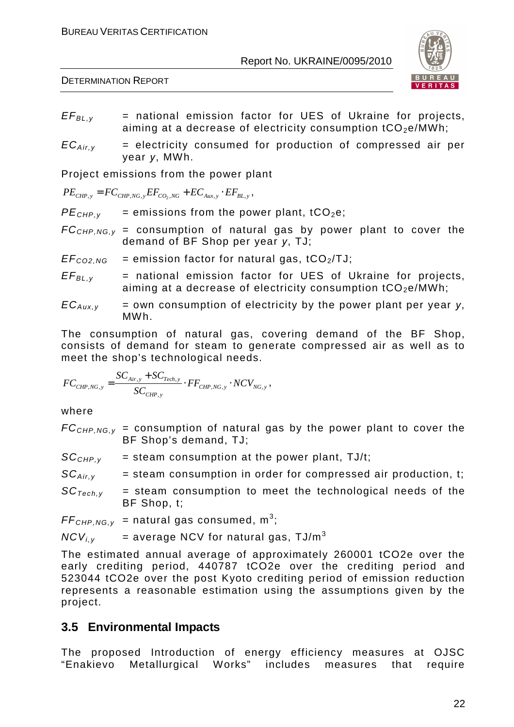$EF_{BL,y}$ = national emission factor for UES of Ukraine for projects, aiming at a decrease of electricity consumption $tCO_2e/MWh$;

$EC_{Air,y}$ = electricity consumed for production of compressed air per year *y*, MWh.

Project emissions from the power plant

$$PE_{CHP,y} = FC_{CHP,NG,y} EF_{CO_2,NG} + EC_{Aux,y} \cdot EF_{BL,y},$$

$PE_{CHP,y}$ = emissions from the power plant, $tCO_2e$;

$FC_{CHP,NG,y}$ = consumption of natural gas by power plant to cover the demand of BF Shop per year *y*, TJ;

$EF_{CO2,NG}$ = emission factor for natural gas, $tCO_2/TJ$;

$EF_{BL,y}$ = national emission factor for UES of Ukraine for projects, aiming at a decrease of electricity consumption $tCO_2e/MWh$;

$EC_{Aux,y}$ = own consumption of electricity by the power plant per year *y*, MWh.

The consumption of natural gas, covering demand of the BF Shop, consists of demand for steam to generate compressed air as well as to meet the shop's technological needs.

$$FC_{CHP,NG,y} = \frac{SC_{Air,y} + SC_{Tech,y}}{SC_{CHP,y}} \cdot FF_{CHP,NG,y} \cdot NCV_{NG,y},$$

where

$FC_{CHP,NG,y}$ = consumption of natural gas by the power plant to cover the BF Shop's demand, TJ;

$SC_{CHP,y}$ = steam consumption at the power plant, TJ/t;

$SC_{Air,y}$ = steam consumption in order for compressed air production, t;

$SC_{Tech,y}$ = steam consumption to meet the technological needs of the BF Shop, t;

$FF_{CHP,NG,y}$ = natural gas consumed, $m^3$;

$NCV_{i,y}$ = average NCV for natural gas, $TJ/m^3$

The estimated annual average of approximately 260001 tCO2e over the early crediting period, 440787 tCO2e over the crediting period and 523044 tCO2e over the post Kyoto crediting period of emission reduction represents a reasonable estimation using the assumptions given by the project.

## 3.5 Environmental Impacts

The proposed Introduction of energy efficiency measures at OJSC "Enakievo Metallurgical Works" includes measures that require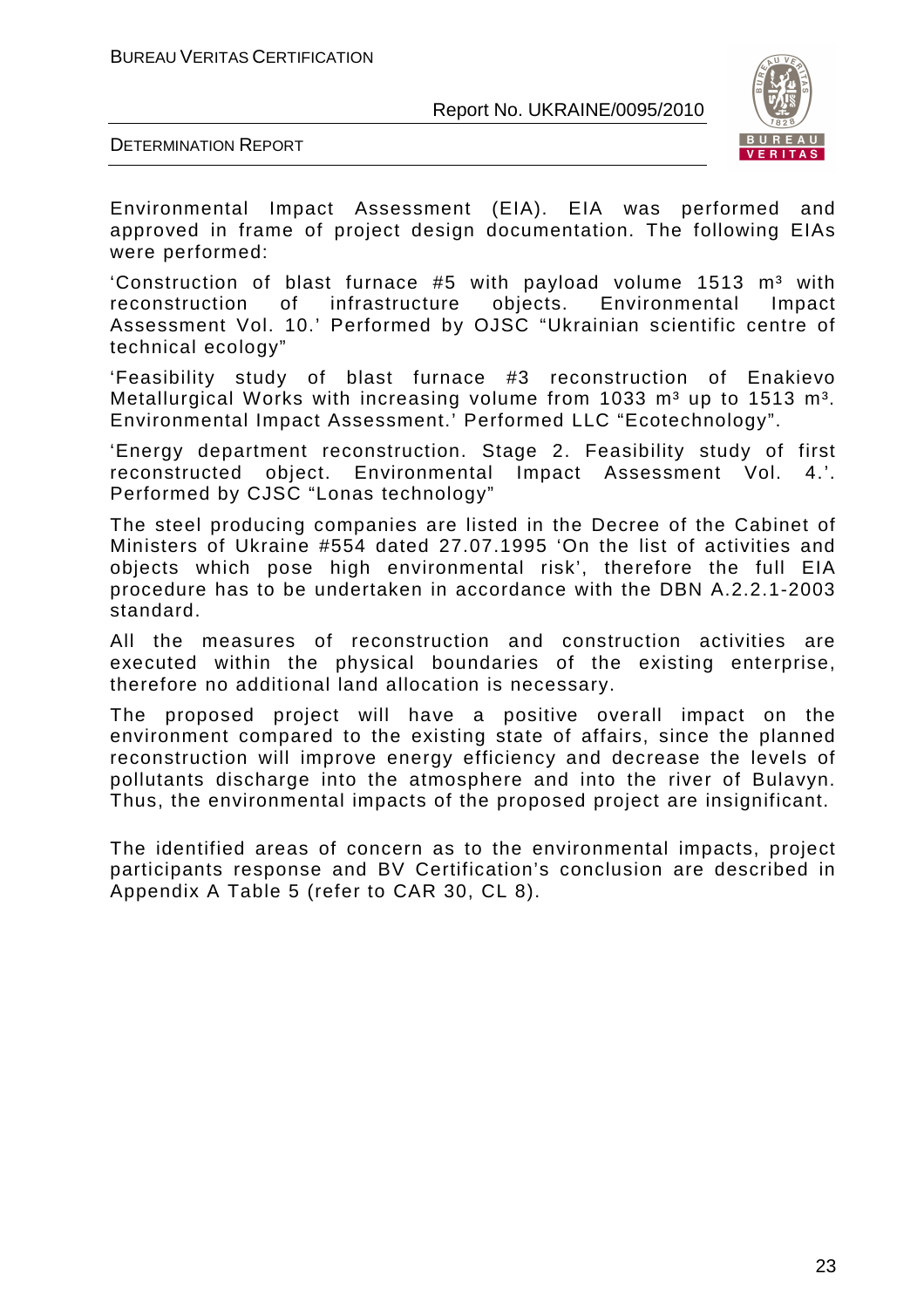Environmental Impact Assessment (EIA). EIA was performed and approved in frame of project design documentation. The following EIAs were performed:

'Construction of blast furnace #5 with payload volume 1513 $m^3$ with reconstruction of infrastructure objects. Environmental Impact Assessment Vol. 10.' Performed by OJSC "Ukrainian scientific centre of technical ecology"

'Feasibility study of blast furnace #3 reconstruction of Enakievo Metallurgical Works with increasing volume from 1033 $m^3$ up to 1513 $m^3$. Environmental Impact Assessment.' Performed LLC "Ecotechnology".

'Energy department reconstruction. Stage 2. Feasibility study of first reconstructed object. Environmental Impact Assessment Vol. 4.'. Performed by CJSC "Lonas technology"

The steel producing companies are listed in the Decree of the Cabinet of Ministers of Ukraine #554 dated 27.07.1995 'On the list of activities and objects which pose high environmental risk', therefore the full EIA procedure has to be undertaken in accordance with the DBN A.2.2.1-2003 standard.

All the measures of reconstruction and construction activities are executed within the physical boundaries of the existing enterprise, therefore no additional land allocation is necessary.

The proposed project will have a positive overall impact on the environment compared to the existing state of affairs, since the planned reconstruction will improve energy efficiency and decrease the levels of pollutants discharge into the atmosphere and into the river of Bulavyn. Thus, the environmental impacts of the proposed project are insignificant.

The identified areas of concern as to the environmental impacts, project participants response and BV Certification's conclusion are described in Appendix A Table 5 (refer to CAR 30, CL 8).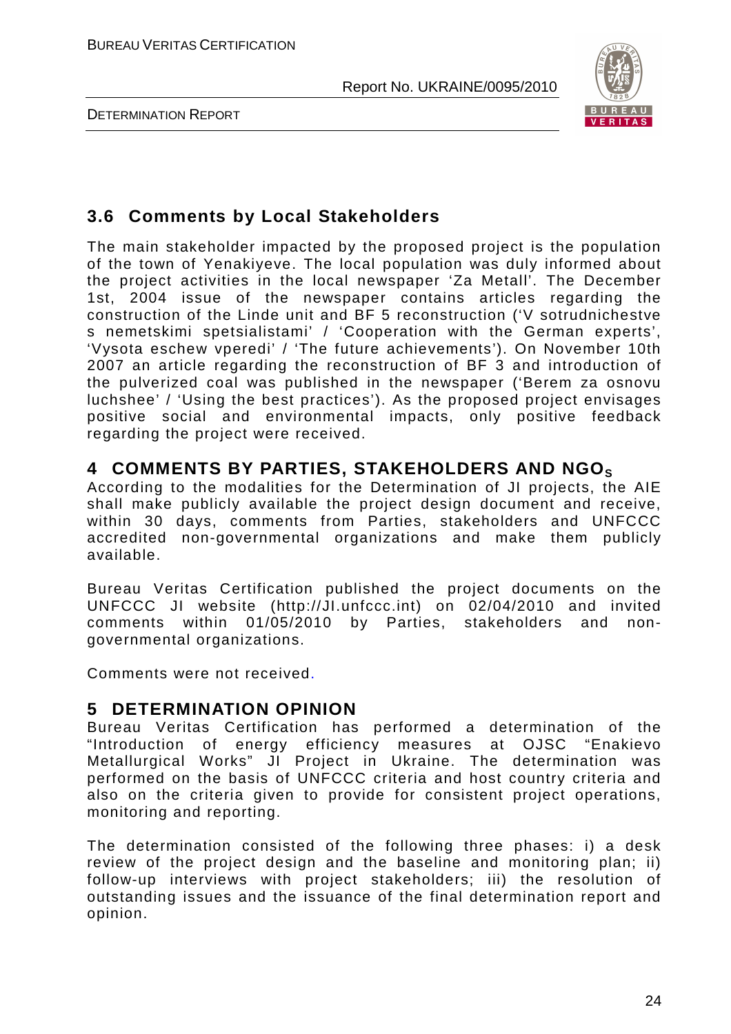## 3.6 Comments by Local Stakeholders

The main stakeholder impacted by the proposed project is the population of the town of Yenakiyeve. The local population was duly informed about the project activities in the local newspaper 'Za Metall'. The December 1st, 2004 issue of the newspaper contains articles regarding the construction of the Linde unit and BF 5 reconstruction ('V sotrudnichestve s nemetskimi spetsialistami' / 'Cooperation with the German experts', 'Vysota eschew vperedi' / 'The future achievements'). On November 10th 2007 an article regarding the reconstruction of BF 3 and introduction of the pulverized coal was published in the newspaper ('Berem za osnovu luchshee' / 'Using the best practices'). As the proposed project envisages positive social and environmental impacts, only positive feedback regarding the project were received.

# 4 COMMENTS BY PARTIES, STAKEHOLDERS AND NGO$_S$

According to the modalities for the Determination of JI projects, the AIE shall make publicly available the project design document and receive, within 30 days, comments from Parties, stakeholders and UNFCCC accredited non-governmental organizations and make them publicly available.

Bureau Veritas Certification published the project documents on the UNFCCC JI website (http://JI.unfccc.int) on 02/04/2010 and invited comments within 01/05/2010 by Parties, stakeholders and non-governmental organizations.

Comments were not received.

# 5 DETERMINATION OPINION

Bureau Veritas Certification has performed a determination of the "Introduction of energy efficiency measures at OJSC "Enakievo Metallurgical Works" JI Project in Ukraine. The determination was performed on the basis of UNFCCC criteria and host country criteria and also on the criteria given to provide for consistent project operations, monitoring and reporting.

The determination consisted of the following three phases: i) a desk review of the project design and the baseline and monitoring plan; ii) follow-up interviews with project stakeholders; iii) the resolution of outstanding issues and the issuance of the final determination report and opinion.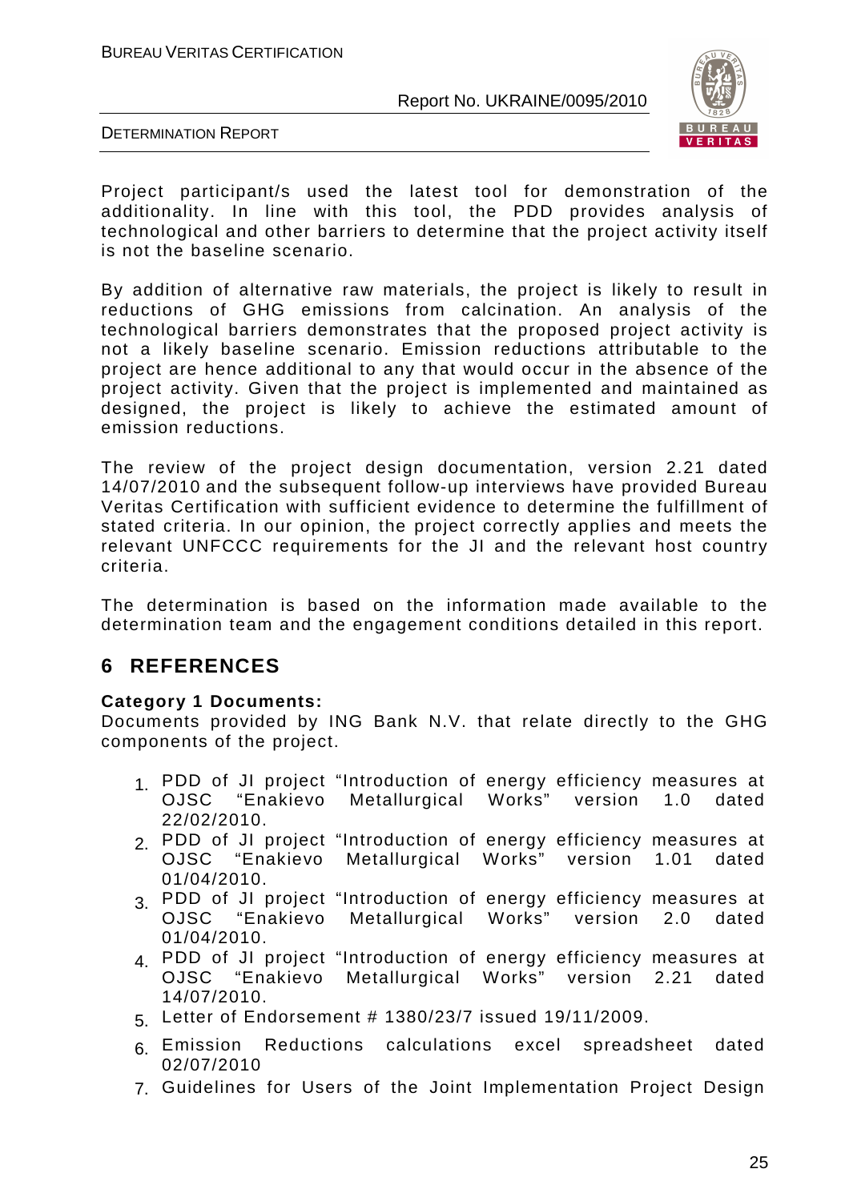Project participant/s used the latest tool for demonstration of the additionality. In line with this tool, the PDD provides analysis of technological and other barriers to determine that the project activity itself is not the baseline scenario.

By addition of alternative raw materials, the project is likely to result in reductions of GHG emissions from calcination. An analysis of the technological barriers demonstrates that the proposed project activity is not a likely baseline scenario. Emission reductions attributable to the project are hence additional to any that would occur in the absence of the project activity. Given that the project is implemented and maintained as designed, the project is likely to achieve the estimated amount of emission reductions.

The review of the project design documentation, version 2.21 dated 14/07/2010 and the subsequent follow-up interviews have provided Bureau Veritas Certification with sufficient evidence to determine the fulfillment of stated criteria. In our opinion, the project correctly applies and meets the relevant UNFCCC requirements for the JI and the relevant host country criteria.

The determination is based on the information made available to the determination team and the engagement conditions detailed in this report.

# 6 REFERENCES

**Category 1 Documents:**

Documents provided by ING Bank N.V. that relate directly to the GHG components of the project.

1. PDD of JI project "Introduction of energy efficiency measures at OJSC "Enakievo Metallurgical Works" version 1.0 dated 22/02/2010.
2. PDD of JI project "Introduction of energy efficiency measures at OJSC "Enakievo Metallurgical Works" version 1.01 dated 01/04/2010.
3. PDD of JI project "Introduction of energy efficiency measures at OJSC "Enakievo Metallurgical Works" version 2.0 dated 01/04/2010.
4. PDD of JI project "Introduction of energy efficiency measures at OJSC "Enakievo Metallurgical Works" version 2.21 dated 14/07/2010.
5. Letter of Endorsement # 1380/23/7 issued 19/11/2009.
6. Emission Reductions calculations excel spreadsheet dated 02/07/2010
7. Guidelines for Users of the Joint Implementation Project Design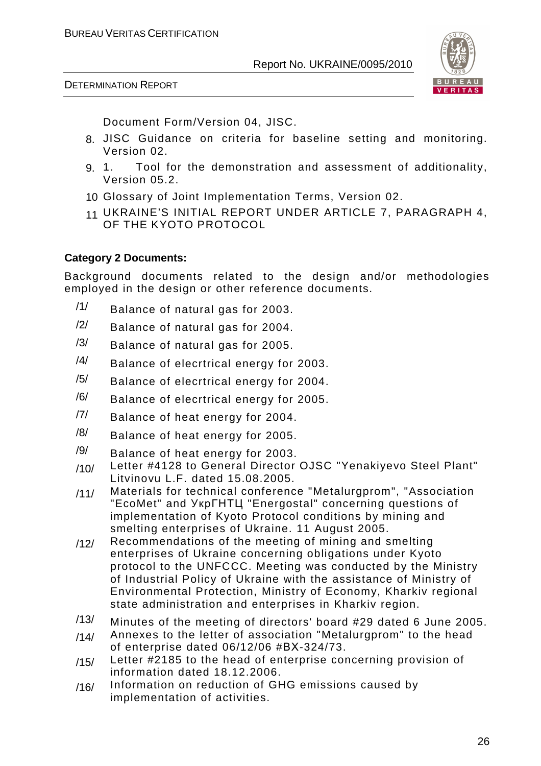Document Form/Version 04, JISC.

8. JISC Guidance on criteria for baseline setting and monitoring. Version 02.
9. 1. Tool for the demonstration and assessment of additionality, Version 05.2.
10. Glossary of Joint Implementation Terms, Version 02.
11. UKRAINE'S INITIAL REPORT UNDER ARTICLE 7, PARAGRAPH 4, OF THE KYOTO PROTOCOL

**Category 2 Documents:**

Background documents related to the design and/or methodologies employed in the design or other reference documents.

/1/ Balance of natural gas for 2003.

/2/ Balance of natural gas for 2004.

/3/ Balance of natural gas for 2005.

/4/ Balance of elecrtrical energy for 2003.

/5/ Balance of elecrtrical energy for 2004.

/6/ Balance of elecrtrical energy for 2005.

/7/ Balance of heat energy for 2004.

/8/ Balance of heat energy for 2005.

/9/ Balance of heat energy for 2003.

/10/ Letter #4128 to General Director OJSC "Yenakiyevo Steel Plant" Litvinovu L.F. dated 15.08.2005.

/11/ Materials for technical conference "Metalurgprom", "Association "EcoMet" and УкрГНТЦ "Energostal" concerning questions of implementation of Kyoto Protocol conditions by mining and smelting enterprises of Ukraine. 11 August 2005.

/12/ Recommendations of the meeting of mining and smelting enterprises of Ukraine concerning obligations under Kyoto protocol to the UNFCCC. Meeting was conducted by the Ministry of Industrial Policy of Ukraine with the assistance of Ministry of Environmental Protection, Ministry of Economy, Kharkiv regional state administration and enterprises in Kharkiv region.

/13/ Minutes of the meeting of directors' board #29 dated 6 June 2005.

/14/ Annexes to the letter of association "Metalurgprom" to the head of enterprise dated 06/12/06 #ВХ-324/73.

/15/ Letter #2185 to the head of enterprise concerning provision of information dated 18.12.2006.

/16/ Information on reduction of GHG emissions caused by implementation of activities.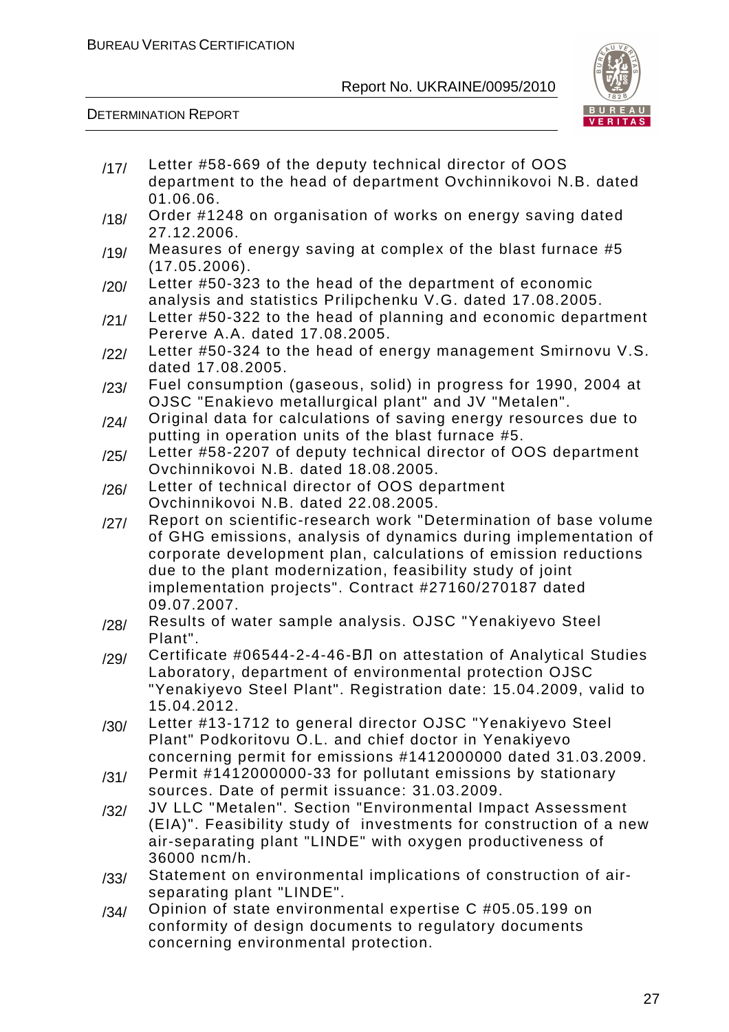/17/ Letter #58-669 of the deputy technical director of OOS department to the head of department Ovchinnikovoi N.B. dated 01.06.06.

/18/ Order #1248 on organisation of works on energy saving dated 27.12.2006.

/19/ Measures of energy saving at complex of the blast furnace #5 (17.05.2006).

/20/ Letter #50-323 to the head of the department of economic analysis and statistics Prilipchenku V.G. dated 17.08.2005.

/21/ Letter #50-322 to the head of planning and economic department Pererve A.A. dated 17.08.2005.

/22/ Letter #50-324 to the head of energy management Smirnovu V.S. dated 17.08.2005.

/23/ Fuel consumption (gaseous, solid) in progress for 1990, 2004 at OJSC "Enakievo metallurgical plant" and JV "Metalen".

/24/ Original data for calculations of saving energy resources due to putting in operation units of the blast furnace #5.

/25/ Letter #58-2207 of deputy technical director of OOS department Ovchinnikovoi N.B. dated 18.08.2005.

/26/ Letter of technical director of OOS department Ovchinnikovoi N.B. dated 22.08.2005.

/27/ Report on scientific-research work "Determination of base volume of GHG emissions, analysis of dynamics during implementation of corporate development plan, calculations of emission reductions due to the plant modernization, feasibility study of joint implementation projects". Contract #27160/270187 dated 09.07.2007.

/28/ Results of water sample analysis. OJSC "Yenakiyevo Steel Plant".

/29/ Certificate #06544-2-4-46-ВЛ on attestation of Analytical Studies Laboratory, department of environmental protection OJSC "Yenakiyevo Steel Plant". Registration date: 15.04.2009, valid to 15.04.2012.

/30/ Letter #13-1712 to general director OJSC "Yenakiyevo Steel Plant" Podkoritovu O.L. and chief doctor in Yenakiyevo concerning permit for emissions #1412000000 dated 31.03.2009.

/31/ Permit #1412000000-33 for pollutant emissions by stationary sources. Date of permit issuance: 31.03.2009.

/32/ JV LLC "Metalen". Section "Environmental Impact Assessment (EIA)". Feasibility study of investments for construction of a new air-separating plant "LINDE" with oxygen productiveness of 36000 ncm/h.

/33/ Statement on environmental implications of construction of air-separating plant "LINDE".

/34/ Opinion of state environmental expertise C #05.05.199 on conformity of design documents to regulatory documents concerning environmental protection.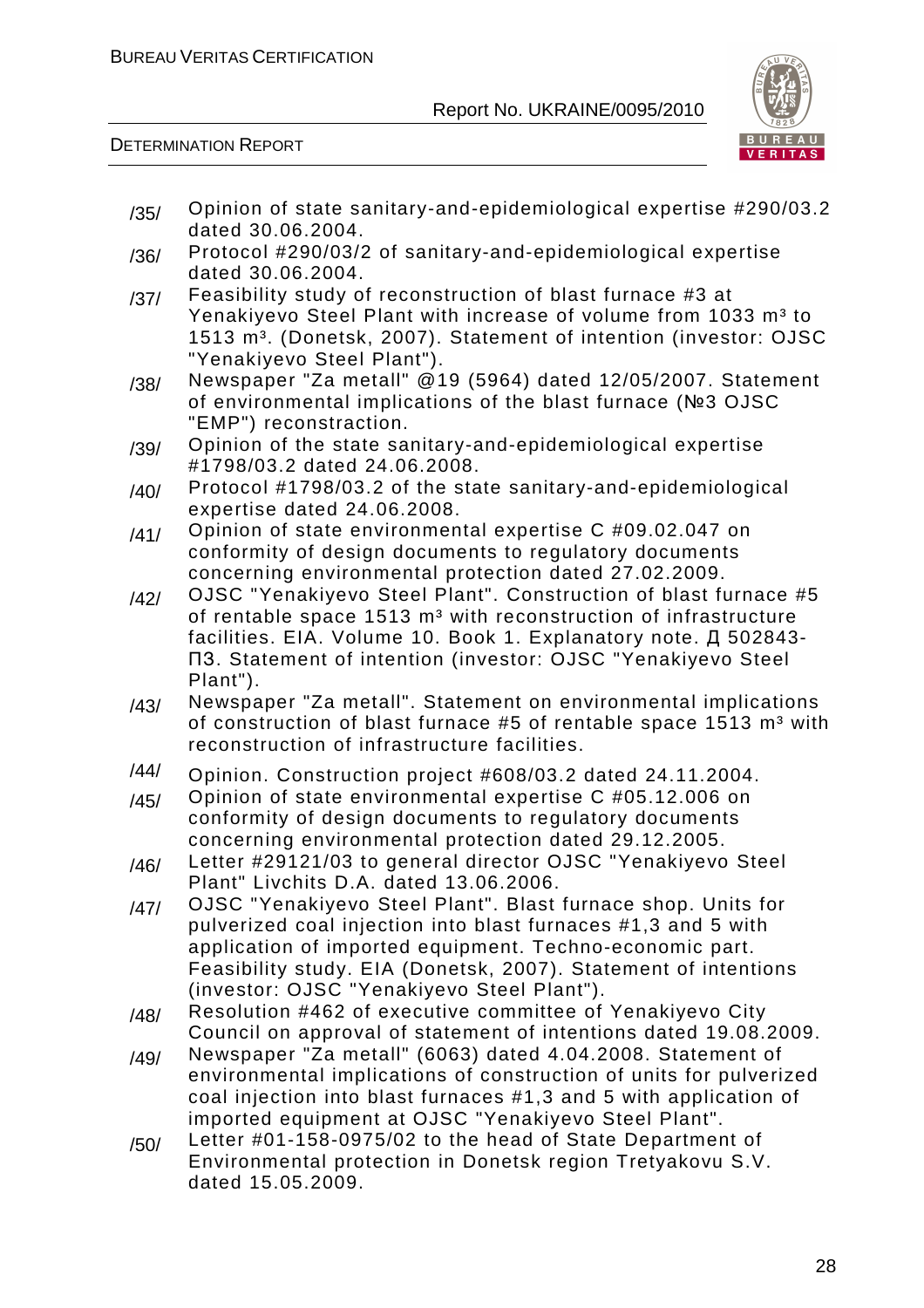/35/ Opinion of state sanitary-and-epidemiological expertise #290/03.2 dated 30.06.2004.

/36/ Protocol #290/03/2 of sanitary-and-epidemiological expertise dated 30.06.2004.

/37/ Feasibility study of reconstruction of blast furnace #3 at Yenakiyevo Steel Plant with increase of volume from 1033 $m^3$ to 1513 $m^3$. (Donetsk, 2007). Statement of intention (investor: OJSC "Yenakiyevo Steel Plant").

/38/ Newspaper "Za metall" @19 (5964) dated 12/05/2007. Statement of environmental implications of the blast furnace (№3 OJSC "EMP") reconstraction.

/39/ Opinion of the state sanitary-and-epidemiological expertise #1798/03.2 dated 24.06.2008.

/40/ Protocol #1798/03.2 of the state sanitary-and-epidemiological expertise dated 24.06.2008.

/41/ Opinion of state environmental expertise C #09.02.047 on conformity of design documents to regulatory documents concerning environmental protection dated 27.02.2009.

/42/ OJSC "Yenakiyevo Steel Plant". Construction of blast furnace #5 of rentable space 1513 $m^3$ with reconstruction of infrastructure facilities. EIA. Volume 10. Book 1. Explanatory note. Д 502843-ПЗ. Statement of intention (investor: OJSC "Yenakiyevo Steel Plant").

/43/ Newspaper "Za metall". Statement on environmental implications of construction of blast furnace #5 of rentable space 1513 $m^3$ with reconstruction of infrastructure facilities.

/44/ Opinion. Construction project #608/03.2 dated 24.11.2004.

/45/ Opinion of state environmental expertise C #05.12.006 on conformity of design documents to regulatory documents concerning environmental protection dated 29.12.2005.

/46/ Letter #29121/03 to general director OJSC "Yenakiyevo Steel Plant" Livchits D.A. dated 13.06.2006.

/47/ OJSC "Yenakiyevo Steel Plant". Blast furnace shop. Units for pulverized coal injection into blast furnaces #1,3 and 5 with application of imported equipment. Techno-economic part. Feasibility study. EIA (Donetsk, 2007). Statement of intentions (investor: OJSC "Yenakiyevo Steel Plant").

/48/ Resolution #462 of executive committee of Yenakiyevo City Council on approval of statement of intentions dated 19.08.2009.

/49/ Newspaper "Za metall" (6063) dated 4.04.2008. Statement of environmental implications of construction of units for pulverized coal injection into blast furnaces #1,3 and 5 with application of imported equipment at OJSC "Yenakiyevo Steel Plant".

/50/ Letter #01-158-0975/02 to the head of State Department of Environmental protection in Donetsk region Tretyakovu S.V. dated 15.05.2009.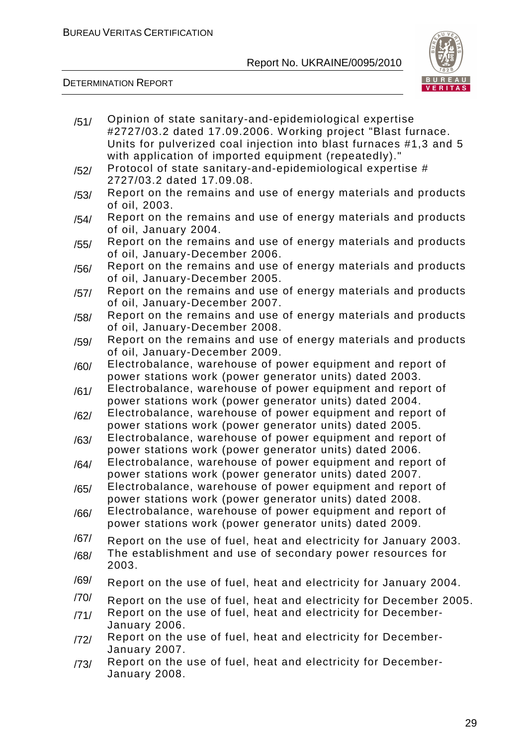/51/ Opinion of state sanitary-and-epidemiological expertise #2727/03.2 dated 17.09.2006. Working project "Blast furnace. Units for pulverized coal injection into blast furnaces #1,3 and 5 with application of imported equipment (repeatedly)."

/52/ Protocol of state sanitary-and-epidemiological expertise # 2727/03.2 dated 17.09.08.

/53/ Report on the remains and use of energy materials and products of oil, 2003.

/54/ Report on the remains and use of energy materials and products of oil, January 2004.

/55/ Report on the remains and use of energy materials and products of oil, January-December 2006.

/56/ Report on the remains and use of energy materials and products of oil, January-December 2005.

/57/ Report on the remains and use of energy materials and products of oil, January-December 2007.

/58/ Report on the remains and use of energy materials and products of oil, January-December 2008.

/59/ Report on the remains and use of energy materials and products of oil, January-December 2009.

/60/ Electrobalance, warehouse of power equipment and report of power stations work (power generator units) dated 2003.

/61/ Electrobalance, warehouse of power equipment and report of power stations work (power generator units) dated 2004.

/62/ Electrobalance, warehouse of power equipment and report of power stations work (power generator units) dated 2005.

/63/ Electrobalance, warehouse of power equipment and report of power stations work (power generator units) dated 2006.

/64/ Electrobalance, warehouse of power equipment and report of power stations work (power generator units) dated 2007.

/65/ Electrobalance, warehouse of power equipment and report of power stations work (power generator units) dated 2008.

/66/ Electrobalance, warehouse of power equipment and report of power stations work (power generator units) dated 2009.

/67/ Report on the use of fuel, heat and electricity for January 2003.

/68/ The establishment and use of secondary power resources for 2003.

/69/ Report on the use of fuel, heat and electricity for January 2004.

/70/ Report on the use of fuel, heat and electricity for December 2005.

/71/ Report on the use of fuel, heat and electricity for December-January 2006.

/72/ Report on the use of fuel, heat and electricity for December-January 2007.

/73/ Report on the use of fuel, heat and electricity for December-January 2008.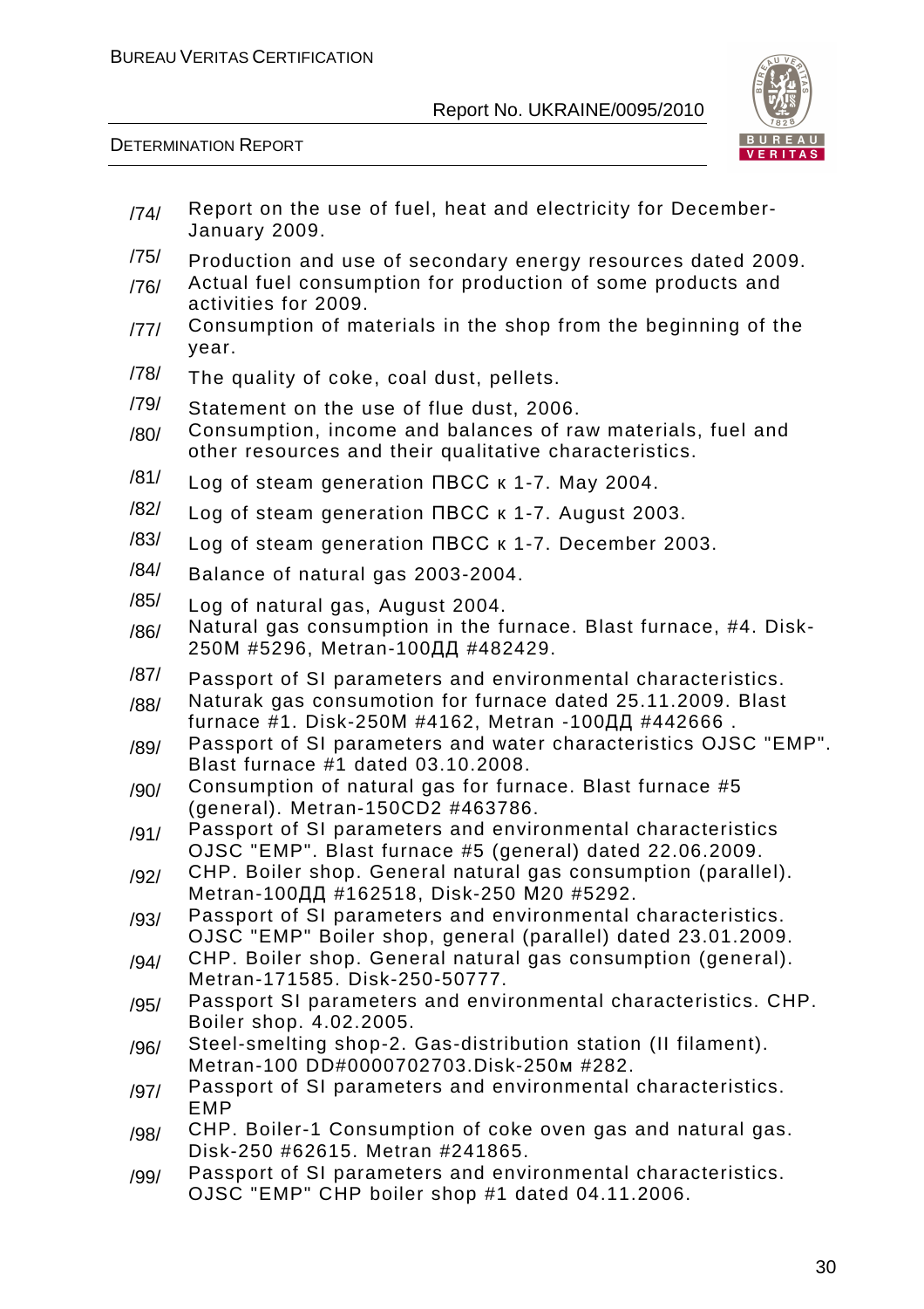/74/ Report on the use of fuel, heat and electricity for December-January 2009.

/75/ Production and use of secondary energy resources dated 2009.

/76/ Actual fuel consumption for production of some products and activities for 2009.

/77/ Consumption of materials in the shop from the beginning of the year.

/78/ The quality of coke, coal dust, pellets.

/79/ Statement on the use of flue dust, 2006.

/80/ Consumption, income and balances of raw materials, fuel and other resources and their qualitative characteristics.

/81/ Log of steam generation ПВСС к 1-7. May 2004.

/82/ Log of steam generation ПВСС к 1-7. August 2003.

/83/ Log of steam generation ПВСС к 1-7. December 2003.

/84/ Balance of natural gas 2003-2004.

/85/ Log of natural gas, August 2004.

/86/ Natural gas consumption in the furnace. Blast furnace, #4. Disk-250M #5296, Metran-100ДД #482429.

/87/ Passport of SI parameters and environmental characteristics.

/88/ Naturak gas consumotion for furnace dated 25.11.2009. Blast furnace #1. Disk-250M #4162, Metran -100ДД #442666 .

/89/ Passport of SI parameters and water characteristics OJSC "EMP". Blast furnace #1 dated 03.10.2008.

/90/ Consumption of natural gas for furnace. Blast furnace #5 (general). Metran-150CD2 #463786.

/91/ Passport of SI parameters and environmental characteristics OJSC "EMP". Blast furnace #5 (general) dated 22.06.2009.

/92/ CHP. Boiler shop. General natural gas consumption (parallel). Metran-100ДД #162518, Disk-250 M20 #5292.

/93/ Passport of SI parameters and environmental characteristics. OJSC "EMP" Boiler shop, general (parallel) dated 23.01.2009.

/94/ CHP. Boiler shop. General natural gas consumption (general). Metran-171585. Disk-250-50777.

/95/ Passport SI parameters and environmental characteristics. CHP. Boiler shop. 4.02.2005.

/96/ Steel-smelting shop-2. Gas-distribution station (II filament). Metran-100 DD#0000702703.Disk-250м #282.

/97/ Passport of SI parameters and environmental characteristics. EMP

/98/ CHP. Boiler-1 Consumption of coke oven gas and natural gas. Disk-250 #62615. Metran #241865.

/99/ Passport of SI parameters and environmental characteristics. OJSC "EMP" CHP boiler shop #1 dated 04.11.2006.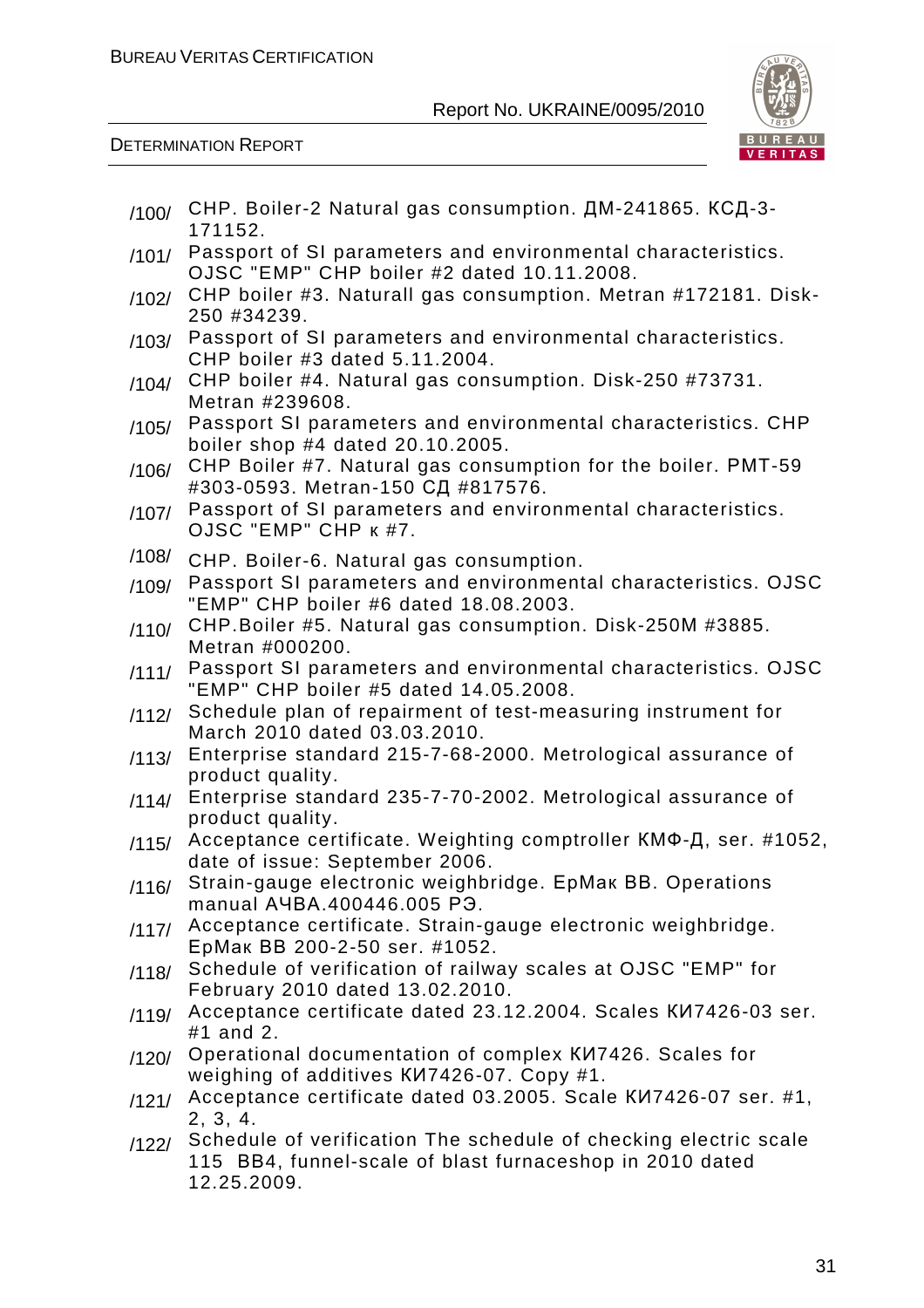/100/ CHP. Boiler-2 Natural gas consumption. ДМ-241865. КСД-3-171152.

/101/ Passport of SI parameters and environmental characteristics. OJSC "EMP" CHP boiler #2 dated 10.11.2008.

/102/ CHP boiler #3. Naturall gas consumption. Metran #172181. Disk-250 #34239.

/103/ Passport of SI parameters and environmental characteristics. CHP boiler #3 dated 5.11.2004.

/104/ CHP boiler #4. Natural gas consumption. Disk-250 #73731. Metran #239608.

/105/ Passport SI parameters and environmental characteristics. CHP boiler shop #4 dated 20.10.2005.

/106/ CHP Boiler #7. Natural gas consumption for the boiler. PMT-59 #303-0593. Metran-150 СД #817576.

/107/ Passport of SI parameters and environmental characteristics. OJSC "EMP" CHP к #7.

/108/ CHP. Boiler-6. Natural gas consumption.

/109/ Passport SI parameters and environmental characteristics. OJSC "EMP" CHP boiler #6 dated 18.08.2003.

/110/ CHP.Boiler #5. Natural gas consumption. Disk-250M #3885. Metran #000200.

/111/ Passport SI parameters and environmental characteristics. OJSC "EMP" CHP boiler #5 dated 14.05.2008.

/112/ Schedule plan of repairment of test-measuring instrument for March 2010 dated 03.03.2010.

/113/ Enterprise standard 215-7-68-2000. Metrological assurance of product quality.

/114/ Enterprise standard 235-7-70-2002. Metrological assurance of product quality.

/115/ Acceptance certificate. Weighting comptroller КМФ-Д, ser. #1052, date of issue: September 2006.

/116/ Strain-gauge electronic weighbridge. ЕрМак ВВ. Operations manual АЧВА.400446.005 РЭ.

/117/ Acceptance certificate. Strain-gauge electronic weighbridge. ЕрМак ВВ 200-2-50 ser. #1052.

/118/ Schedule of verification of railway scales at OJSC "EMP" for February 2010 dated 13.02.2010.

/119/ Acceptance certificate dated 23.12.2004. Scales КИ7426-03 ser. #1 and 2.

/120/ Operational documentation of complex КИ7426. Scales for weighing of additives КИ7426-07. Copy #1.

/121/ Acceptance certificate dated 03.2005. Scale КИ7426-07 ser. #1, 2, 3, 4.

/122/ Schedule of verification The schedule of checking electric scale 115 BB4, funnel-scale of blast furnaceshop in 2010 dated 12.25.2009.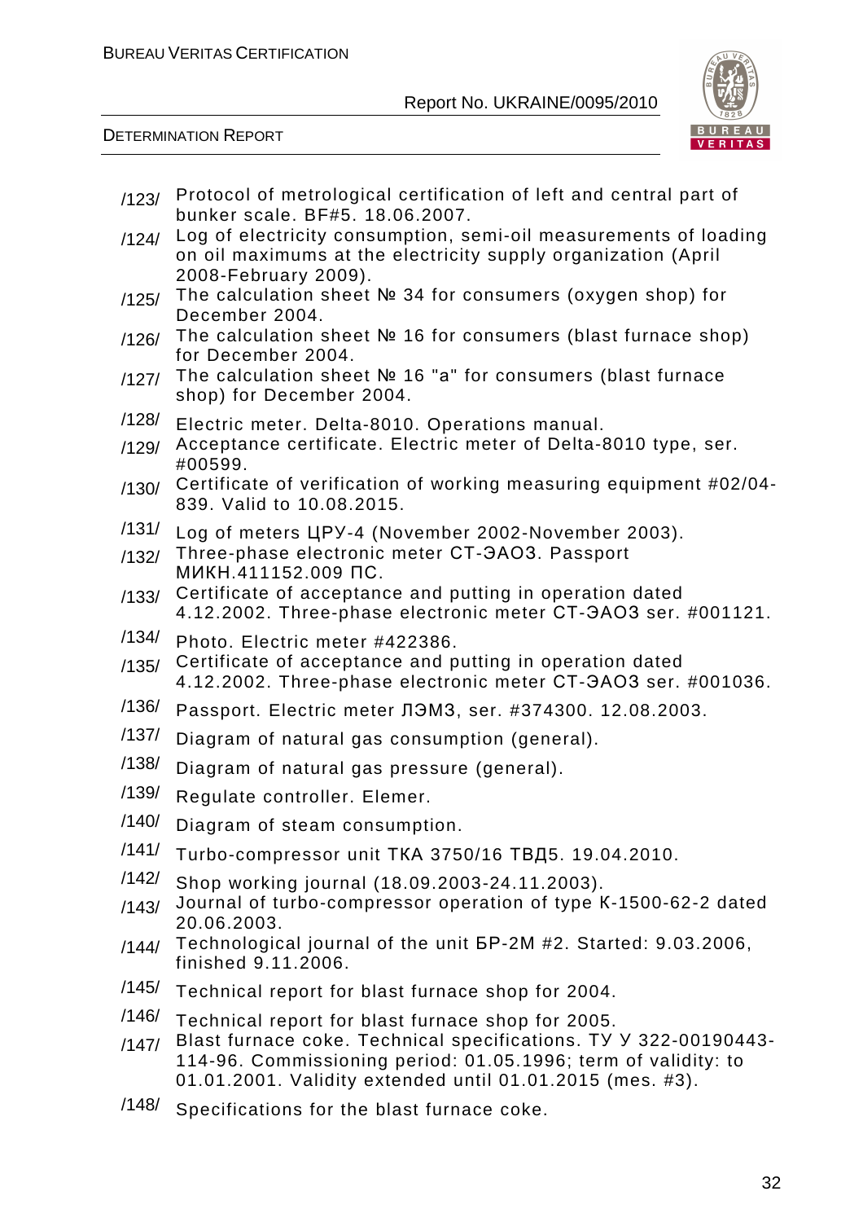/123/ Protocol of metrological certification of left and central part of bunker scale. BF#5. 18.06.2007.

/124/ Log of electricity consumption, semi-oil measurements of loading on oil maximums at the electricity supply organization (April 2008-February 2009).

/125/ The calculation sheet № 34 for consumers (oxygen shop) for December 2004.

/126/ The calculation sheet № 16 for consumers (blast furnace shop) for December 2004.

/127/ The calculation sheet № 16 "a" for consumers (blast furnace shop) for December 2004.

/128/ Electric meter. Delta-8010. Operations manual.

/129/ Acceptance certificate. Electric meter of Delta-8010 type, ser. #00599.

/130/ Certificate of verification of working measuring equipment #02/04-839. Valid to 10.08.2015.

/131/ Log of meters ЦРУ-4 (November 2002-November 2003).

/132/ Three-phase electronic meter СТ-ЭАОЗ. Passport МИКН.411152.009 ПС.

/133/ Certificate of acceptance and putting in operation dated 4.12.2002. Three-phase electronic meter СТ-ЭАОЗ ser. #001121.

/134/ Photo. Electric meter #422386.

/135/ Certificate of acceptance and putting in operation dated 4.12.2002. Three-phase electronic meter СТ-ЭАОЗ ser. #001036.

/136/ Passport. Electric meter ЛЭМЗ, ser. #374300. 12.08.2003.

/137/ Diagram of natural gas consumption (general).

/138/ Diagram of natural gas pressure (general).

/139/ Regulate controller. Elemer.

/140/ Diagram of steam consumption.

/141/ Turbo-compressor unit ТКА 3750/16 ТВД5. 19.04.2010.

/142/ Shop working journal (18.09.2003-24.11.2003).

/143/ Journal of turbo-compressor operation of type К-1500-62-2 dated 20.06.2003.

/144/ Technological journal of the unit БР-2М #2. Started: 9.03.2006, finished 9.11.2006.

/145/ Technical report for blast furnace shop for 2004.

/146/ Technical report for blast furnace shop for 2005.

/147/ Blast furnace coke. Technical specifications. ТУ У 322-00190443-114-96. Commissioning period: 01.05.1996; term of validity: to 01.01.2001. Validity extended until 01.01.2015 (mes. #3).

/148/ Specifications for the blast furnace coke.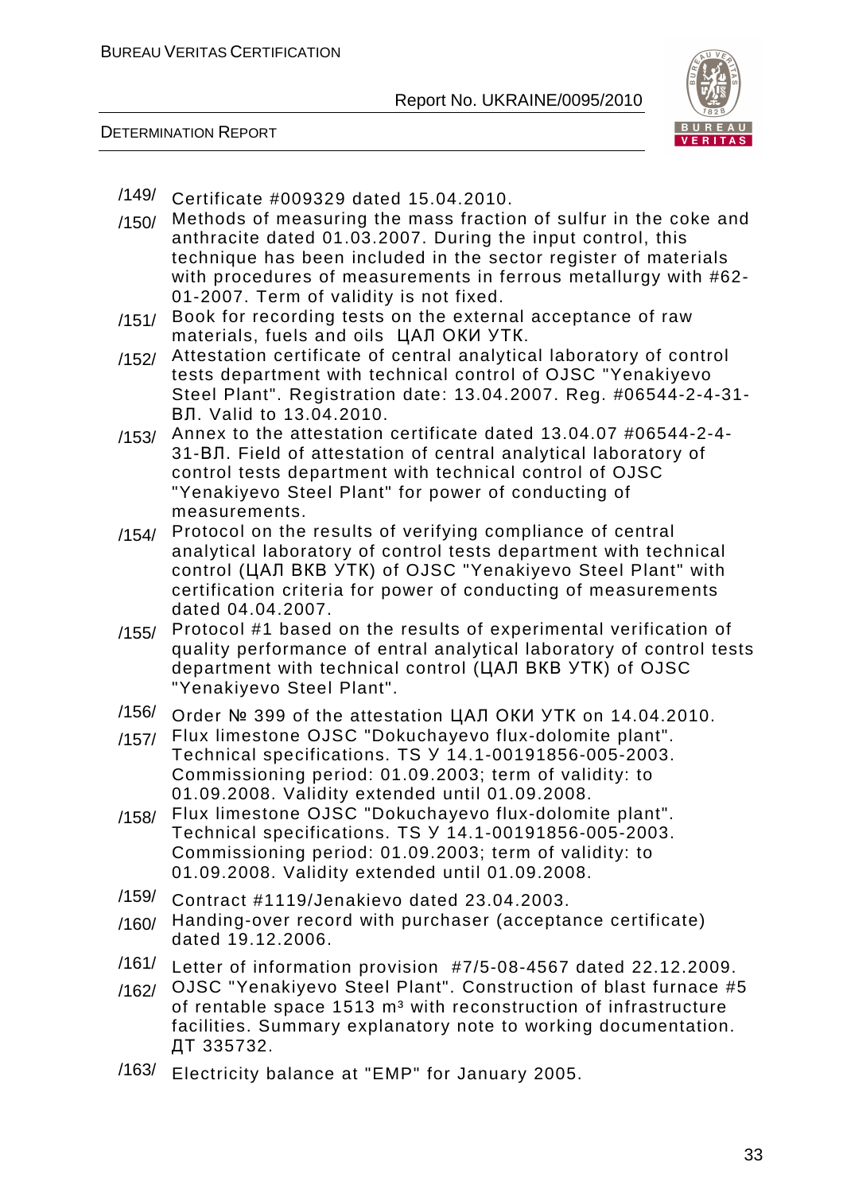/149/ Certificate #009329 dated 15.04.2010.

/150/ Methods of measuring the mass fraction of sulfur in the coke and anthracite dated 01.03.2007. During the input control, this technique has been included in the sector register of materials with procedures of measurements in ferrous metallurgy with #62-01-2007. Term of validity is not fixed.

/151/ Book for recording tests on the external acceptance of raw materials, fuels and oils ЦАЛ ОКИ УТК.

/152/ Attestation certificate of central analytical laboratory of control tests department with technical control of OJSC "Yenakiyevo Steel Plant". Registration date: 13.04.2007. Reg. #06544-2-4-31-ВЛ. Valid to 13.04.2010.

/153/ Annex to the attestation certificate dated 13.04.07 #06544-2-4-31-ВЛ. Field of attestation of central analytical laboratory of control tests department with technical control of OJSC "Yenakiyevo Steel Plant" for power of conducting of measurements.

/154/ Protocol on the results of verifying compliance of central analytical laboratory of control tests department with technical control (ЦАЛ ВКВ УТК) of OJSC "Yenakiyevo Steel Plant" with certification criteria for power of conducting of measurements dated 04.04.2007.

/155/ Protocol #1 based on the results of experimental verification of quality performance of entral analytical laboratory of control tests department with technical control (ЦАЛ ВКВ УТК) of OJSC "Yenakiyevo Steel Plant".

/156/ Order № 399 of the attestation ЦАЛ ОКИ УТК on 14.04.2010.

/157/ Flux limestone OJSC "Dokuchayevo flux-dolomite plant". Technical specifications. TS У 14.1-00191856-005-2003. Commissioning period: 01.09.2003; term of validity: to 01.09.2008. Validity extended until 01.09.2008.

/158/ Flux limestone OJSC "Dokuchayevo flux-dolomite plant". Technical specifications. TS У 14.1-00191856-005-2003. Commissioning period: 01.09.2003; term of validity: to 01.09.2008. Validity extended until 01.09.2008.

/159/ Contract #1119/Jenakievo dated 23.04.2003.

/160/ Handing-over record with purchaser (acceptance certificate) dated 19.12.2006.

/161/ Letter of information provision #7/5-08-4567 dated 22.12.2009.

/162/ OJSC "Yenakiyevo Steel Plant". Construction of blast furnace #5 of rentable space 1513 $m^3$ with reconstruction of infrastructure facilities. Summary explanatory note to working documentation. ДТ 335732.

/163/ Electricity balance at "EMP" for January 2005.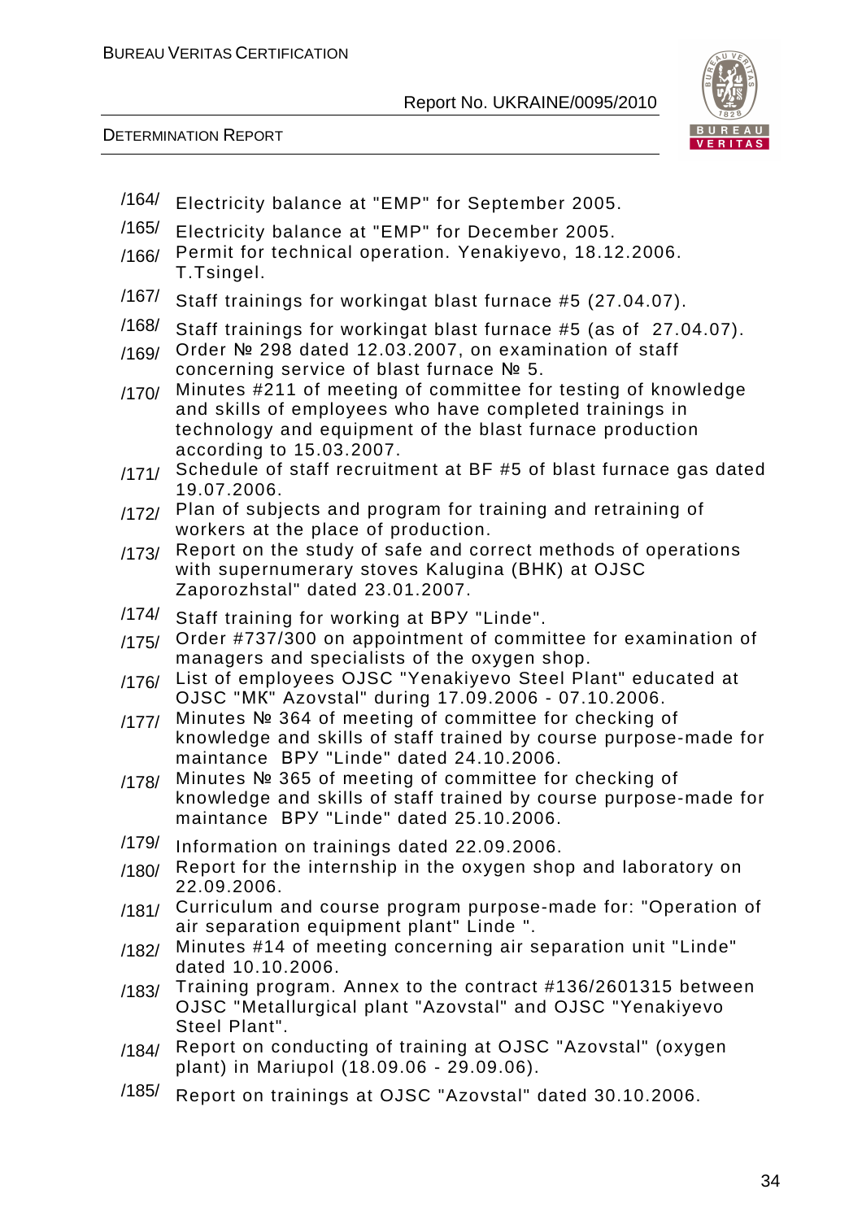/164/ Electricity balance at "EMP" for September 2005.

/165/ Electricity balance at "EMP" for December 2005.

/166/ Permit for technical operation. Yenakiyevo, 18.12.2006. T.Tsingel.

/167/ Staff trainings for workingat blast furnace #5 (27.04.07).

/168/ Staff trainings for workingat blast furnace #5 (as of 27.04.07).

/169/ Order № 298 dated 12.03.2007, on examination of staff concerning service of blast furnace № 5.

/170/ Minutes #211 of meeting of committee for testing of knowledge and skills of employees who have completed trainings in technology and equipment of the blast furnace production according to 15.03.2007.

/171/ Schedule of staff recruitment at BF #5 of blast furnace gas dated 19.07.2006.

/172/ Plan of subjects and program for training and retraining of workers at the place of production.

/173/ Report on the study of safe and correct methods of operations with supernumerary stoves Kalugina (ВНК) at OJSC Zaporozhstal" dated 23.01.2007.

/174/ Staff training for working at ВРУ "Linde".

/175/ Order #737/300 on appointment of committee for examination of managers and specialists of the oxygen shop.

/176/ List of employees OJSC "Yenakiyevo Steel Plant" educated at OJSC "МК" Azovstal" during 17.09.2006 - 07.10.2006.

/177/ Minutes № 364 of meeting of committee for checking of knowledge and skills of staff trained by course purpose-made for maintance ВРУ "Linde" dated 24.10.2006.

/178/ Minutes № 365 of meeting of committee for checking of knowledge and skills of staff trained by course purpose-made for maintance ВРУ "Linde" dated 25.10.2006.

/179/ Information on trainings dated 22.09.2006.

/180/ Report for the internship in the oxygen shop and laboratory on 22.09.2006.

/181/ Curriculum and course program purpose-made for: "Operation of air separation equipment plant" Linde ".

/182/ Minutes #14 of meeting concerning air separation unit "Linde" dated 10.10.2006.

/183/ Training program. Annex to the contract #136/2601315 between OJSC "Metallurgical plant "Azovstal" and OJSC "Yenakiyevo Steel Plant".

/184/ Report on conducting of training at OJSC "Azovstal" (oxygen plant) in Mariupol (18.09.06 - 29.09.06).

/185/ Report on trainings at OJSC "Azovstal" dated 30.10.2006.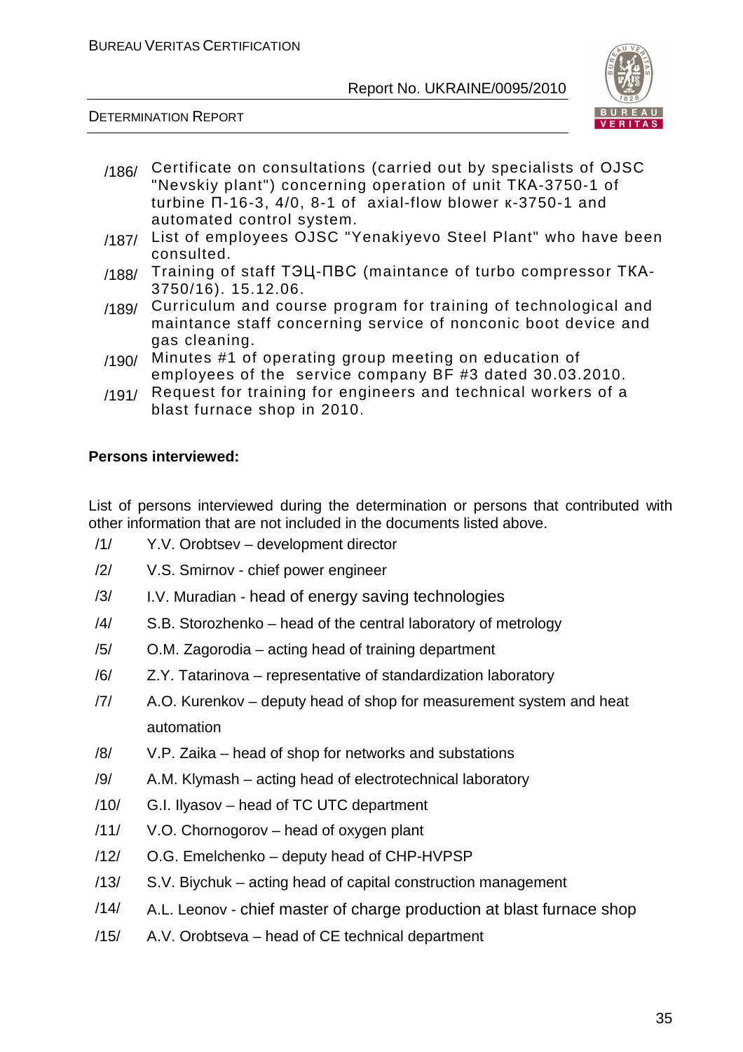/186/ Certificate on consultations (carried out by specialists of OJSC "Nevskiy plant") concerning operation of unit ТКА-3750-1 of turbine П-16-3, 4/0, 8-1 of axial-flow blower к-3750-1 and automated control system.

/187/ List of employees OJSC "Yenakiyevo Steel Plant" who have been consulted.

/188/ Training of staff ТЭЦ-ПВС (maintance of turbo compressor ТКА-3750/16). 15.12.06.

/189/ Curriculum and course program for training of technological and maintance staff concerning service of nonconic boot device and gas cleaning.

/190/ Minutes #1 of operating group meeting on education of employees of the service company BF #3 dated 30.03.2010.

/191/ Request for training for engineers and technical workers of a blast furnace shop in 2010.

**Persons interviewed:**

List of persons interviewed during the determination or persons that contributed with other information that are not included in the documents listed above.

/1/ Y.V. Orobtsev – development director

/2/ V.S. Smirnov - chief power engineer

/3/ I.V. Muradian - head of energy saving technologies

/4/ S.B. Storozhenko – head of the central laboratory of metrology

/5/ O.M. Zagorodia – acting head of training department

/6/ Z.Y. Tatarinova – representative of standardization laboratory

/7/ A.O. Kurenkov – deputy head of shop for measurement system and heat automation

/8/ V.P. Zaika – head of shop for networks and substations

/9/ A.M. Klymash – acting head of electrotechnical laboratory

/10/ G.I. Ilyasov – head of TC UTC department

/11/ V.O. Chornogorov – head of oxygen plant

/12/ O.G. Emelchenko – deputy head of CHP-HVPSP

/13/ S.V. Biychuk – acting head of capital construction management

/14/ A.L. Leonov - chief master of charge production at blast furnace shop

/15/ A.V. Orobtseva – head of CE technical department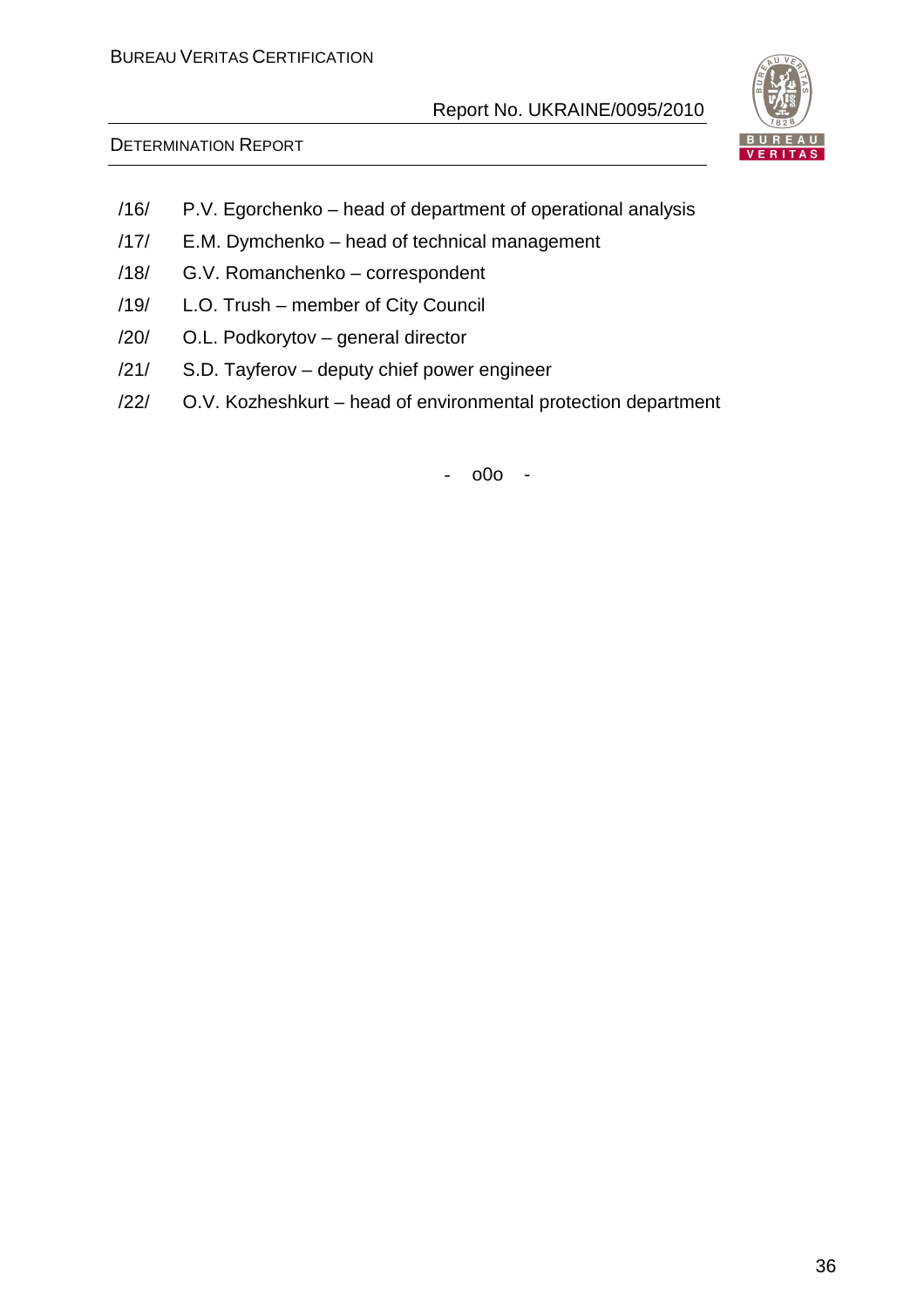/16/ P.V. Egorchenko – head of department of operational analysis

/17/ E.M. Dymchenko – head of technical management

/18/ G.V. Romanchenko – correspondent

/19/ L.O. Trush – member of City Council

/20/ O.L. Podkorytov – general director

/21/ S.D. Tayferov – deputy chief power engineer

/22/ O.V. Kozheshkurt – head of environmental protection department

- o0o -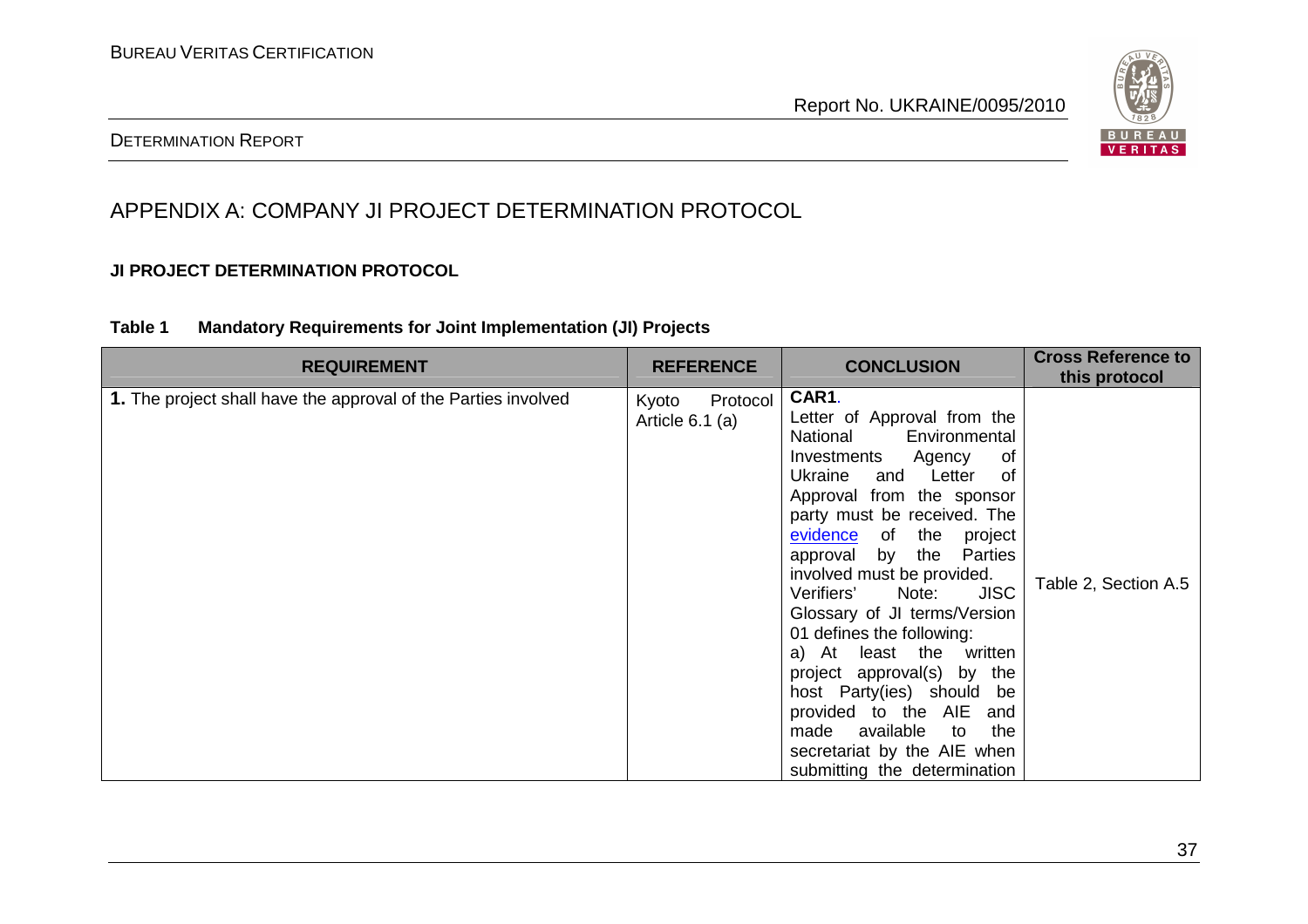# APPENDIX A: COMPANY JI PROJECT DETERMINATION PROTOCOL

**JI PROJECT DETERMINATION PROTOCOL**

**Table 1 Mandatory Requirements for Joint Implementation (JI) Projects**

| REQUIREMENT | REFERENCE | CONCLUSION | Cross Reference to this protocol |
|---|---|---|---|
| **1.** The project shall have the approval of the Parties involved | Kyoto Protocol Article 6.1 (a) | **CAR1**.<br>Letter of Approval from the National Environmental Investments Agency of Ukraine and Letter of Approval from the sponsor party must be received. The evidence of the project approval by the Parties involved must be provided.<br>Verifiers' Note: JISC Glossary of JI terms/Version 01 defines the following:<br>a) At least the written project approval(s) by the host Party(ies) should be provided to the AIE and made available to the secretariat by the AIE when submitting the determination | Table 2, Section A.5 |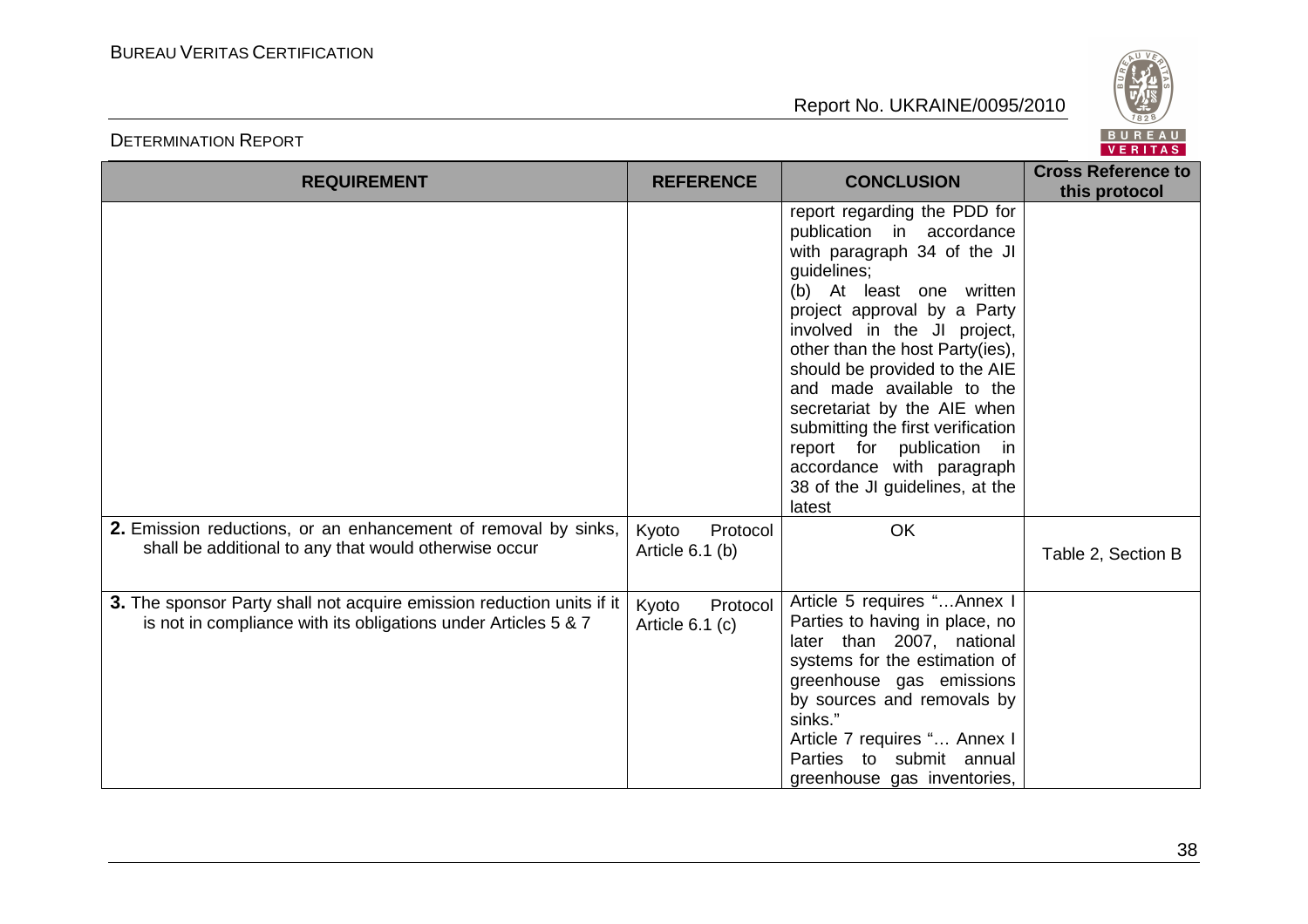| **REQUIREMENT** | **REFERENCE** | **CONCLUSION** | **Cross Reference to this protocol** |
|---|---|---|---|
| | | report regarding the PDD for publication in accordance with paragraph 34 of the JI guidelines;<br>(b) At least one written project approval by a Party involved in the JI project, other than the host Party(ies), should be provided to the AIE and made available to the secretariat by the AIE when submitting the first verification report for publication in accordance with paragraph 38 of the JI guidelines, at the latest | |
| **2.** Emission reductions, or an enhancement of removal by sinks, shall be additional to any that would otherwise occur | Kyoto Protocol Article 6.1 (b) | OK | Table 2, Section B |
| **3.** The sponsor Party shall not acquire emission reduction units if it is not in compliance with its obligations under Articles 5 & 7 | Kyoto Protocol Article 6.1 (c) | Article 5 requires "…Annex I Parties to having in place, no later than 2007, national systems for the estimation of greenhouse gas emissions by sources and removals by sinks."<br>Article 7 requires "… Annex I Parties to submit annual greenhouse gas inventories, | |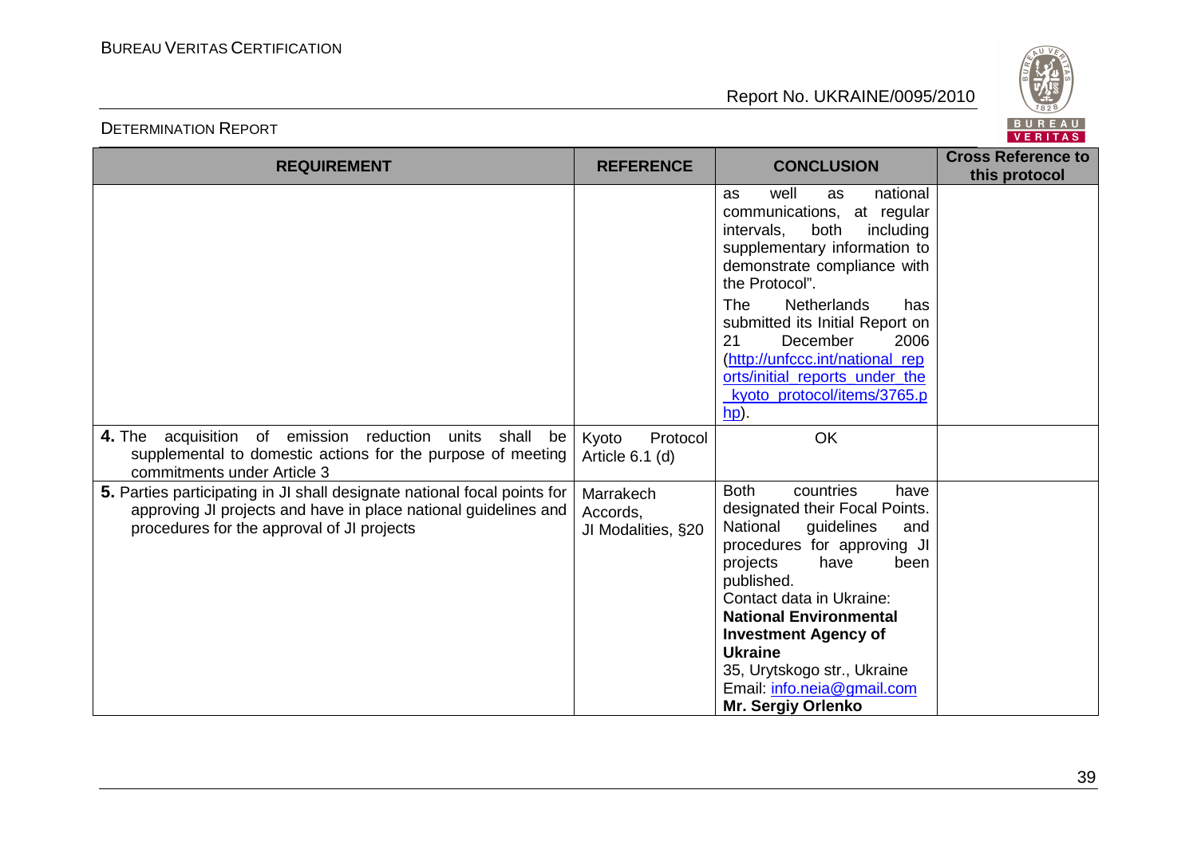| REQUIREMENT | REFERENCE | CONCLUSION | Cross Reference to this protocol |
|---|---|---|---|
| | | as well as national communications, at regular intervals, both including supplementary information to demonstrate compliance with the Protocol".<br><br>The Netherlands has submitted its Initial Report on 21 December 2006 (http://unfccc.int/national_reports/initial_reports_under_the_kyoto_protocol/items/3765.php). | |
| **4.** The acquisition of emission reduction units shall be supplemental to domestic actions for the purpose of meeting commitments under Article 3 | Kyoto Protocol Article 6.1 (d) | OK | |
| **5.** Parties participating in JI shall designate national focal points for approving JI projects and have in place national guidelines and procedures for the approval of JI projects | Marrakech Accords, JI Modalities, §20 | Both countries have designated their Focal Points. National guidelines and procedures for approving JI projects have been published.<br>Contact data in Ukraine:<br>**National Environmental Investment Agency of Ukraine**<br>35, Urytskogo str., Ukraine<br>Email: info.neia@gmail.com<br>**Mr. Sergiy Orlenko** | |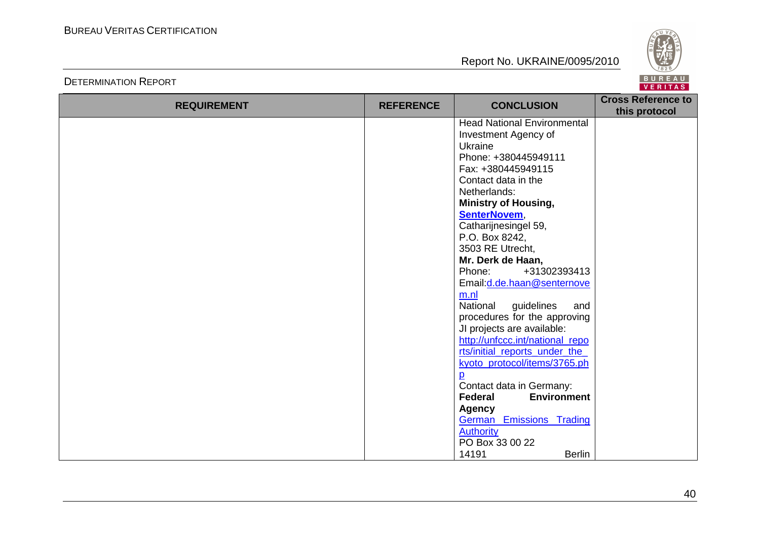| REQUIREMENT | REFERENCE | CONCLUSION | Cross Reference to this protocol |
|---|---|---|---|
| | | Head National Environmental Investment Agency of Ukraine<br>Phone: +380445949111<br>Fax: +380445949115<br>Contact data in the Netherlands:<br>**Ministry of Housing, SenterNovem**,<br>Catharijnesingel 59,<br>P.O. Box 8242,<br>3503 RE Utrecht,<br>**Mr. Derk de Haan,**<br>Phone: +31302393413<br>Email:d.de.haan@senternovem.nl<br>National guidelines and procedures for the approving JI projects are available:<br>http://unfccc.int/national_reports/initial_reports_under_the_kyoto_protocol/items/3765.php<br>Contact data in Germany:<br>**Federal Environment Agency**<br>German Emissions Trading Authority<br>PO Box 33 00 22<br>14191 Berlin | |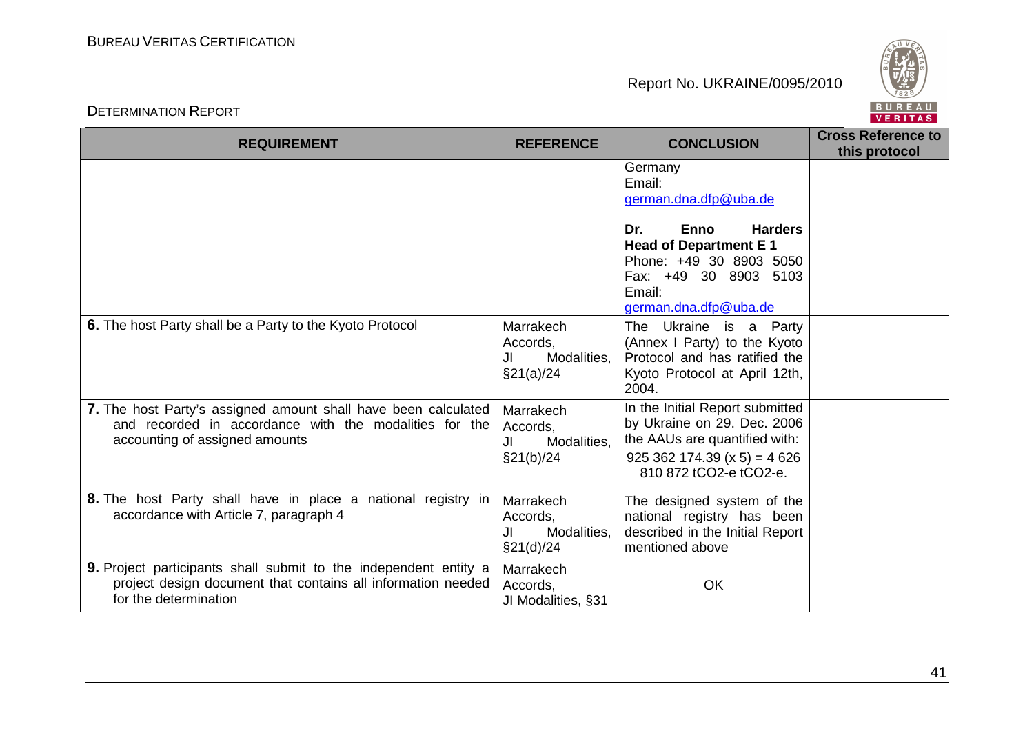| REQUIREMENT | REFERENCE | CONCLUSION | Cross Reference to this protocol |
|---|---|---|---|
| | | Germany<br>Email:<br>german.dna.dfp@uba.de<br><br>**Dr. Enno Harders**<br>**Head of Department E 1**<br>Phone: +49 30 8903 5050<br>Fax: +49 30 8903 5103<br>Email:<br>german.dna.dfp@uba.de | |
| **6.** The host Party shall be a Party to the Kyoto Protocol | Marrakech Accords, JI Modalities, §21(a)/24 | The Ukraine is a Party (Annex I Party) to the Kyoto Protocol and has ratified the Kyoto Protocol at April 12th, 2004. | |
| **7.** The host Party's assigned amount shall have been calculated and recorded in accordance with the modalities for the accounting of assigned amounts | Marrakech Accords, JI Modalities, §21(b)/24 | In the Initial Report submitted by Ukraine on 29. Dec. 2006 the AAUs are quantified with:<br>925 362 174.39 (x 5) = 4 626 810 872 $tCO_2$-e $tCO_2$-e. | |
| **8.** The host Party shall have in place a national registry in accordance with Article 7, paragraph 4 | Marrakech Accords, JI Modalities, §21(d)/24 | The designed system of the national registry has been described in the Initial Report mentioned above | |
| **9.** Project participants shall submit to the independent entity a project design document that contains all information needed for the determination | Marrakech Accords, JI Modalities, §31 | OK | |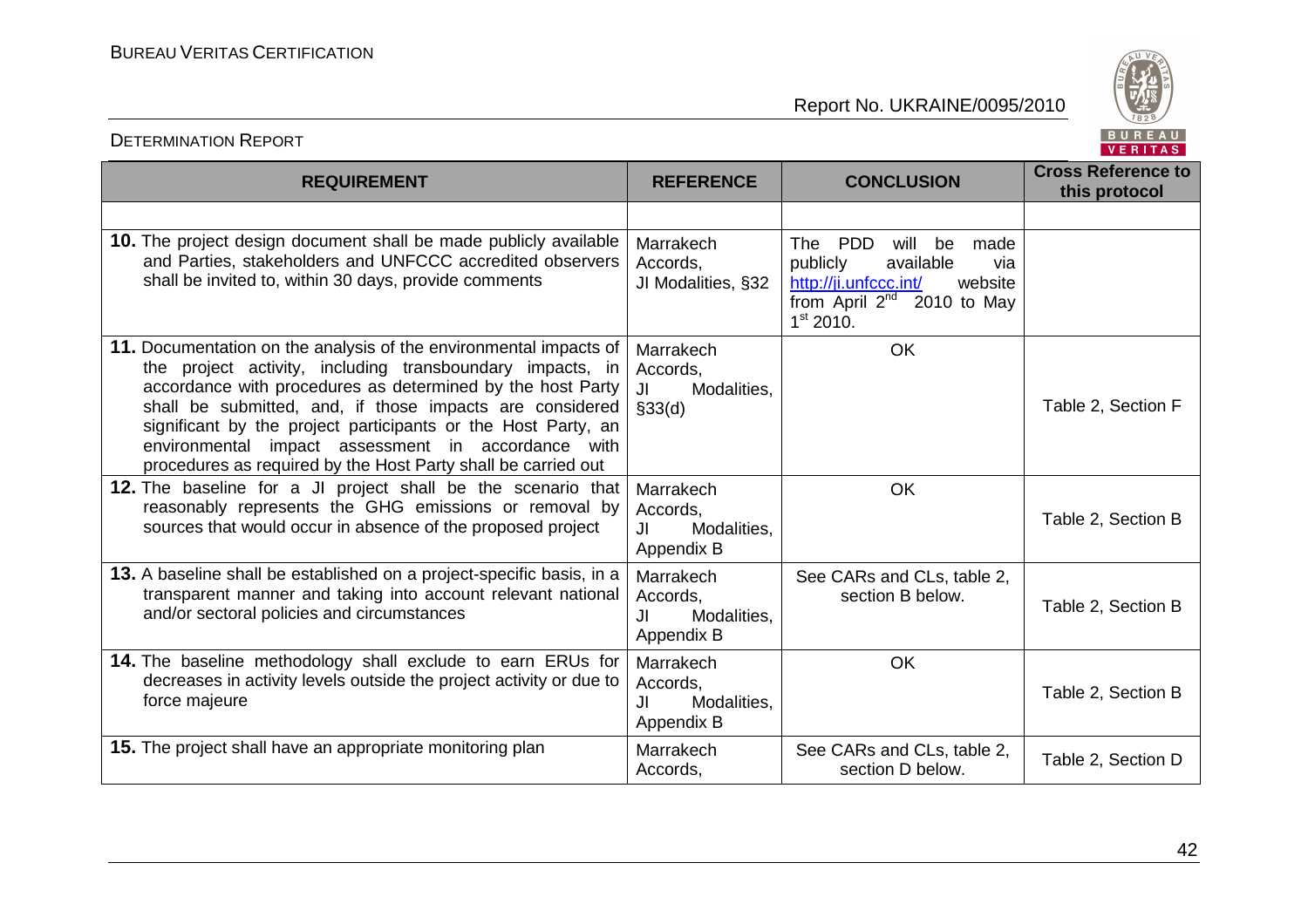| REQUIREMENT | REFERENCE | CONCLUSION | Cross Reference to this protocol |
|---|---|---|---|
| | | | |
| **10.** The project design document shall be made publicly available and Parties, stakeholders and UNFCCC accredited observers shall be invited to, within 30 days, provide comments | Marrakech Accords, JI Modalities, §32 | The PDD will be made publicly available via http://ji.unfccc.int/ website from April 2[nd] 2010 to May 1[st] 2010. | |
| **11.** Documentation on the analysis of the environmental impacts of the project activity, including transboundary impacts, in accordance with procedures as determined by the host Party shall be submitted, and, if those impacts are considered significant by the project participants or the Host Party, an environmental impact assessment in accordance with procedures as required by the Host Party shall be carried out | Marrakech Accords, JI Modalities, §33(d) | OK | Table 2, Section F |
| **12.** The baseline for a JI project shall be the scenario that reasonably represents the GHG emissions or removal by sources that would occur in absence of the proposed project | Marrakech Accords, JI Modalities, Appendix B | OK | Table 2, Section B |
| **13.** A baseline shall be established on a project-specific basis, in a transparent manner and taking into account relevant national and/or sectoral policies and circumstances | Marrakech Accords, JI Modalities, Appendix B | See CARs and CLs, table 2, section B below. | Table 2, Section B |
| **14.** The baseline methodology shall exclude to earn ERUs for decreases in activity levels outside the project activity or due to force majeure | Marrakech Accords, JI Modalities, Appendix B | OK | Table 2, Section B |
| **15.** The project shall have an appropriate monitoring plan | Marrakech Accords, | See CARs and CLs, table 2, section D below. | Table 2, Section D |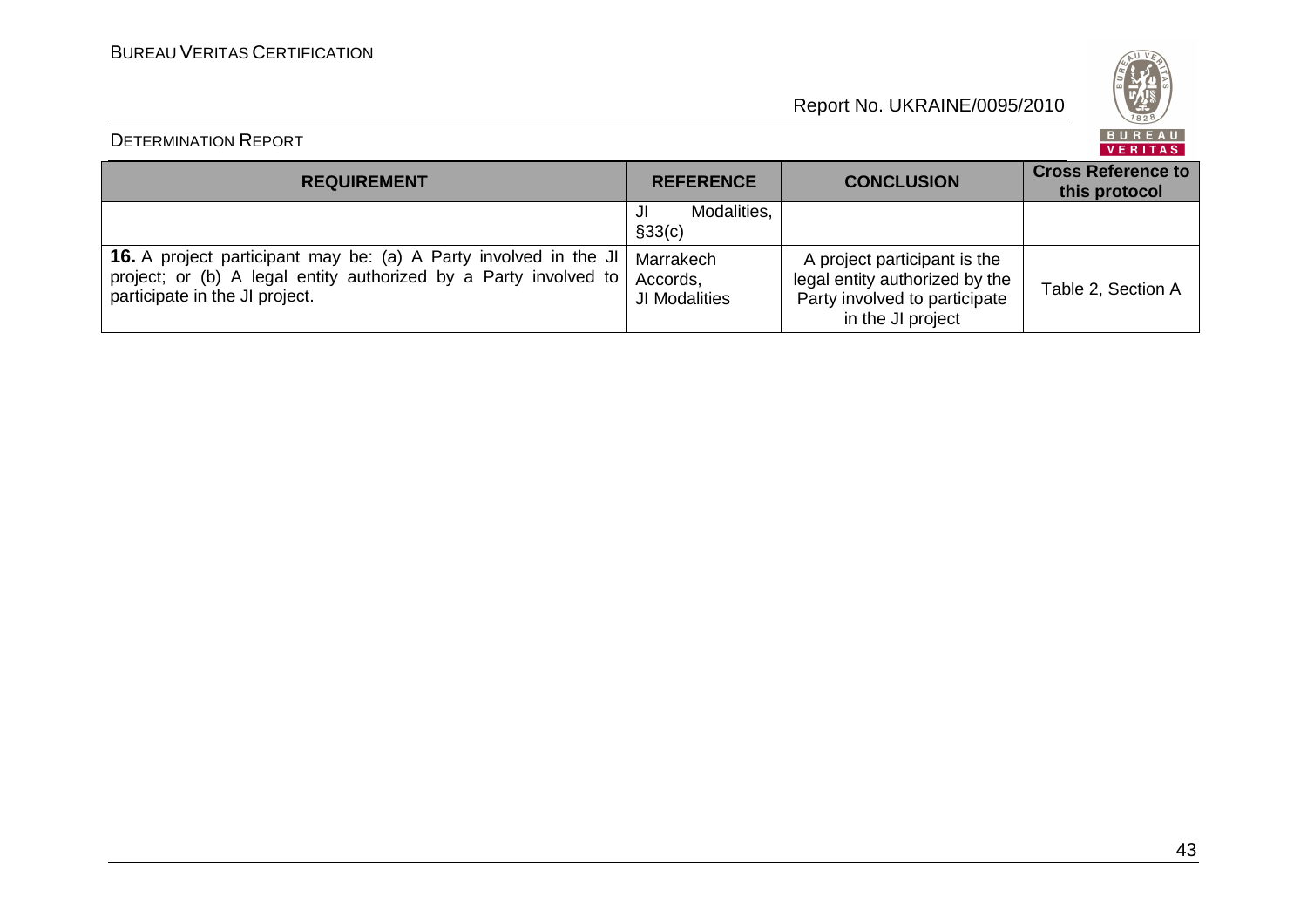| REQUIREMENT | REFERENCE | CONCLUSION | Cross Reference to this protocol |
|---|---|---|---|
| | JI Modalities, §33(c) | | |
| **16.** A project participant may be: (a) A Party involved in the JI project; or (b) A legal entity authorized by a Party involved to participate in the JI project. | Marrakech Accords, JI Modalities | A project participant is the legal entity authorized by the Party involved to participate in the JI project | Table 2, Section A |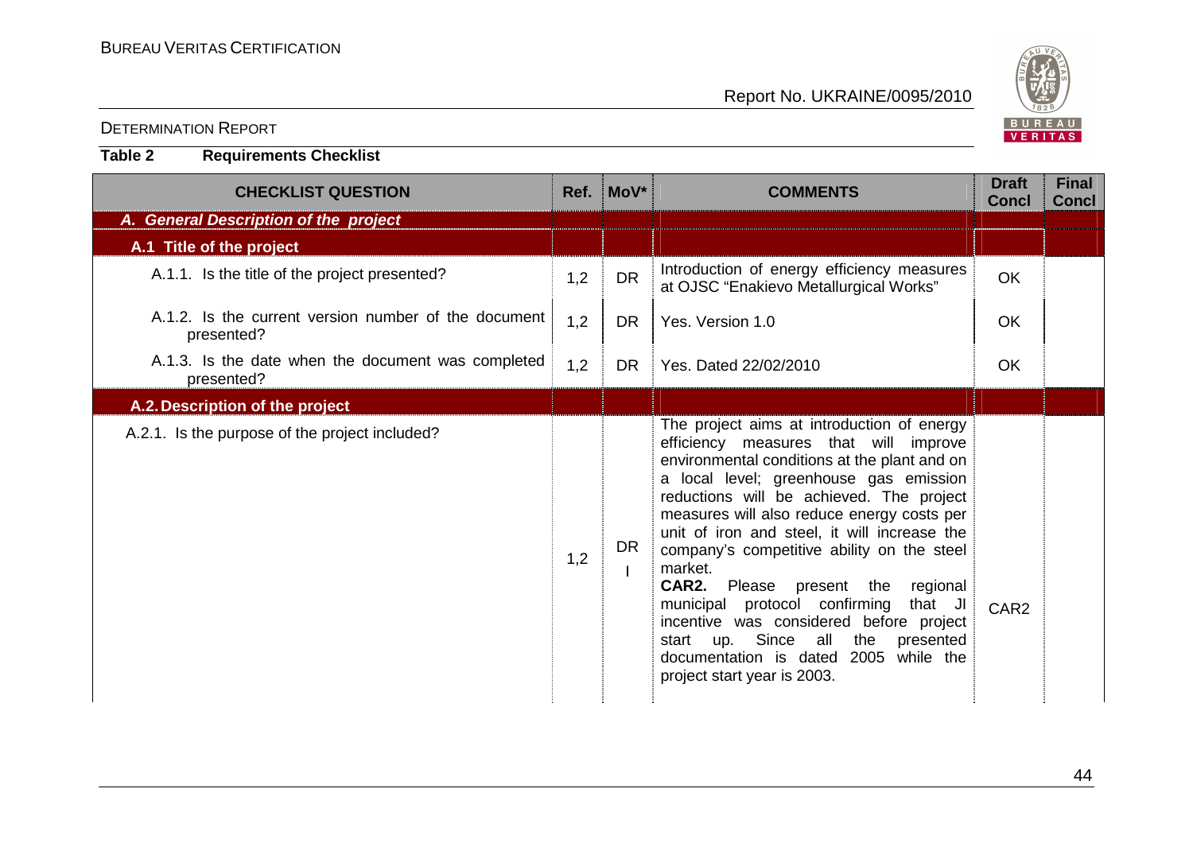DETERMINATION REPORT

**Table 2 Requirements Checklist**

| CHECKLIST QUESTION | Ref. | MoV* | COMMENTS | Draft Concl | Final Concl |
|---|---|---|---|---|---|
| ***A. General Description of the project*** | | | | | |
| **A.1 Title of the project** | | | | | |
| A.1.1. Is the title of the project presented? | 1,2 | DR | Introduction of energy efficiency measures at OJSC "Enakievo Metallurgical Works" | OK | |
| A.1.2. Is the current version number of the document presented? | 1,2 | DR | Yes. Version 1.0 | OK | |
| A.1.3. Is the date when the document was completed presented? | 1,2 | DR | Yes. Dated 22/02/2010 | OK | |
| **A.2. Description of the project** | | | | | |
| A.2.1. Is the purpose of the project included? | 1,2 | DR I | The project aims at introduction of energy efficiency measures that will improve environmental conditions at the plant and on a local level; greenhouse gas emission reductions will be achieved. The project measures will also reduce energy costs per unit of iron and steel, it will increase the company's competitive ability on the steel market. **CAR2.** Please present the regional municipal protocol confirming that JI incentive was considered before project start up. Since all the presented documentation is dated 2005 while the project start year is 2003. | CAR2 | |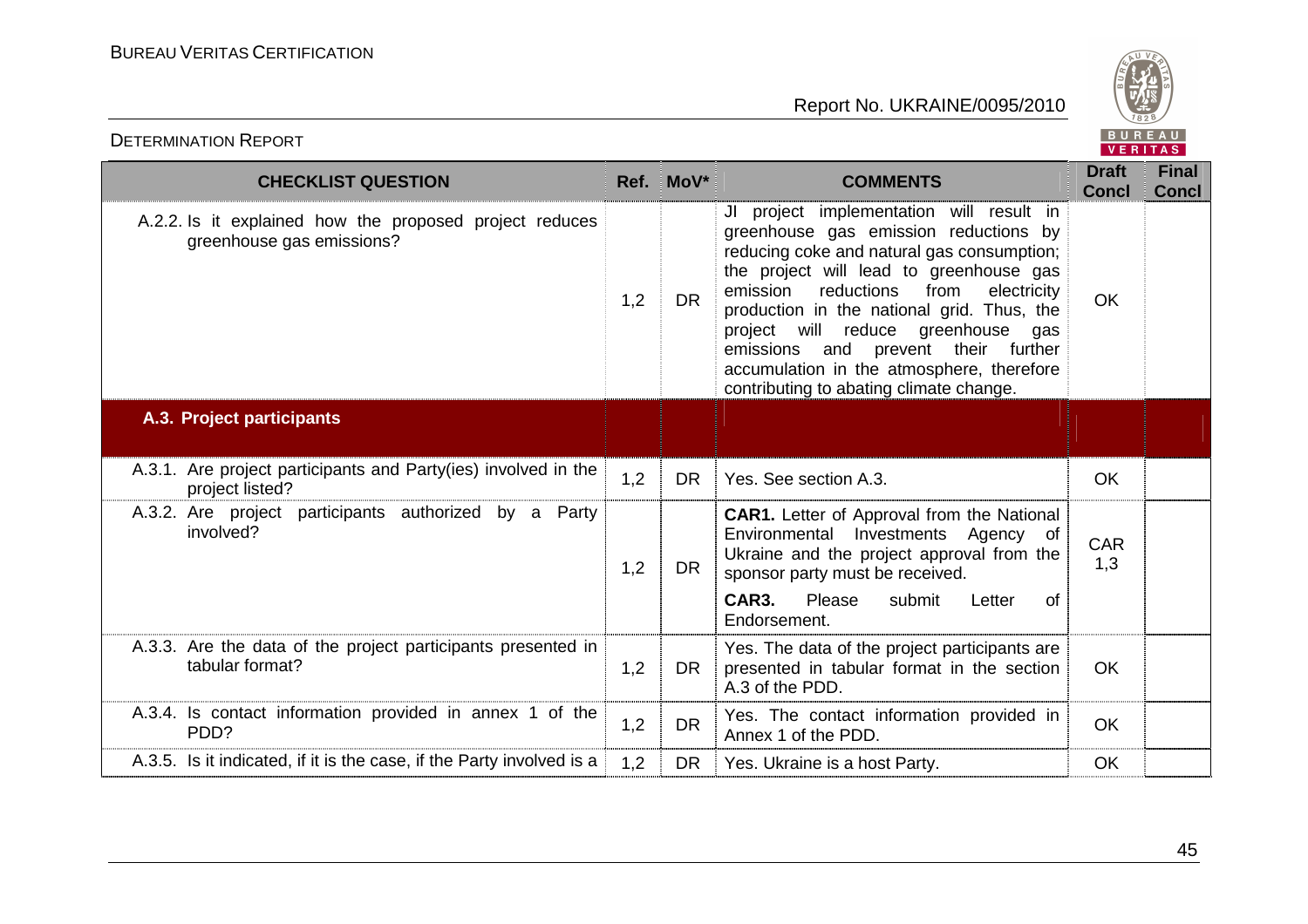| CHECKLIST QUESTION | Ref. | MoV* | COMMENTS | Draft Concl | Final Concl |
|---|---|---|---|---|---|
| A.2.2. Is it explained how the proposed project reduces greenhouse gas emissions? | 1,2 | DR | JI project implementation will result in greenhouse gas emission reductions by reducing coke and natural gas consumption; the project will lead to greenhouse gas emission reductions from electricity production in the national grid. Thus, the project will reduce greenhouse gas emissions and prevent their further accumulation in the atmosphere, therefore contributing to abating climate change. | OK | |
| **A.3. Project participants** | | | | | |
| A.3.1. Are project participants and Party(ies) involved in the project listed? | 1,2 | DR | Yes. See section A.3. | OK | |
| A.3.2. Are project participants authorized by a Party involved? | 1,2 | DR | **CAR1.** Letter of Approval from the National Environmental Investments Agency of Ukraine and the project approval from the sponsor party must be received.<br>**CAR3.** Please submit Letter of Endorsement. | CAR 1,3 | |
| A.3.3. Are the data of the project participants presented in tabular format? | 1,2 | DR | Yes. The data of the project participants are presented in tabular format in the section A.3 of the PDD. | OK | |
| A.3.4. Is contact information provided in annex 1 of the PDD? | 1,2 | DR | Yes. The contact information provided in Annex 1 of the PDD. | OK | |
| A.3.5. Is it indicated, if it is the case, if the Party involved is a | 1,2 | DR | Yes. Ukraine is a host Party. | OK | |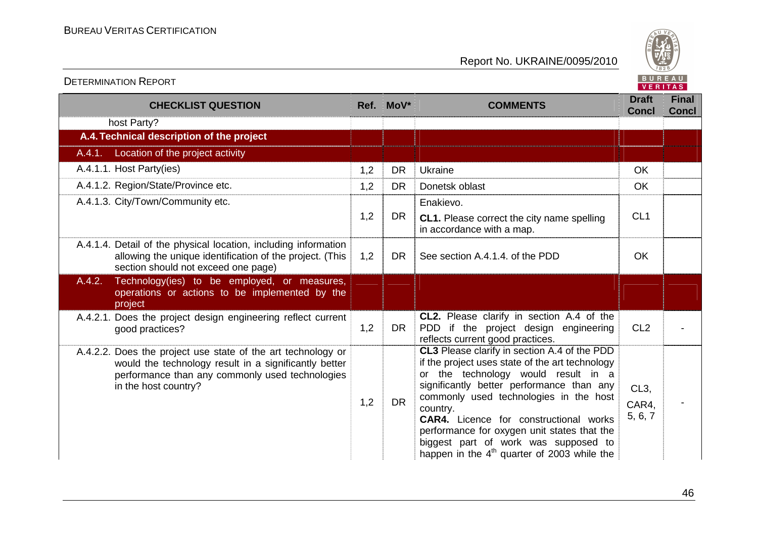| CHECKLIST QUESTION | Ref. | MoV* | COMMENTS | Draft Concl | Final Concl |
|---|---|---|---|---|---|
| host Party? | | | | | |
| **A.4. Technical description of the project** | | | | | |
| A.4.1. Location of the project activity | | | | | |
| A.4.1.1. Host Party(ies) | 1,2 | DR | Ukraine | OK | |
| A.4.1.2. Region/State/Province etc. | 1,2 | DR | Donetsk oblast | OK | |
| A.4.1.3. City/Town/Community etc. | 1,2 | DR | Enakievo.<br>**CL1.** Please correct the city name spelling in accordance with a map. | CL1 | |
| A.4.1.4. Detail of the physical location, including information allowing the unique identification of the project. (This section should not exceed one page) | 1,2 | DR | See section A.4.1.4. of the PDD | OK | |
| A.4.2. Technology(ies) to be employed, or measures, operations or actions to be implemented by the project | | | | | |
| A.4.2.1. Does the project design engineering reflect current good practices? | 1,2 | DR | **CL2.** Please clarify in section A.4 of the PDD if the project design engineering reflects current good practices. | CL2 | - |
| A.4.2.2. Does the project use state of the art technology or would the technology result in a significantly better performance than any commonly used technologies in the host country? | 1,2 | DR | **CL3** Please clarify in section A.4 of the PDD if the project uses state of the art technology or the technology would result in a significantly better performance than any commonly used technologies in the host country.<br>**CAR4.** Licence for constructional works performance for oxygen unit states that the biggest part of work was supposed to happen in the 4[th] quarter of 2003 while the | CL3, CAR4, 5, 6, 7 | - |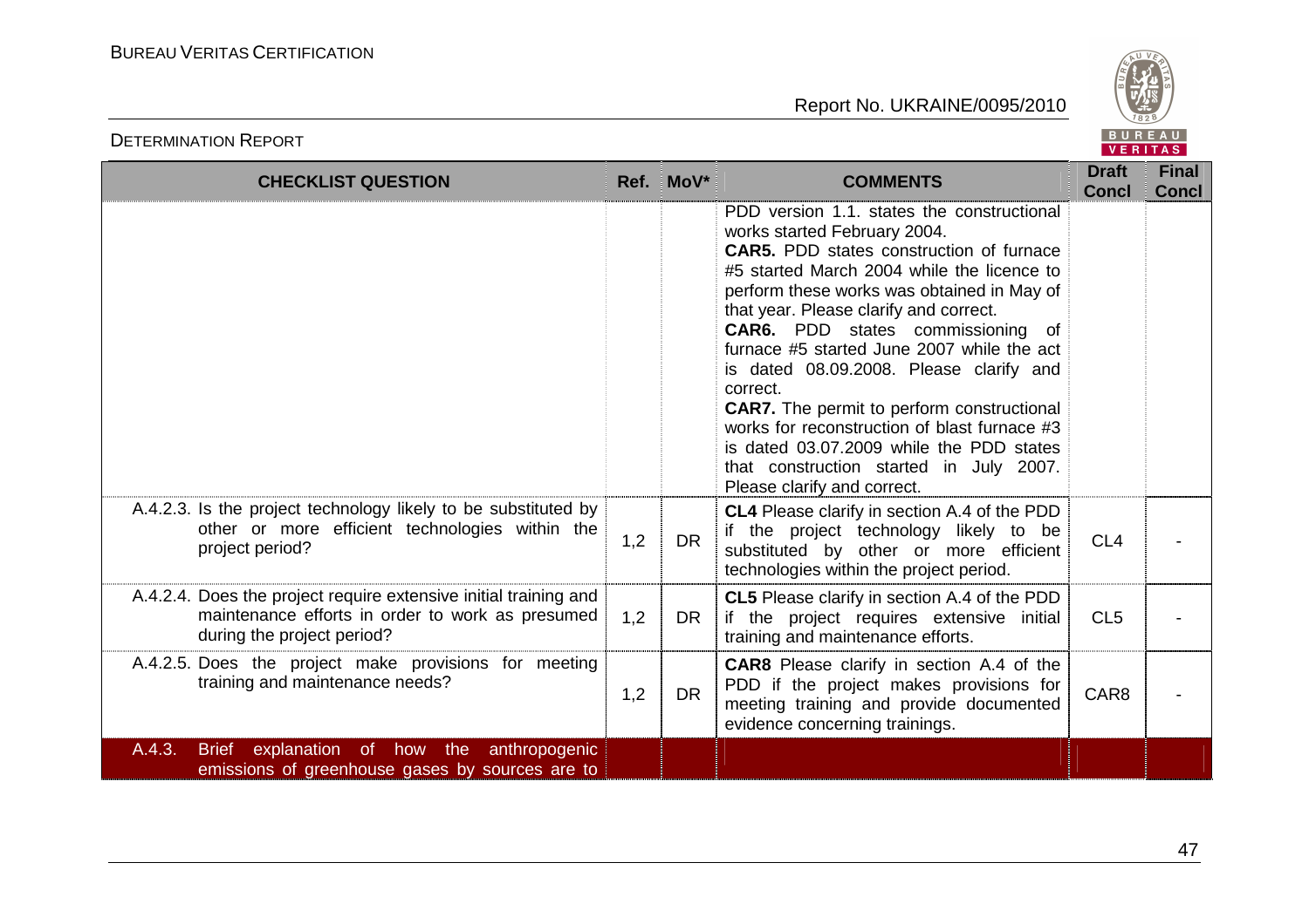| CHECKLIST QUESTION | Ref. | MoV* | COMMENTS | Draft Concl | Final Concl |
|---|---|---|---|---|---|
| | | | PDD version 1.1. states the constructional works started February 2004. **CAR5.** PDD states construction of furnace #5 started March 2004 while the licence to perform these works was obtained in May of that year. Please clarify and correct. **CAR6.** PDD states commissioning of furnace #5 started June 2007 while the act is dated 08.09.2008. Please clarify and correct. **CAR7.** The permit to perform constructional works for reconstruction of blast furnace #3 is dated 03.07.2009 while the PDD states that construction started in July 2007. Please clarify and correct. | | |
| A.4.2.3. Is the project technology likely to be substituted by other or more efficient technologies within the project period? | 1,2 | DR | **CL4** Please clarify in section A.4 of the PDD if the project technology likely to be substituted by other or more efficient technologies within the project period. | CL4 | - |
| A.4.2.4. Does the project require extensive initial training and maintenance efforts in order to work as presumed during the project period? | 1,2 | DR | **CL5** Please clarify in section A.4 of the PDD if the project requires extensive initial training and maintenance efforts. | CL5 | - |
| A.4.2.5. Does the project make provisions for meeting training and maintenance needs? | 1,2 | DR | **CAR8** Please clarify in section A.4 of the PDD if the project makes provisions for meeting training and provide documented evidence concerning trainings. | CAR8 | - |
| A.4.3. Brief explanation of how the anthropogenic emissions of greenhouse gases by sources are to | | | | | |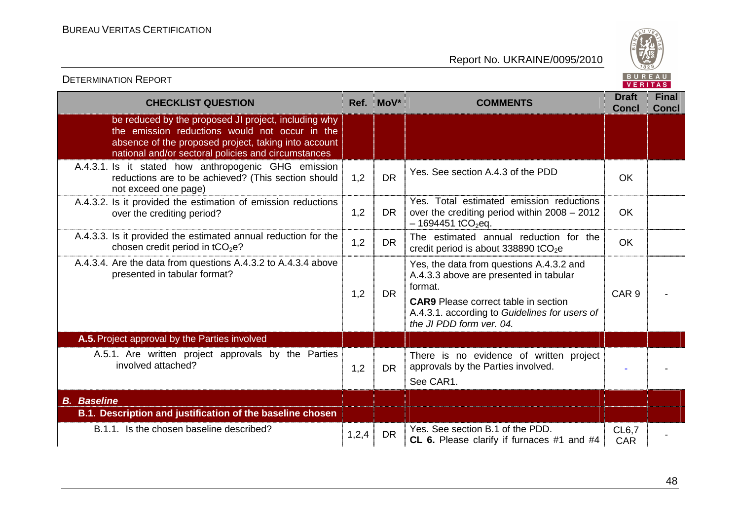| CHECKLIST QUESTION | Ref. | MoV* | COMMENTS | Draft Concl | Final Concl |
|---|---|---|---|---|---|
| be reduced by the proposed JI project, including why the emission reductions would not occur in the absence of the proposed project, taking into account national and/or sectoral policies and circumstances | | | | | |
| A.4.3.1. Is it stated how anthropogenic GHG emission reductions are to be achieved? (This section should not exceed one page) | 1,2 | DR | Yes. See section A.4.3 of the PDD | OK | |
| A.4.3.2. Is it provided the estimation of emission reductions over the crediting period? | 1,2 | DR | Yes. Total estimated emission reductions over the crediting period within 2008 – 2012 – 1694451 $tCO_2eq$. | OK | |
| A.4.3.3. Is it provided the estimated annual reduction for the chosen credit period in $tCO_2e$? | 1,2 | DR | The estimated annual reduction for the credit period is about 338890 $tCO_2e$ | OK | |
| A.4.3.4. Are the data from questions A.4.3.2 to A.4.3.4 above presented in tabular format? | 1,2 | DR | Yes, the data from questions A.4.3.2 and A.4.3.3 above are presented in tabular format.<br>**CAR9** Please correct table in section A.4.3.1. according to *Guidelines for users of the JI PDD form ver. 04.* | CAR 9 | - |
| **A.5.** Project approval by the Parties involved | | | | | |
| A.5.1. Are written project approvals by the Parties involved attached? | 1,2 | DR | There is no evidence of written project approvals by the Parties involved.<br>See CAR1. | - | - |
| ***B. Baseline*** | | | | | |
| **B.1. Description and justification of the baseline chosen** | | | | | |
| B.1.1. Is the chosen baseline described? | 1,2,4 | DR | Yes. See section B.1 of the PDD.<br>**CL 6.** Please clarify if furnaces #1 and #4 | CL6,7 CAR | - |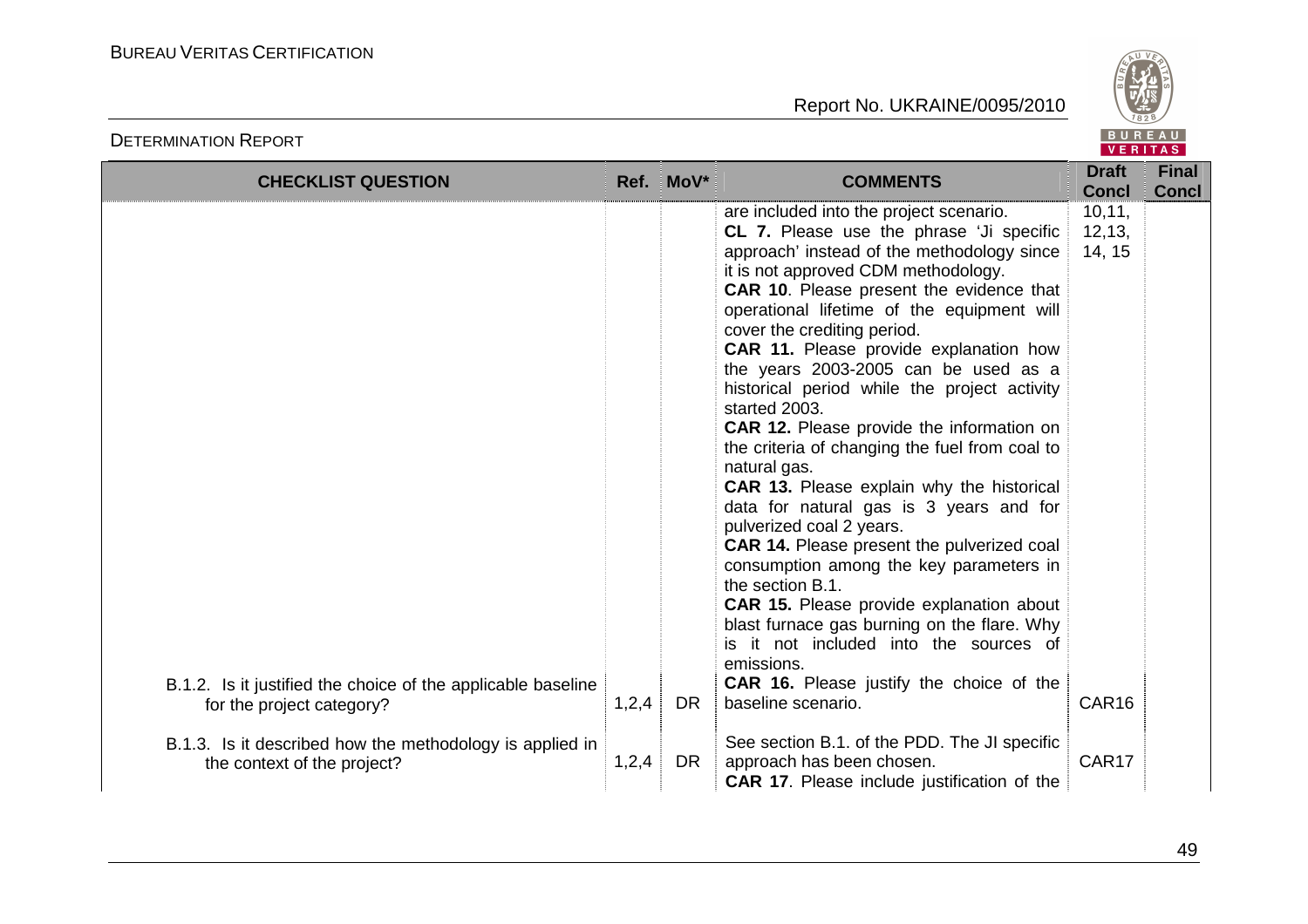| CHECKLIST QUESTION | Ref. | MoV* | COMMENTS | Draft Concl | Final Concl |
|---|---|---|---|---|---|
| | | | are included into the project scenario.<br>**CL 7.** Please use the phrase 'Ji specific approach' instead of the methodology since it is not approved CDM methodology.<br>**CAR 10**. Please present the evidence that operational lifetime of the equipment will cover the crediting period.<br>**CAR 11.** Please provide explanation how the years 2003-2005 can be used as a historical period while the project activity started 2003.<br>**CAR 12.** Please provide the information on the criteria of changing the fuel from coal to natural gas.<br>**CAR 13.** Please explain why the historical data for natural gas is 3 years and for pulverized coal 2 years.<br>**CAR 14.** Please present the pulverized coal consumption among the key parameters in the section B.1.<br>**CAR 15.** Please provide explanation about blast furnace gas burning on the flare. Why is it not included into the sources of emissions. | 10,11, 12,13, 14, 15 | |
| B.1.2. Is it justified the choice of the applicable baseline for the project category? | 1,2,4 | DR | **CAR 16.** Please justify the choice of the baseline scenario. | CAR16 | |
| B.1.3. Is it described how the methodology is applied in the context of the project? | 1,2,4 | DR | See section B.1. of the PDD. The JI specific approach has been chosen.<br>**CAR 17**. Please include justification of the | CAR17 | |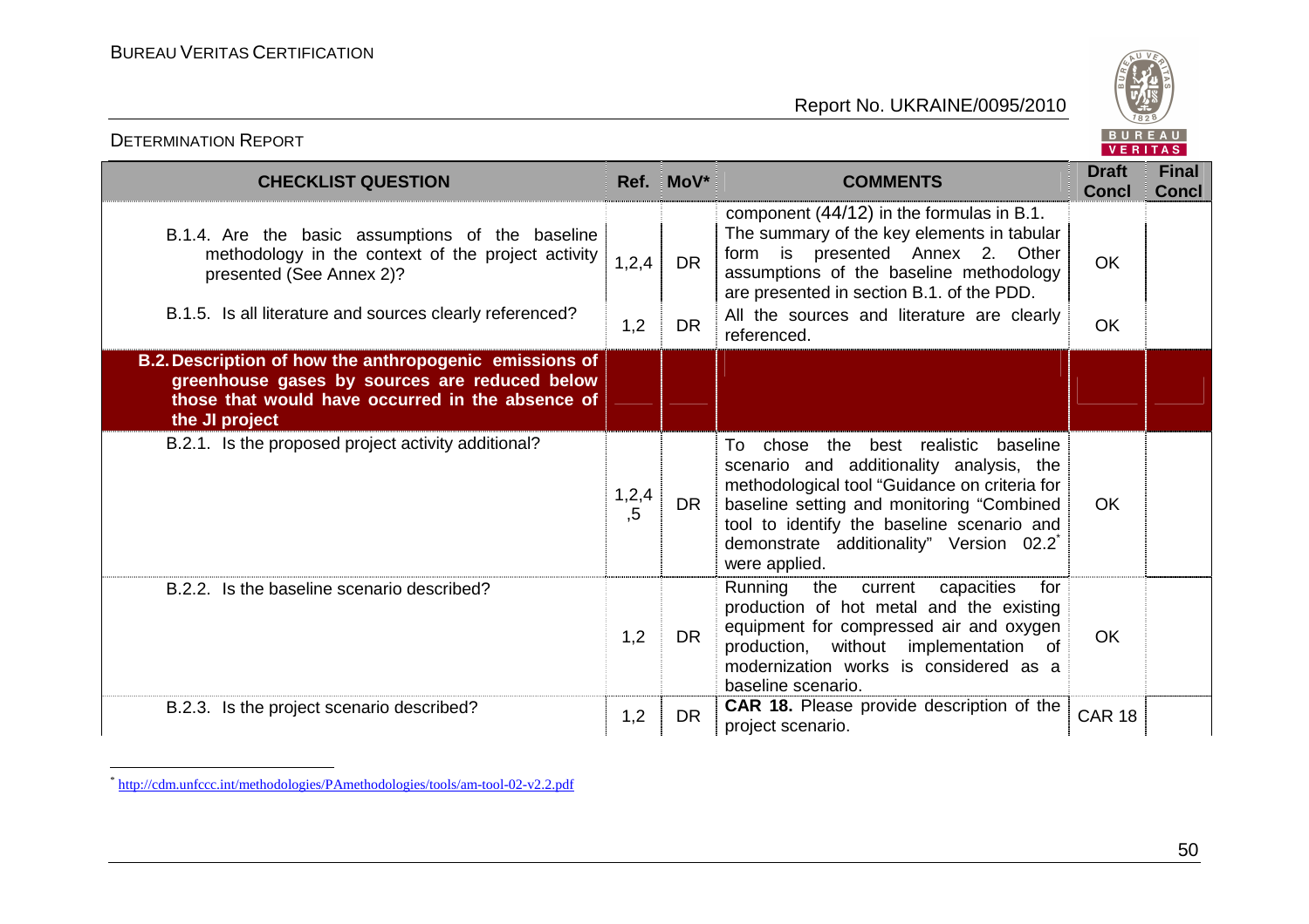| CHECKLIST QUESTION | Ref. | MoV* | COMMENTS | Draft Concl | Final Concl |
|---|---|---|---|---|---|
| B.1.4. Are the basic assumptions of the baseline methodology in the context of the project activity presented (See Annex 2)? | 1,2,4 | DR | component (44/12) in the formulas in B.1. The summary of the key elements in tabular form is presented Annex 2. Other assumptions of the baseline methodology are presented in section B.1. of the PDD. | OK | |
| B.1.5. Is all literature and sources clearly referenced? | 1,2 | DR | All the sources and literature are clearly referenced. | OK | |
| **B.2. Description of how the anthropogenic emissions of greenhouse gases by sources are reduced below those that would have occurred in the absence of the JI project** | | | | | |
| B.2.1. Is the proposed project activity additional? | 1,2,4,5 | DR | To chose the best realistic baseline scenario and additionality analysis, the methodological tool "Guidance on criteria for baseline setting and monitoring "Combined tool to identify the baseline scenario and demonstrate additionality" Version 02.2* were applied. | OK | |
| B.2.2. Is the baseline scenario described? | 1,2 | DR | Running the current capacities for production of hot metal and the existing equipment for compressed air and oxygen production, without implementation of modernization works is considered as a baseline scenario. | OK | |
| B.2.3. Is the project scenario described? | 1,2 | DR | **CAR 18.** Please provide description of the project scenario. | CAR 18 | |

* http://cdm.unfccc.int/methodologies/PAmethodologies/tools/am-tool-02-v2.2.pdf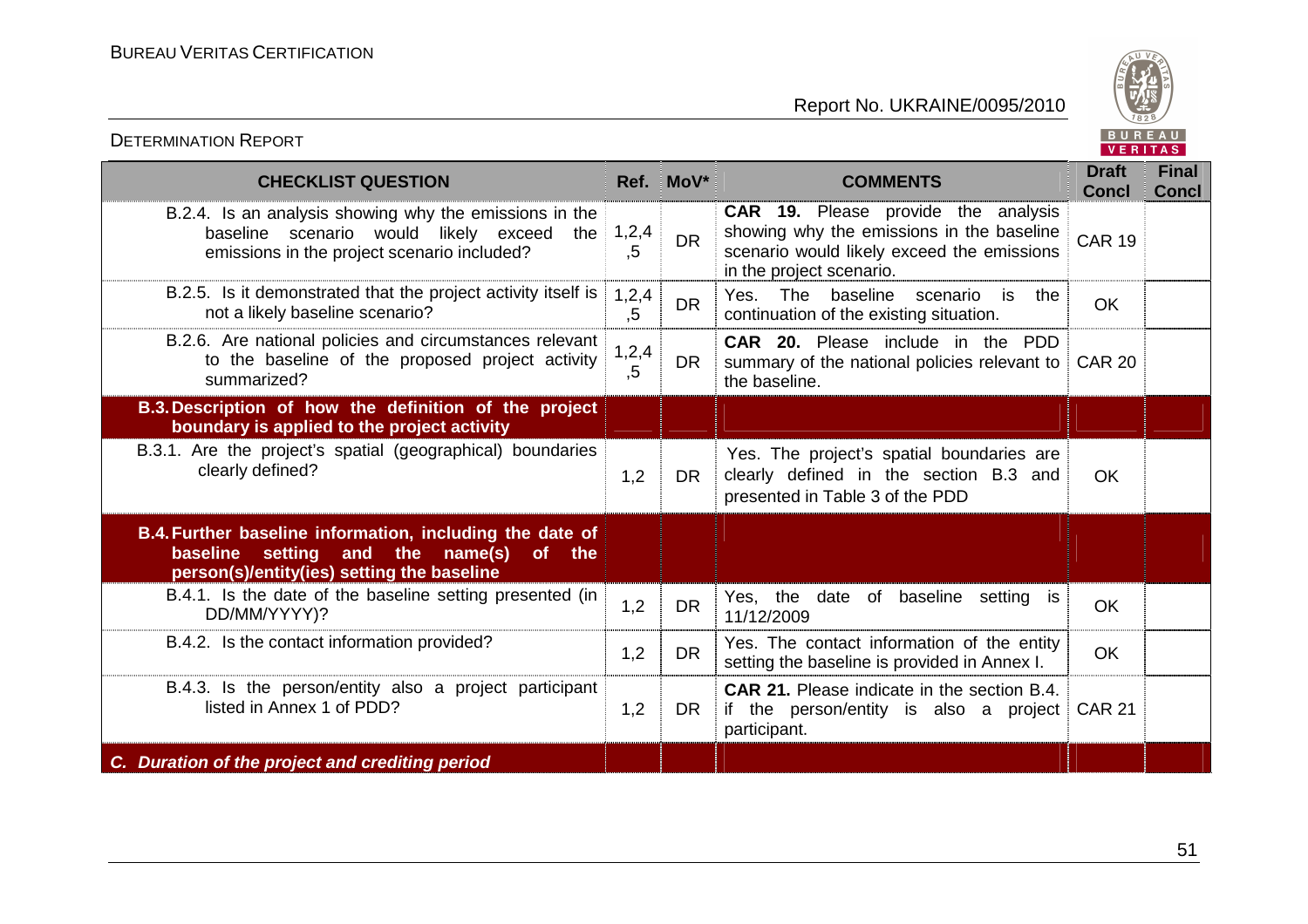| CHECKLIST QUESTION | Ref. | MoV* | COMMENTS | Draft Concl | Final Concl |
|---|---|---|---|---|---|
| B.2.4. Is an analysis showing why the emissions in the baseline scenario would likely exceed the emissions in the project scenario included? | 1,2,4,5 | DR | **CAR 19.** Please provide the analysis showing why the emissions in the baseline scenario would likely exceed the emissions in the project scenario. | CAR 19 | |
| B.2.5. Is it demonstrated that the project activity itself is not a likely baseline scenario? | 1,2,4,5 | DR | Yes. The baseline scenario is the continuation of the existing situation. | OK | |
| B.2.6. Are national policies and circumstances relevant to the baseline of the proposed project activity summarized? | 1,2,4,5 | DR | **CAR 20.** Please include in the PDD summary of the national policies relevant to the baseline. | CAR 20 | |
| **B.3. Description of how the definition of the project boundary is applied to the project activity** | | | | | |
| B.3.1. Are the project's spatial (geographical) boundaries clearly defined? | 1,2 | DR | Yes. The project's spatial boundaries are clearly defined in the section B.3 and presented in Table 3 of the PDD | OK | |
| **B.4. Further baseline information, including the date of baseline setting and the name(s) of the person(s)/entity(ies) setting the baseline** | | | | | |
| B.4.1. Is the date of the baseline setting presented (in DD/MM/YYYY)? | 1,2 | DR | Yes, the date of baseline setting is 11/12/2009 | OK | |
| B.4.2. Is the contact information provided? | 1,2 | DR | Yes. The contact information of the entity setting the baseline is provided in Annex I. | OK | |
| B.4.3. Is the person/entity also a project participant listed in Annex 1 of PDD? | 1,2 | DR | **CAR 21.** Please indicate in the section B.4. if the person/entity is also a project participant. | CAR 21 | |
| ***C. Duration of the project and crediting period*** | | | | | |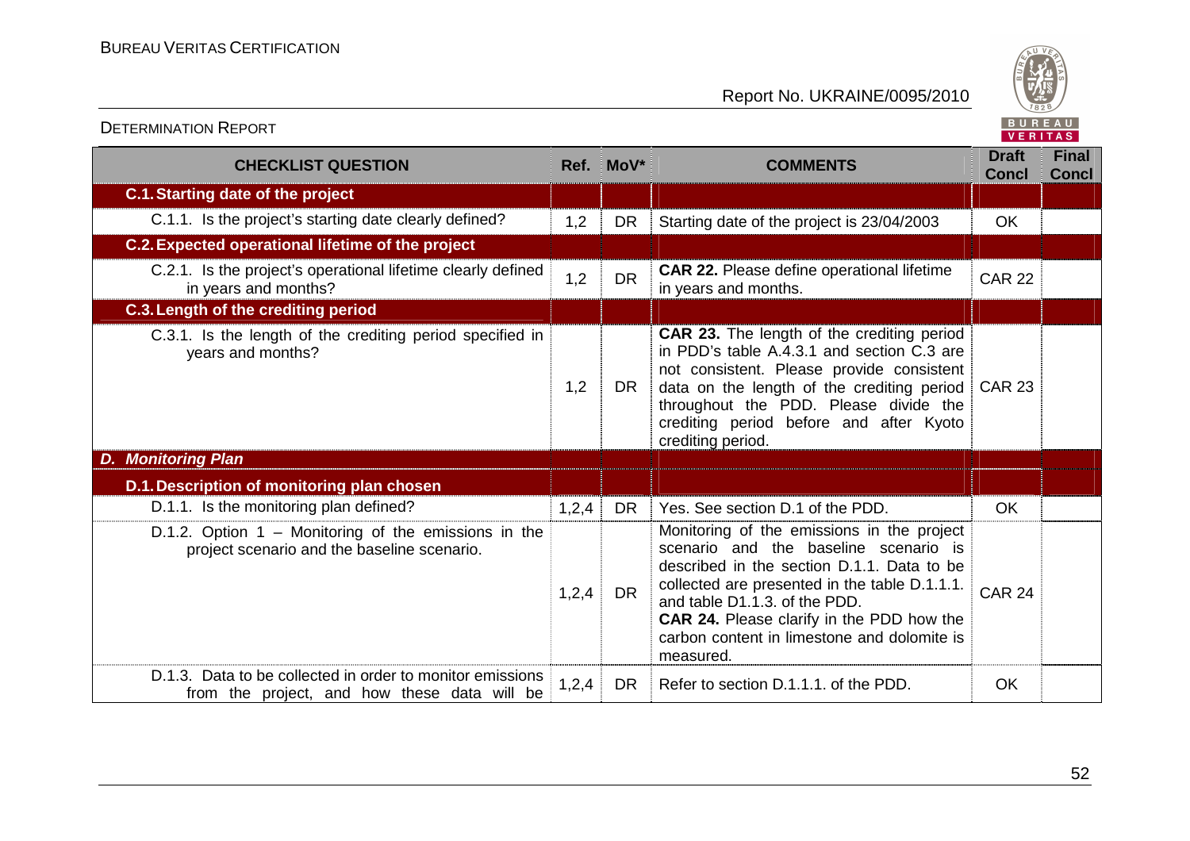| CHECKLIST QUESTION | Ref. | MoV* | COMMENTS | Draft Concl | Final Concl |
|---|---|---|---|---|---|
| **C.1. Starting date of the project** | | | | | |
| C.1.1. Is the project's starting date clearly defined? | 1,2 | DR | Starting date of the project is 23/04/2003 | OK | |
| **C.2. Expected operational lifetime of the project** | | | | | |
| C.2.1. Is the project's operational lifetime clearly defined in years and months? | 1,2 | DR | **CAR 22.** Please define operational lifetime in years and months. | CAR 22 | |
| **C.3. Length of the crediting period** | | | | | |
| C.3.1. Is the length of the crediting period specified in years and months? | 1,2 | DR | **CAR 23.** The length of the crediting period in PDD's table A.4.3.1 and section C.3 are not consistent. Please provide consistent data on the length of the crediting period throughout the PDD. Please divide the crediting period before and after Kyoto crediting period. | CAR 23 | |
| ***D. Monitoring Plan*** | | | | | |
| **D.1. Description of monitoring plan chosen** | | | | | |
| D.1.1. Is the monitoring plan defined? | 1,2,4 | DR | Yes. See section D.1 of the PDD. | OK | |
| D.1.2. Option 1 – Monitoring of the emissions in the project scenario and the baseline scenario. | 1,2,4 | DR | Monitoring of the emissions in the project scenario and the baseline scenario is described in the section D.1.1. Data to be collected are presented in the table D.1.1.1. and table D1.1.3. of the PDD. **CAR 24.** Please clarify in the PDD how the carbon content in limestone and dolomite is measured. | CAR 24 | |
| D.1.3. Data to be collected in order to monitor emissions from the project, and how these data will be | 1,2,4 | DR | Refer to section D.1.1.1. of the PDD. | OK | |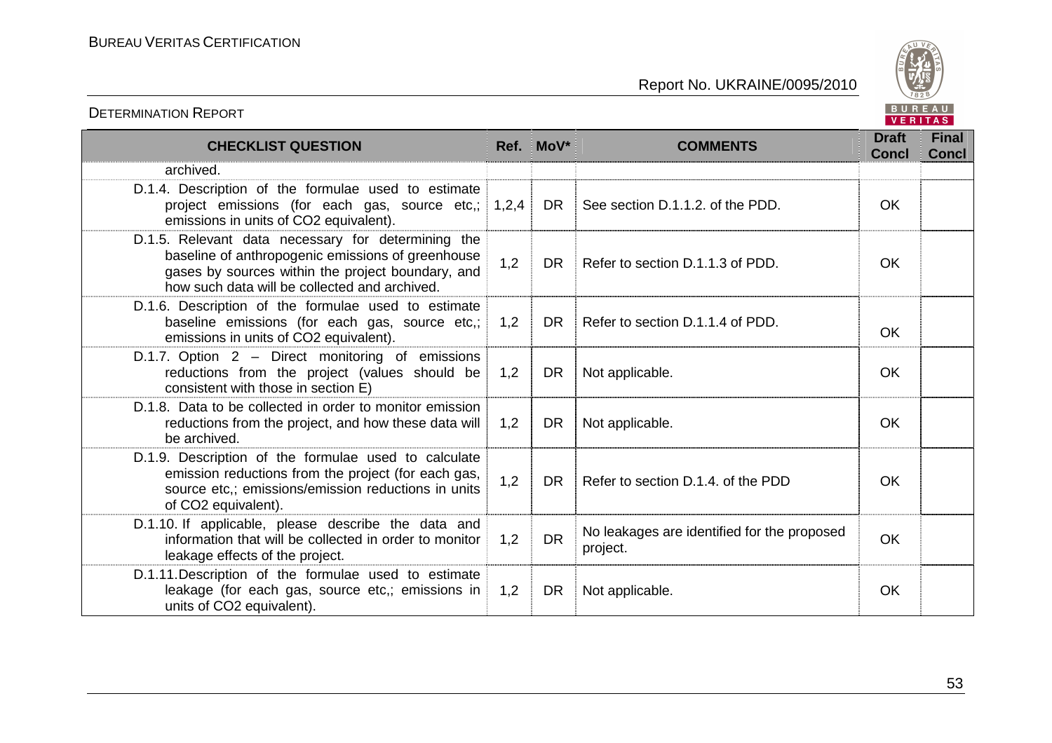| CHECKLIST QUESTION | Ref. | MoV* | COMMENTS | Draft Concl | Final Concl |
|---|---|---|---|---|---|
| archived. | | | | | |
| D.1.4. Description of the formulae used to estimate project emissions (for each gas, source etc,; emissions in units of CO2 equivalent). | 1,2,4 | DR | See section D.1.1.2. of the PDD. | OK | |
| D.1.5. Relevant data necessary for determining the baseline of anthropogenic emissions of greenhouse gases by sources within the project boundary, and how such data will be collected and archived. | 1,2 | DR | Refer to section D.1.1.3 of PDD. | OK | |
| D.1.6. Description of the formulae used to estimate baseline emissions (for each gas, source etc,; emissions in units of CO2 equivalent). | 1,2 | DR | Refer to section D.1.1.4 of PDD. | OK | |
| D.1.7. Option 2 – Direct monitoring of emissions reductions from the project (values should be consistent with those in section E) | 1,2 | DR | Not applicable. | OK | |
| D.1.8. Data to be collected in order to monitor emission reductions from the project, and how these data will be archived. | 1,2 | DR | Not applicable. | OK | |
| D.1.9. Description of the formulae used to calculate emission reductions from the project (for each gas, source etc,; emissions/emission reductions in units of CO2 equivalent). | 1,2 | DR | Refer to section D.1.4. of the PDD | OK | |
| D.1.10. If applicable, please describe the data and information that will be collected in order to monitor leakage effects of the project. | 1,2 | DR | No leakages are identified for the proposed project. | OK | |
| D.1.11.Description of the formulae used to estimate leakage (for each gas, source etc,; emissions in units of CO2 equivalent). | 1,2 | DR | Not applicable. | OK | |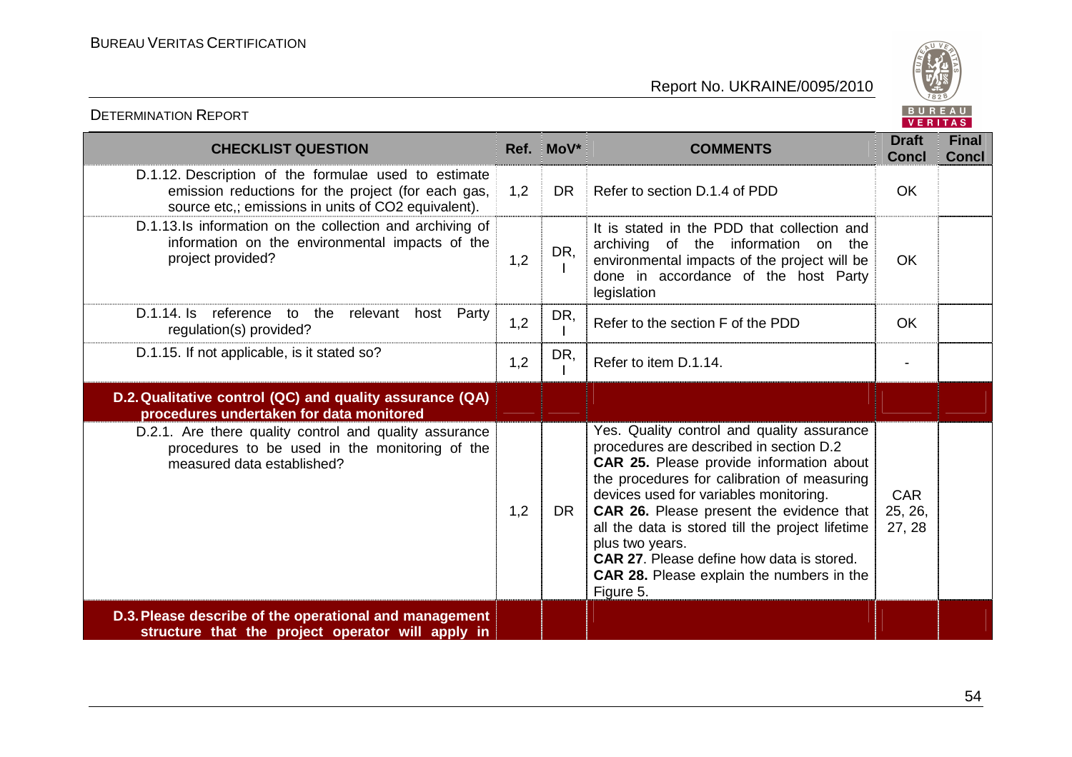| CHECKLIST QUESTION | Ref. | MoV* | COMMENTS | Draft Concl | Final Concl |
|---|---|---|---|---|---|
| D.1.12. Description of the formulae used to estimate emission reductions for the project (for each gas, source etc,; emissions in units of CO2 equivalent). | 1,2 | DR | Refer to section D.1.4 of PDD | OK | |
| D.1.13.Is information on the collection and archiving of information on the environmental impacts of the project provided? | 1,2 | DR, I | It is stated in the PDD that collection and archiving of the information on the environmental impacts of the project will be done in accordance of the host Party legislation | OK | |
| D.1.14. Is reference to the relevant host Party regulation(s) provided? | 1,2 | DR, I | Refer to the section F of the PDD | OK | |
| D.1.15. If not applicable, is it stated so? | 1,2 | DR, I | Refer to item D.1.14. | - | |
| **D.2. Qualitative control (QC) and quality assurance (QA) procedures undertaken for data monitored** | | | | | |
| D.2.1. Are there quality control and quality assurance procedures to be used in the monitoring of the measured data established? | 1,2 | DR | Yes. Quality control and quality assurance procedures are described in section D.2<br>**CAR 25.** Please provide information about the procedures for calibration of measuring devices used for variables monitoring.<br>**CAR 26.** Please present the evidence that all the data is stored till the project lifetime plus two years.<br>**CAR 27**. Please define how data is stored.<br>**CAR 28.** Please explain the numbers in the Figure 5. | CAR 25, 26, 27, 28 | |
| **D.3. Please describe of the operational and management structure that the project operator will apply in** | | | | | |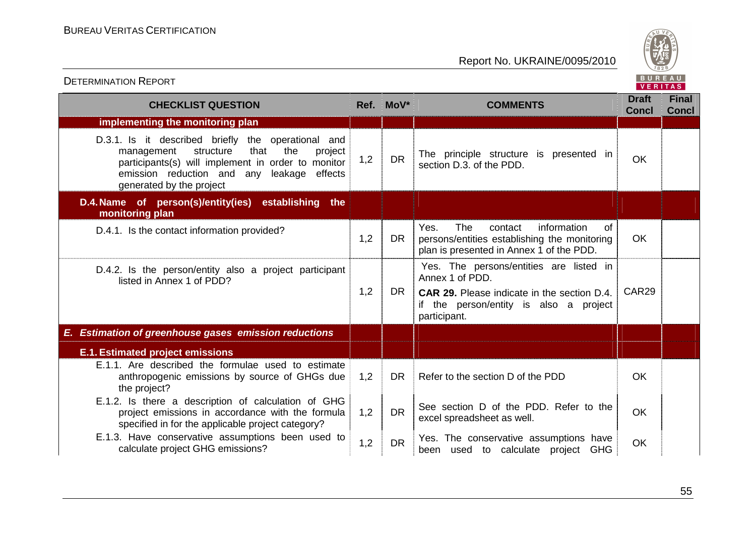| CHECKLIST QUESTION | Ref. | MoV* | COMMENTS | Draft Concl | Final Concl |
|---|---|---|---|---|---|
| **implementing the monitoring plan** | | | | | |
| D.3.1. Is it described briefly the operational and management structure that the project participants(s) will implement in order to monitor emission reduction and any leakage effects generated by the project | 1,2 | DR | The principle structure is presented in section D.3. of the PDD. | OK | |
| **D.4. Name of person(s)/entity(ies) establishing the monitoring plan** | | | | | |
| D.4.1. Is the contact information provided? | 1,2 | DR | Yes. The contact information of persons/entities establishing the monitoring plan is presented in Annex 1 of the PDD. | OK | |
| D.4.2. Is the person/entity also a project participant listed in Annex 1 of PDD? | 1,2 | DR | Yes. The persons/entities are listed in Annex 1 of PDD. **CAR 29.** Please indicate in the section D.4. if the person/entity is also a project participant. | CAR29 | |
| ***E. Estimation of greenhouse gases emission reductions*** | | | | | |
| **E.1. Estimated project emissions** | | | | | |
| E.1.1. Are described the formulae used to estimate anthropogenic emissions by source of GHGs due the project? | 1,2 | DR | Refer to the section D of the PDD | OK | |
| E.1.2. Is there a description of calculation of GHG project emissions in accordance with the formula specified in for the applicable project category? | 1,2 | DR | See section D of the PDD. Refer to the excel spreadsheet as well. | OK | |
| E.1.3. Have conservative assumptions been used to calculate project GHG emissions? | 1,2 | DR | Yes. The conservative assumptions have been used to calculate project GHG | OK | |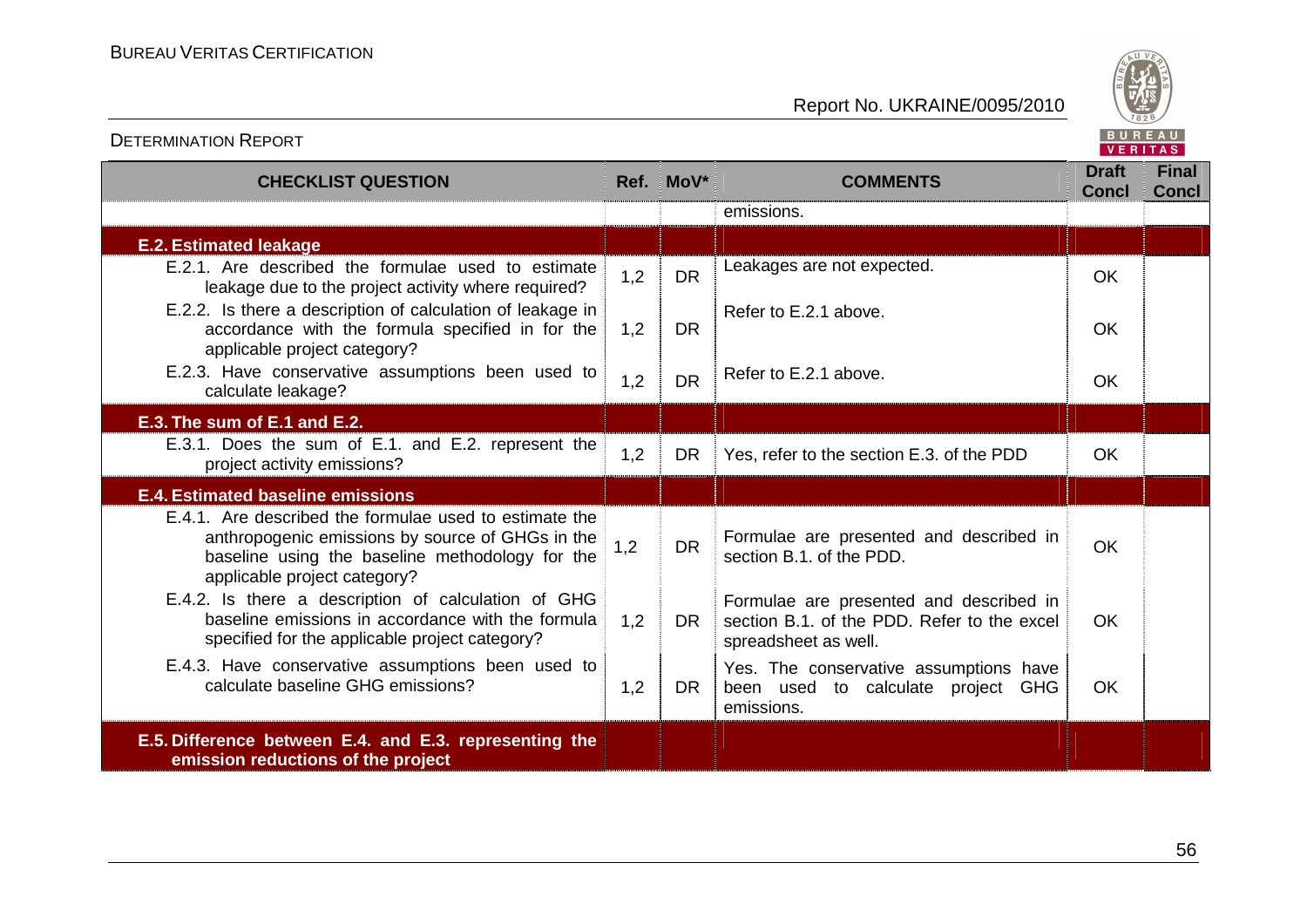| CHECKLIST QUESTION | Ref. | MoV* | COMMENTS | Draft Concl | Final Concl |
|---|---|---|---|---|---|
| | | | emissions. | | |
| **E.2. Estimated leakage** | | | | | |
| E.2.1. Are described the formulae used to estimate leakage due to the project activity where required? | 1,2 | DR | Leakages are not expected. | OK | |
| E.2.2. Is there a description of calculation of leakage in accordance with the formula specified in for the applicable project category? | 1,2 | DR | Refer to E.2.1 above. | OK | |
| E.2.3. Have conservative assumptions been used to calculate leakage? | 1,2 | DR | Refer to E.2.1 above. | OK | |
| **E.3. The sum of E.1 and E.2.** | | | | | |
| E.3.1. Does the sum of E.1. and E.2. represent the project activity emissions? | 1,2 | DR | Yes, refer to the section E.3. of the PDD | OK | |
| **E.4. Estimated baseline emissions** | | | | | |
| E.4.1. Are described the formulae used to estimate the anthropogenic emissions by source of GHGs in the baseline using the baseline methodology for the applicable project category? | 1,2 | DR | Formulae are presented and described in section B.1. of the PDD. | OK | |
| E.4.2. Is there a description of calculation of GHG baseline emissions in accordance with the formula specified for the applicable project category? | 1,2 | DR | Formulae are presented and described in section B.1. of the PDD. Refer to the excel spreadsheet as well. | OK | |
| E.4.3. Have conservative assumptions been used to calculate baseline GHG emissions? | 1,2 | DR | Yes. The conservative assumptions have been used to calculate project GHG emissions. | OK | |
| **E.5. Difference between E.4. and E.3. representing the emission reductions of the project** | | | | | |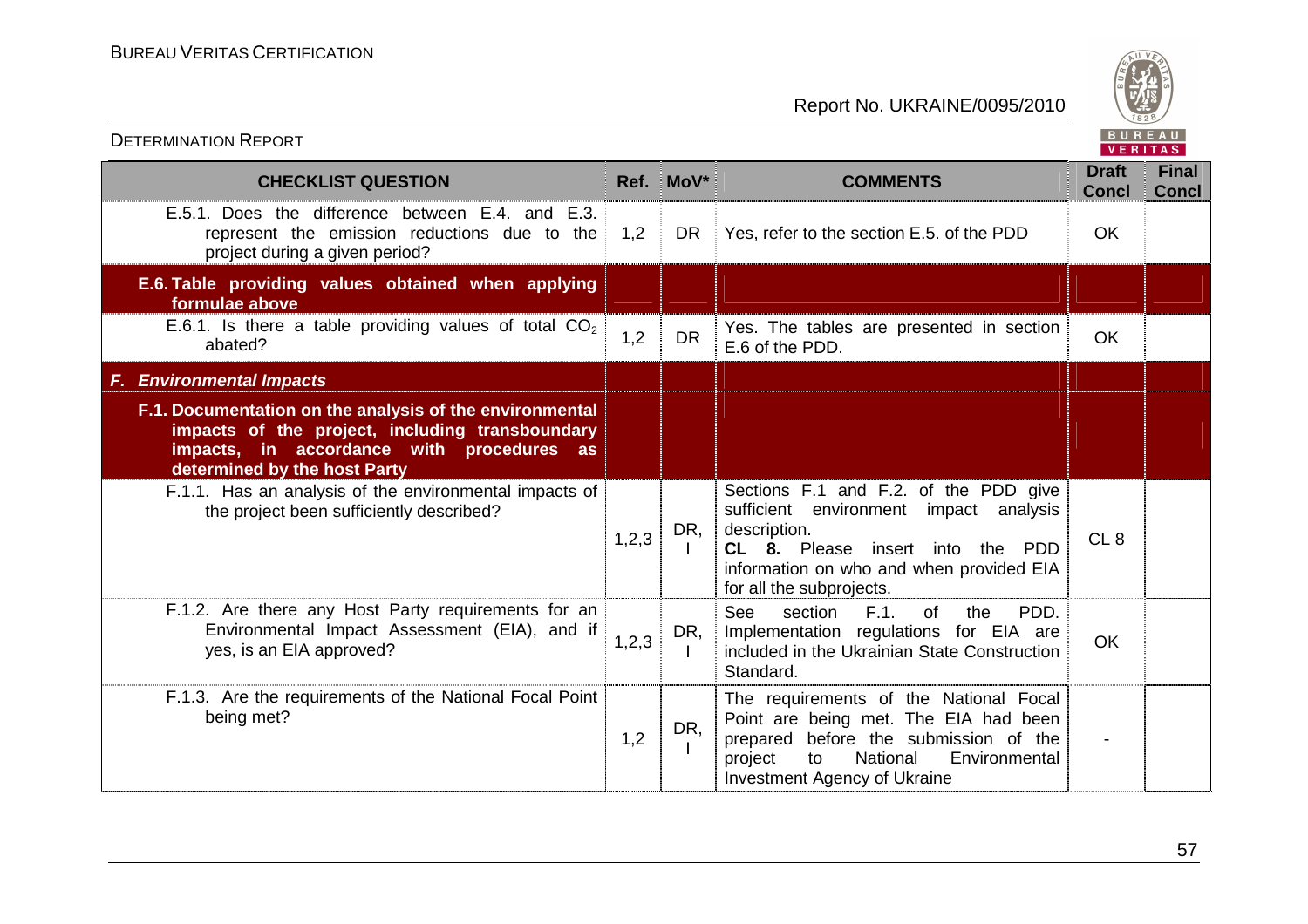| CHECKLIST QUESTION | Ref. | MoV* | COMMENTS | Draft Concl | Final Concl |
|---|---|---|---|---|---|
| E.5.1. Does the difference between E.4. and E.3. represent the emission reductions due to the project during a given period? | 1,2 | DR | Yes, refer to the section E.5. of the PDD | OK | |
| **E.6. Table providing values obtained when applying formulae above** | | | | | |
| E.6.1. Is there a table providing values of total $CO_2$ abated? | 1,2 | DR | Yes. The tables are presented in section E.6 of the PDD. | OK | |
| ***F. Environmental Impacts*** | | | | | |
| **F.1. Documentation on the analysis of the environmental impacts of the project, including transboundary impacts, in accordance with procedures as determined by the host Party** | | | | | |
| F.1.1. Has an analysis of the environmental impacts of the project been sufficiently described? | 1,2,3 | DR, I | Sections F.1 and F.2. of the PDD give sufficient environment impact analysis description.<br>**CL 8.** Please insert into the PDD information on who and when provided EIA for all the subprojects. | CL 8 | |
| F.1.2. Are there any Host Party requirements for an Environmental Impact Assessment (EIA), and if yes, is an EIA approved? | 1,2,3 | DR, I | See section F.1. of the PDD. Implementation regulations for EIA are included in the Ukrainian State Construction Standard. | OK | |
| F.1.3. Are the requirements of the National Focal Point being met? | 1,2 | DR, I | The requirements of the National Focal Point are being met. The EIA had been prepared before the submission of the project to National Environmental Investment Agency of Ukraine | - | |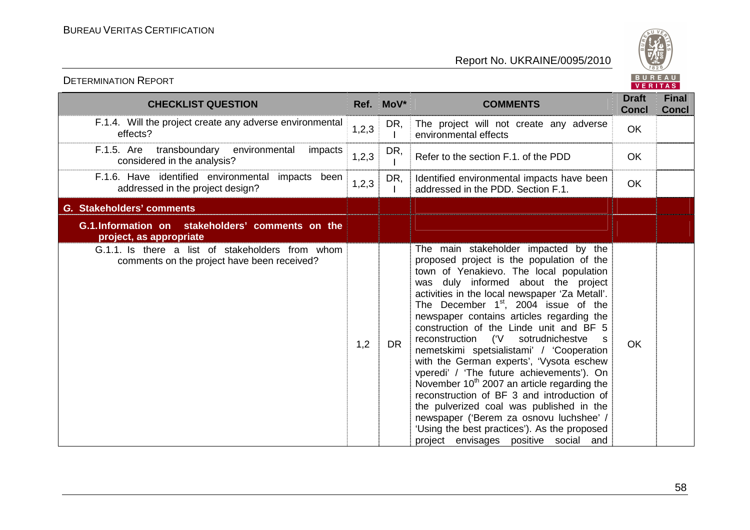| CHECKLIST QUESTION | Ref. | MoV* | COMMENTS | Draft Concl | Final Concl |
|---|---|---|---|---|---|
| F.1.4. Will the project create any adverse environmental effects? | 1,2,3 | DR, I | The project will not create any adverse environmental effects | OK | |
| F.1.5. Are transboundary environmental impacts considered in the analysis? | 1,2,3 | DR, I | Refer to the section F.1. of the PDD | OK | |
| F.1.6. Have identified environmental impacts been addressed in the project design? | 1,2,3 | DR, I | Identified environmental impacts have been addressed in the PDD. Section F.1. | OK | |
| ***G. Stakeholders' comments*** | | | | | |
| **G.1.Information on stakeholders' comments on the project, as appropriate** | | | | | |
| G.1.1. Is there a list of stakeholders from whom comments on the project have been received? | 1,2 | DR | The main stakeholder impacted by the proposed project is the population of the town of Yenakievo. The local population was duly informed about the project activities in the local newspaper 'Za Metall'. The December 1st, 2004 issue of the newspaper contains articles regarding the construction of the Linde unit and BF 5 reconstruction ('V sotrudnichestve s nemetskimi spetsialistami' / 'Cooperation with the German experts', 'Vysota eschew vperedi' / 'The future achievements'). On November 10th 2007 an article regarding the reconstruction of BF 3 and introduction of the pulverized coal was published in the newspaper ('Berem za osnovu luchshee' / 'Using the best practices'). As the proposed project envisages positive social and | OK | |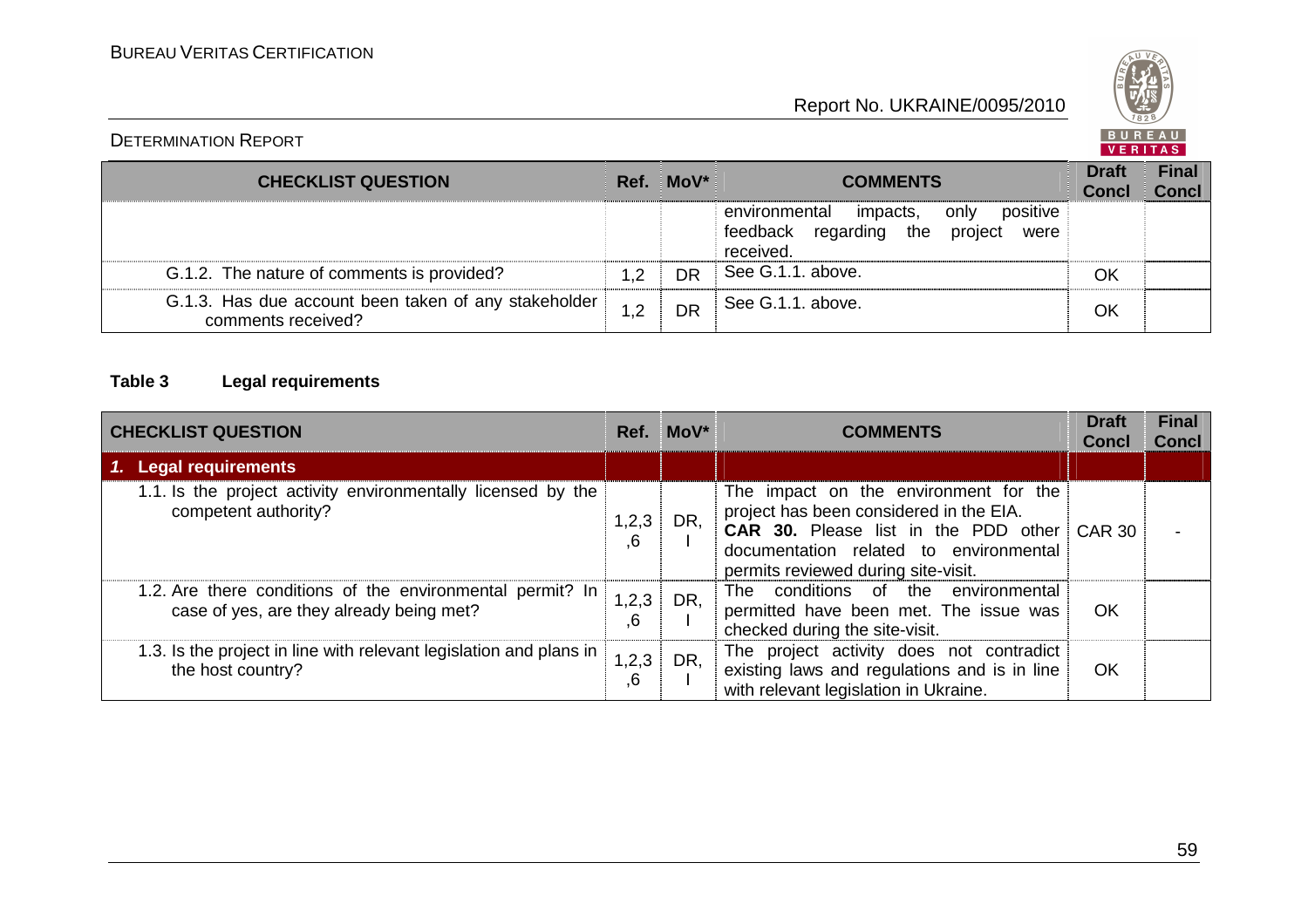| CHECKLIST QUESTION | Ref. | MoV* | COMMENTS | Draft Concl | Final Concl |
|---|---|---|---|---|---|
| | | | environmental impacts, only positive feedback regarding the project were received. | | |
| G.1.2. The nature of comments is provided? | 1,2 | DR | See G.1.1. above. | OK | |
| G.1.3. Has due account been taken of any stakeholder comments received? | 1,2 | DR | See G.1.1. above. | OK | |

**Table 3 Legal requirements**

| CHECKLIST QUESTION | Ref. | MoV* | COMMENTS | Draft Concl | Final Concl |
|---|---|---|---|---|---|
| ***1. Legal requirements*** | | | | | |
| 1.1. Is the project activity environmentally licensed by the competent authority? | 1,2,3,6 | DR, I | The impact on the environment for the project has been considered in the EIA. **CAR 30.** Please list in the PDD other documentation related to environmental permits reviewed during site-visit. | CAR 30 | - |
| 1.2. Are there conditions of the environmental permit? In case of yes, are they already being met? | 1,2,3,6 | DR, I | The conditions of the environmental permitted have been met. The issue was checked during the site-visit. | OK | |
| 1.3. Is the project in line with relevant legislation and plans in the host country? | 1,2,3,6 | DR, I | The project activity does not contradict existing laws and regulations and is in line with relevant legislation in Ukraine. | OK | |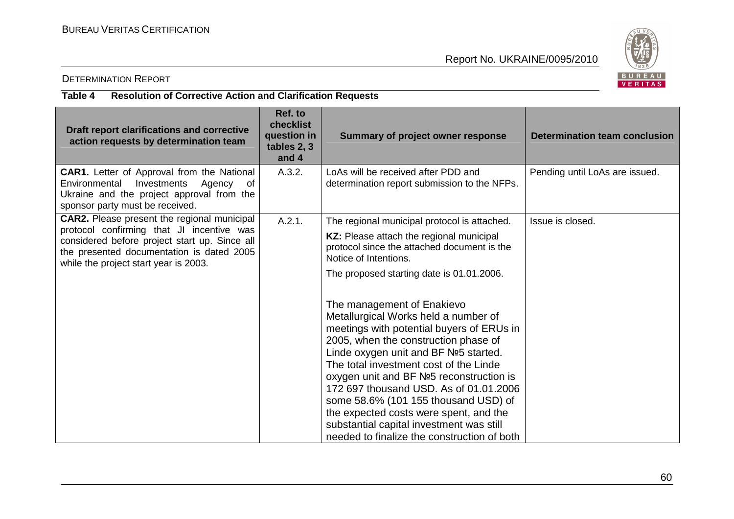DETERMINATION REPORT

**Table 4 Resolution of Corrective Action and Clarification Requests**

| Draft report clarifications and corrective action requests by determination team | Ref. to checklist question in tables 2, 3 and 4 | Summary of project owner response | Determination team conclusion |
|---|---|---|---|
| **CAR1.** Letter of Approval from the National Environmental Investments Agency of Ukraine and the project approval from the sponsor party must be received. | A.3.2. | LoAs will be received after PDD and determination report submission to the NFPs. | Pending until LoAs are issued. |
| **CAR2.** Please present the regional municipal protocol confirming that JI incentive was considered before project start up. Since all the presented documentation is dated 2005 while the project start year is 2003. | A.2.1. | The regional municipal protocol is attached.<br><br>**KZ:** Please attach the regional municipal protocol since the attached document is the Notice of Intentions.<br><br>The proposed starting date is 01.01.2006.<br><br>The management of Enakievo Metallurgical Works held a number of meetings with potential buyers of ERUs in 2005, when the construction phase of Linde oxygen unit and BF №5 started. The total investment cost of the Linde oxygen unit and BF №5 reconstruction is 172 697 thousand USD. As of 01.01.2006 some 58.6% (101 155 thousand USD) of the expected costs were spent, and the substantial capital investment was still needed to finalize the construction of both | Issue is closed. |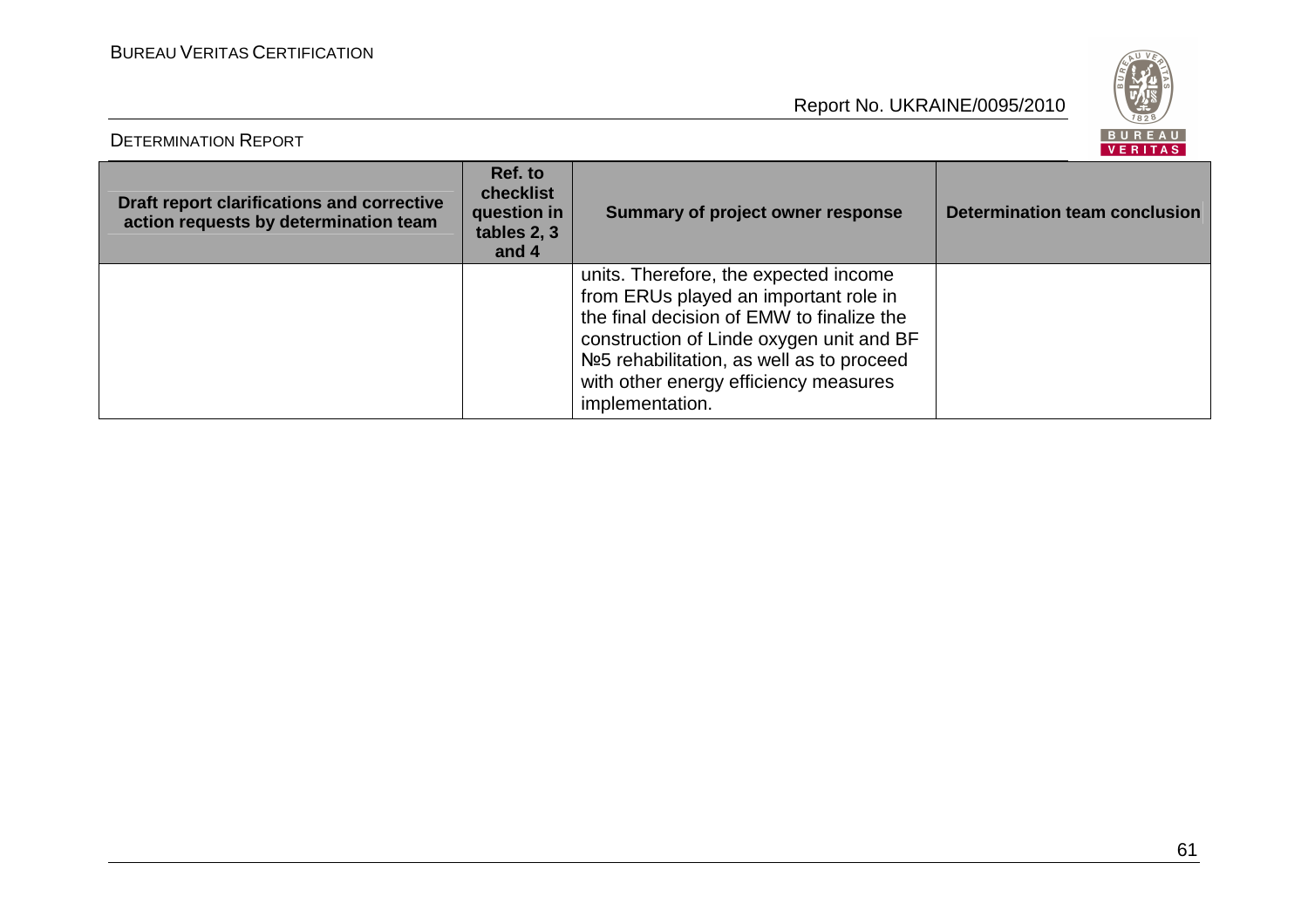| Draft report clarifications and corrective action requests by determination team | Ref. to checklist question in tables 2, 3 and 4 | Summary of project owner response | Determination team conclusion |
|---|---|---|---|
| | | units. Therefore, the expected income from ERUs played an important role in the final decision of EMW to finalize the construction of Linde oxygen unit and BF №5 rehabilitation, as well as to proceed with other energy efficiency measures implementation. | |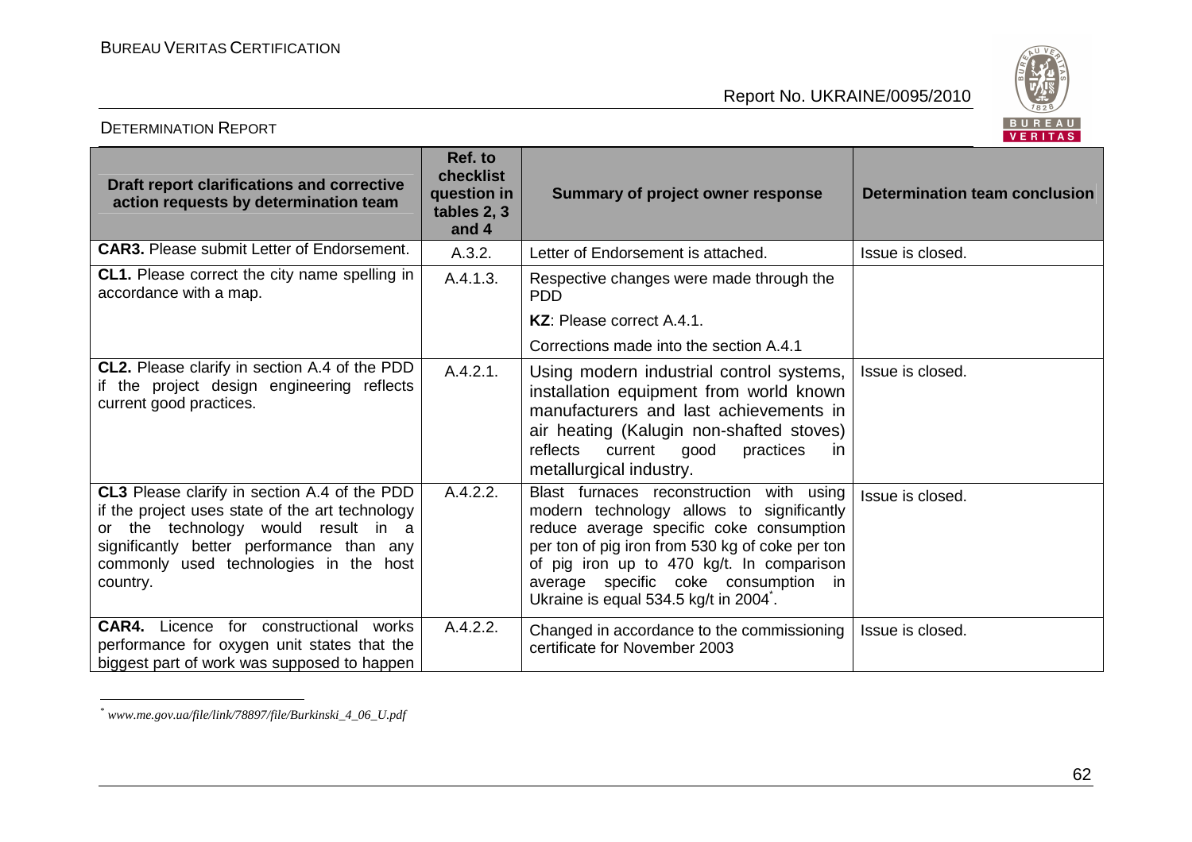| Draft report clarifications and corrective action requests by determination team | Ref. to checklist question in tables 2, 3 and 4 | Summary of project owner response | Determination team conclusion |
|---|---|---|---|
| **CAR3.** Please submit Letter of Endorsement. | A.3.2. | Letter of Endorsement is attached. | Issue is closed. |
| **CL1.** Please correct the city name spelling in accordance with a map. | A.4.1.3. | Respective changes were made through the PDD | |
| | | **KZ**: Please correct A.4.1. | |
| | | Corrections made into the section A.4.1 | |
| **CL2.** Please clarify in section A.4 of the PDD if the project design engineering reflects current good practices. | A.4.2.1. | Using modern industrial control systems, installation equipment from world known manufacturers and last achievements in air heating (Kalugin non-shafted stoves) reflects current good practices in metallurgical industry. | Issue is closed. |
| **CL3** Please clarify in section A.4 of the PDD if the project uses state of the art technology or the technology would result in a significantly better performance than any commonly used technologies in the host country. | A.4.2.2. | Blast furnaces reconstruction with using modern technology allows to significantly reduce average specific coke consumption per ton of pig iron from 530 kg of coke per ton of pig iron up to 470 kg/t. In comparison average specific coke consumption in Ukraine is equal 534.5 kg/t in 2004*. | Issue is closed. |
| **CAR4.** Licence for constructional works performance for oxygen unit states that the biggest part of work was supposed to happen | A.4.2.2. | Changed in accordance to the commissioning certificate for November 2003 | Issue is closed. |

* *www.me.gov.ua/file/link/78897/file/Burkinski_4_06_U.pdf*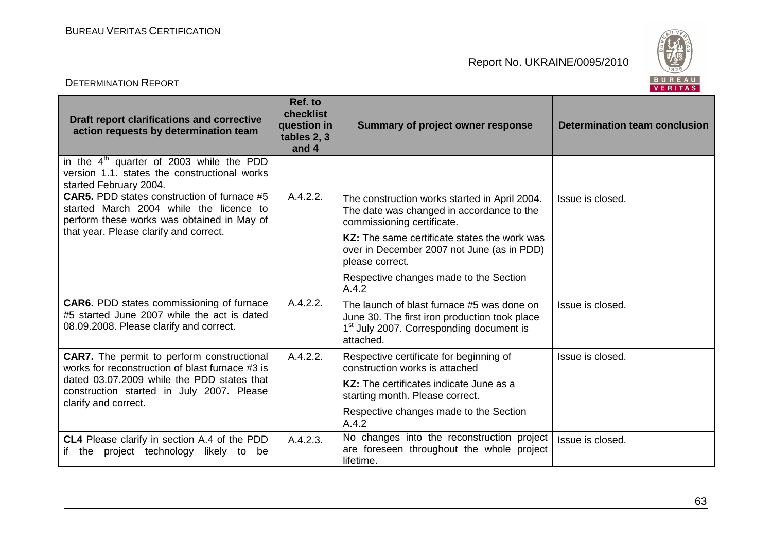| Draft report clarifications and corrective action requests by determination team | Ref. to checklist question in tables 2, 3 and 4 | Summary of project owner response | Determination team conclusion |
|---|---|---|---|
| in the 4[th] quarter of 2003 while the PDD version 1.1. states the constructional works started February 2004. | | | |
| **CAR5.** PDD states construction of furnace #5 started March 2004 while the licence to perform these works was obtained in May of that year. Please clarify and correct. | A.4.2.2. | The construction works started in April 2004. The date was changed in accordance to the commissioning certificate.<br>**KZ:** The same certificate states the work was over in December 2007 not June (as in PDD) please correct.<br>Respective changes made to the Section A.4.2 | Issue is closed. |
| **CAR6.** PDD states commissioning of furnace #5 started June 2007 while the act is dated 08.09.2008. Please clarify and correct. | A.4.2.2. | The launch of blast furnace #5 was done on June 30. The first iron production took place 1[st] July 2007. Corresponding document is attached. | Issue is closed. |
| **CAR7.** The permit to perform constructional works for reconstruction of blast furnace #3 is dated 03.07.2009 while the PDD states that construction started in July 2007. Please clarify and correct. | A.4.2.2. | Respective certificate for beginning of construction works is attached<br>**KZ:** The certificates indicate June as a starting month. Please correct.<br>Respective changes made to the Section A.4.2 | Issue is closed. |
| **CL4** Please clarify in section A.4 of the PDD if the project technology likely to be | A.4.2.3. | No changes into the reconstruction project are foreseen throughout the whole project lifetime. | Issue is closed. |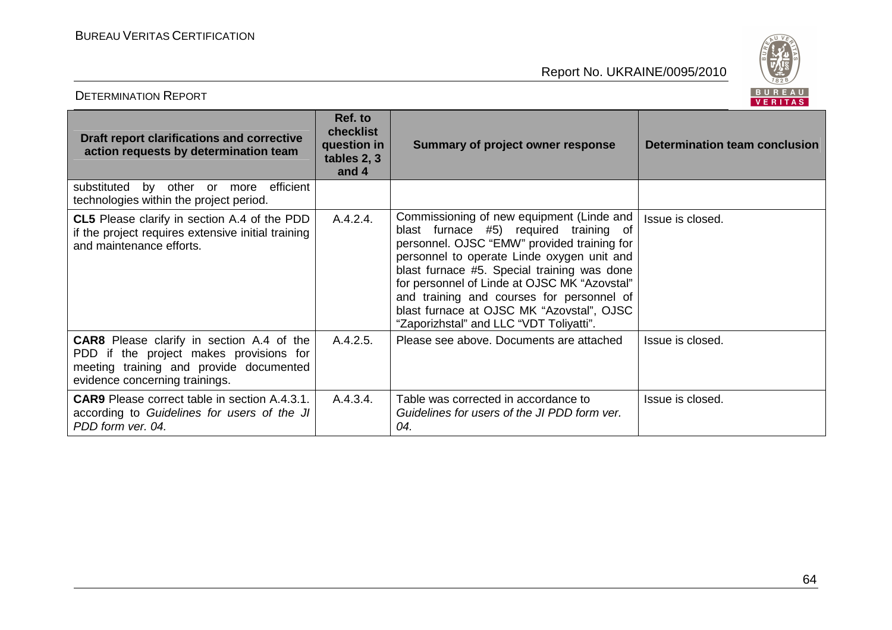| Draft report clarifications and corrective action requests by determination team | Ref. to checklist question in tables 2, 3 and 4 | Summary of project owner response | Determination team conclusion |
|---|---|---|---|
| substituted by other or more efficient technologies within the project period. | | | |
| **CL5** Please clarify in section A.4 of the PDD if the project requires extensive initial training and maintenance efforts. | A.4.2.4. | Commissioning of new equipment (Linde and blast furnace #5) required training of personnel. OJSC "EMW" provided training for personnel to operate Linde oxygen unit and blast furnace #5. Special training was done for personnel of Linde at OJSC MK "Azovstal" and training and courses for personnel of blast furnace at OJSC MK "Azovstal", OJSC "Zaporizhstal" and LLC "VDT Toliyatti". | Issue is closed. |
| **CAR8** Please clarify in section A.4 of the PDD if the project makes provisions for meeting training and provide documented evidence concerning trainings. | A.4.2.5. | Please see above. Documents are attached | Issue is closed. |
| **CAR9** Please correct table in section A.4.3.1. according to *Guidelines for users of the JI PDD form ver. 04.* | A.4.3.4. | Table was corrected in accordance to *Guidelines for users of the JI PDD form ver. 04.* | Issue is closed. |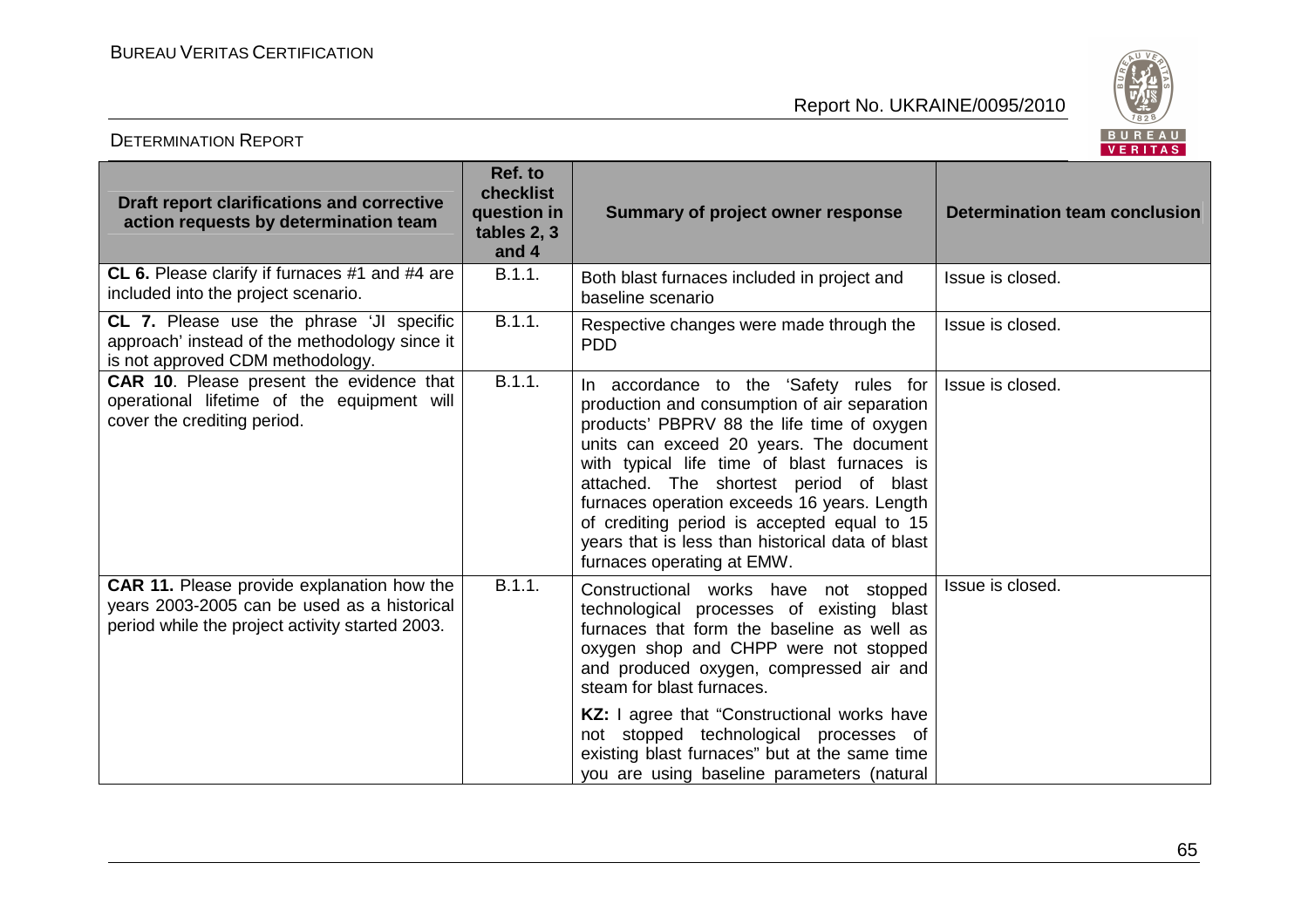| Draft report clarifications and corrective action requests by determination team | Ref. to checklist question in tables 2, 3 and 4 | Summary of project owner response | Determination team conclusion |
|---|---|---|---|
| **CL 6.** Please clarify if furnaces #1 and #4 are included into the project scenario. | B.1.1. | Both blast furnaces included in project and baseline scenario | Issue is closed. |
| **CL 7.** Please use the phrase 'JI specific approach' instead of the methodology since it is not approved CDM methodology. | B.1.1. | Respective changes were made through the PDD | Issue is closed. |
| **CAR 10**. Please present the evidence that operational lifetime of the equipment will cover the crediting period. | B.1.1. | In accordance to the 'Safety rules for production and consumption of air separation products' PBPRV 88 the life time of oxygen units can exceed 20 years. The document with typical life time of blast furnaces is attached. The shortest period of blast furnaces operation exceeds 16 years. Length of crediting period is accepted equal to 15 years that is less than historical data of blast furnaces operating at EMW. | Issue is closed. |
| **CAR 11.** Please provide explanation how the years 2003-2005 can be used as a historical period while the project activity started 2003. | B.1.1. | Constructional works have not stopped technological processes of existing blast furnaces that form the baseline as well as oxygen shop and CHPP were not stopped and produced oxygen, compressed air and steam for blast furnaces.<br><br>**KZ:** I agree that "Constructional works have not stopped technological processes of existing blast furnaces" but at the same time you are using baseline parameters (natural | Issue is closed. |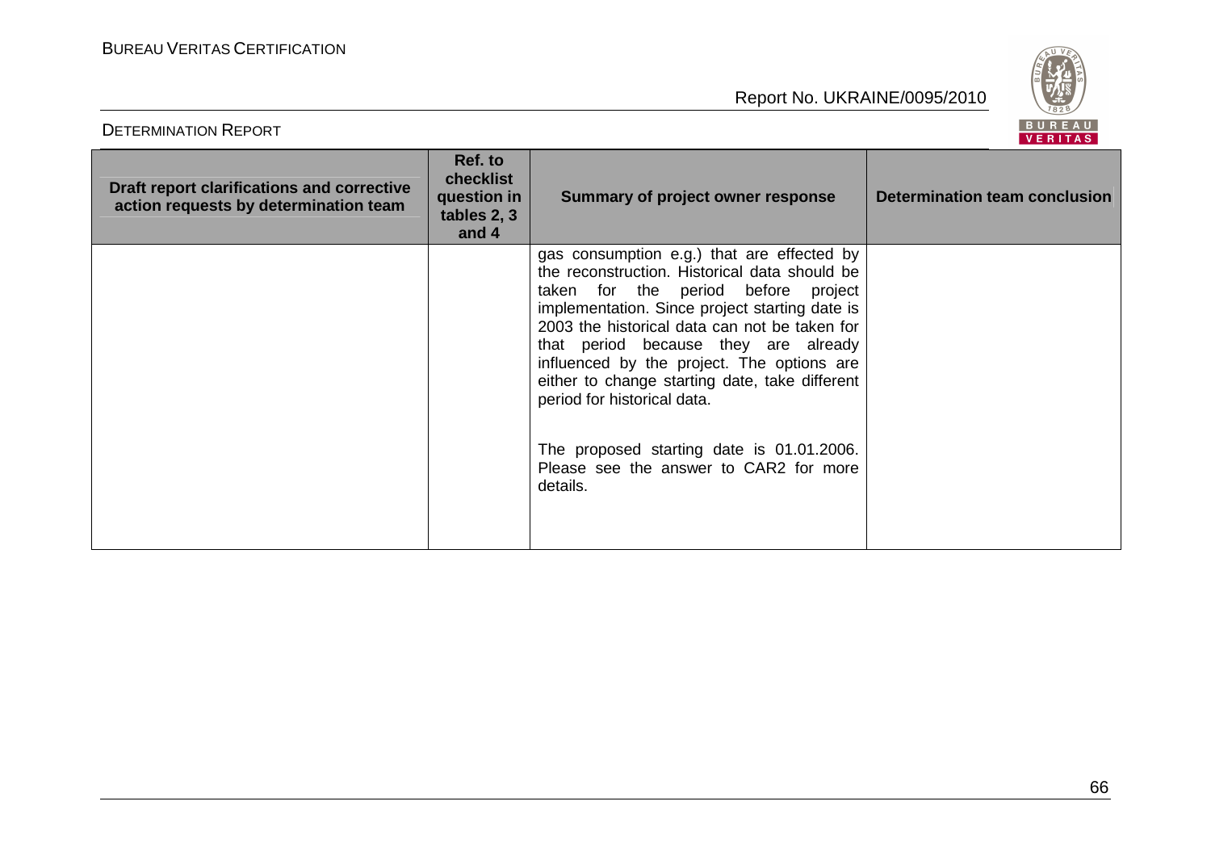| Draft report clarifications and corrective action requests by determination team | Ref. to checklist question in tables 2, 3 and 4 | Summary of project owner response | Determination team conclusion |
|---|---|---|---|
| | | gas consumption e.g.) that are effected by the reconstruction. Historical data should be taken for the period before project implementation. Since project starting date is 2003 the historical data can not be taken for that period because they are already influenced by the project. The options are either to change starting date, take different period for historical data.<br><br>The proposed starting date is 01.01.2006. Please see the answer to CAR2 for more details. | |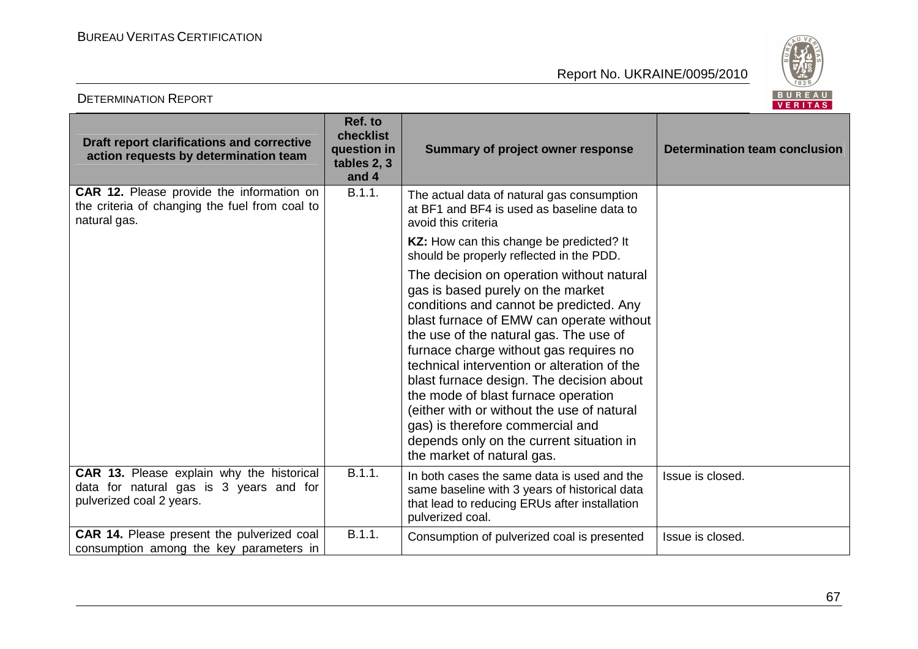| Draft report clarifications and corrective action requests by determination team | Ref. to checklist question in tables 2, 3 and 4 | Summary of project owner response | Determination team conclusion |
|---|---|---|---|
| **CAR 12.** Please provide the information on the criteria of changing the fuel from coal to natural gas. | B.1.1. | The actual data of natural gas consumption at BF1 and BF4 is used as baseline data to avoid this criteria<br><br>**KZ:** How can this change be predicted? It should be properly reflected in the PDD.<br><br>The decision on operation without natural gas is based purely on the market conditions and cannot be predicted. Any blast furnace of EMW can operate without the use of the natural gas. The use of furnace charge without gas requires no technical intervention or alteration of the blast furnace design. The decision about the mode of blast furnace operation (either with or without the use of natural gas) is therefore commercial and depends only on the current situation in the market of natural gas. | |
| **CAR 13.** Please explain why the historical data for natural gas is 3 years and for pulverized coal 2 years. | B.1.1. | In both cases the same data is used and the same baseline with 3 years of historical data that lead to reducing ERUs after installation pulverized coal. | Issue is closed. |
| **CAR 14.** Please present the pulverized coal consumption among the key parameters in | B.1.1. | Consumption of pulverized coal is presented | Issue is closed. |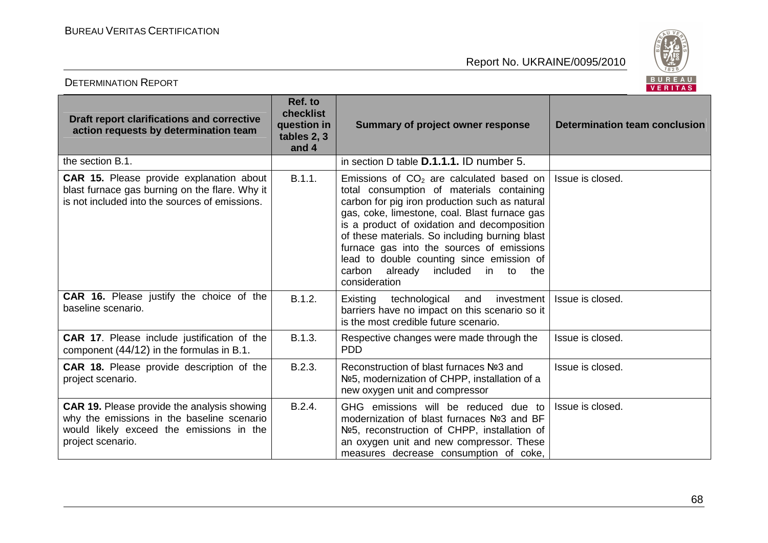| Draft report clarifications and corrective action requests by determination team | Ref. to checklist question in tables 2, 3 and 4 | Summary of project owner response | Determination team conclusion |
|---|---|---|---|
| the section B.1. | | in section D table **D.1.1.1.** ID number 5. | |
| **CAR 15.** Please provide explanation about blast furnace gas burning on the flare. Why it is not included into the sources of emissions. | B.1.1. | Emissions of $CO_2$ are calculated based on total consumption of materials containing carbon for pig iron production such as natural gas, coke, limestone, coal. Blast furnace gas is a product of oxidation and decomposition of these materials. So including burning blast furnace gas into the sources of emissions lead to double counting since emission of carbon already included in to the consideration | Issue is closed. |
| **CAR 16.** Please justify the choice of the baseline scenario. | B.1.2. | Existing technological and investment barriers have no impact on this scenario so it is the most credible future scenario. | Issue is closed. |
| **CAR 17**. Please include justification of the component (44/12) in the formulas in B.1. | B.1.3. | Respective changes were made through the PDD | Issue is closed. |
| **CAR 18.** Please provide description of the project scenario. | B.2.3. | Reconstruction of blast furnaces №3 and №5, modernization of CHPP, installation of a new oxygen unit and compressor | Issue is closed. |
| **CAR 19.** Please provide the analysis showing why the emissions in the baseline scenario would likely exceed the emissions in the project scenario. | B.2.4. | GHG emissions will be reduced due to modernization of blast furnaces №3 and BF №5, reconstruction of CHPP, installation of an oxygen unit and new compressor. These measures decrease consumption of coke, | Issue is closed. |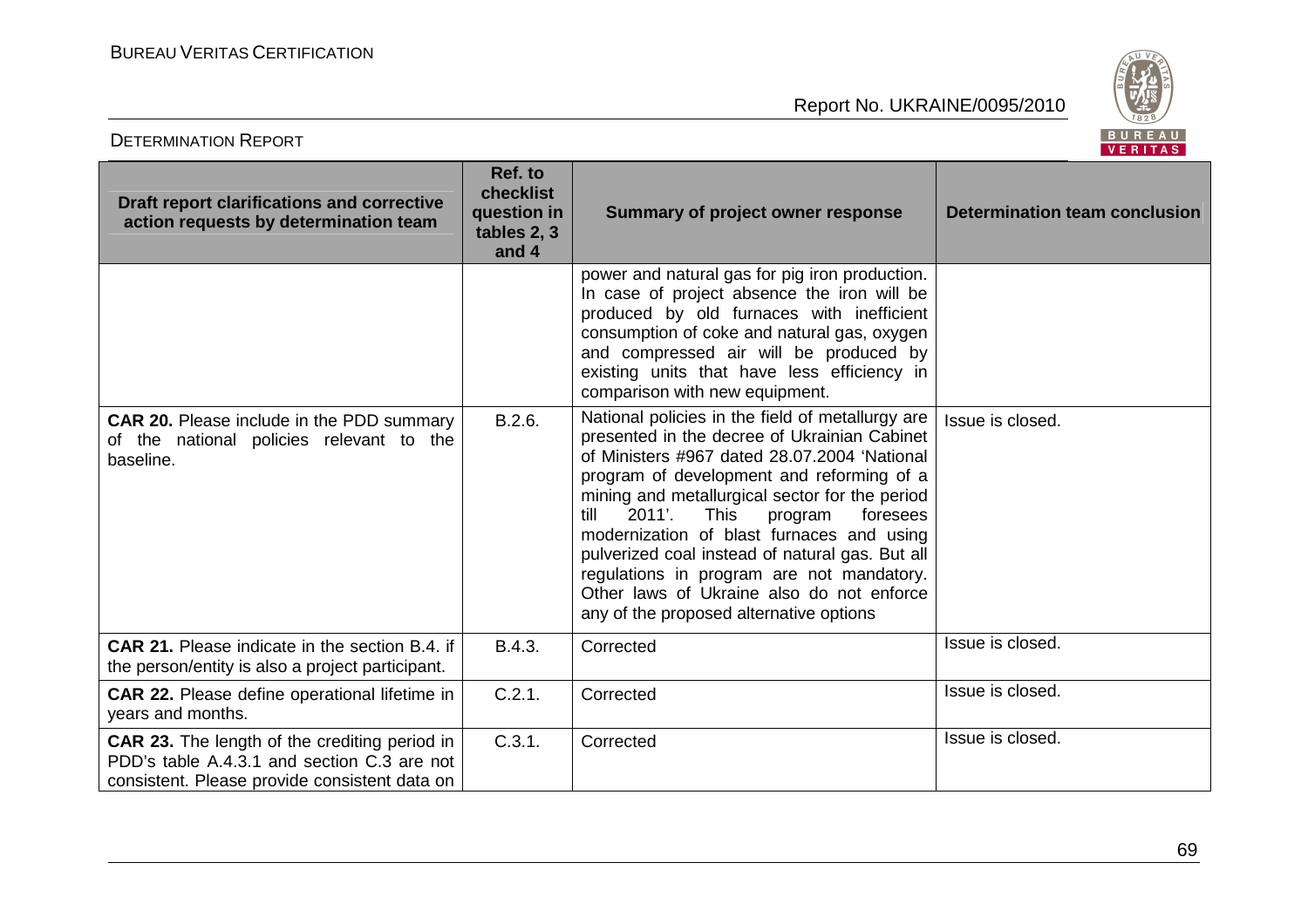| Draft report clarifications and corrective action requests by determination team | Ref. to checklist question in tables 2, 3 and 4 | Summary of project owner response | Determination team conclusion |
|---|---|---|---|
| | | power and natural gas for pig iron production. In case of project absence the iron will be produced by old furnaces with inefficient consumption of coke and natural gas, oxygen and compressed air will be produced by existing units that have less efficiency in comparison with new equipment. | |
| **CAR 20.** Please include in the PDD summary of the national policies relevant to the baseline. | B.2.6. | National policies in the field of metallurgy are presented in the decree of Ukrainian Cabinet of Ministers #967 dated 28.07.2004 'National program of development and reforming of a mining and metallurgical sector for the period till 2011'. This program foresees modernization of blast furnaces and using pulverized coal instead of natural gas. But all regulations in program are not mandatory. Other laws of Ukraine also do not enforce any of the proposed alternative options | Issue is closed. |
| **CAR 21.** Please indicate in the section B.4. if the person/entity is also a project participant. | B.4.3. | Corrected | Issue is closed. |
| **CAR 22.** Please define operational lifetime in years and months. | C.2.1. | Corrected | Issue is closed. |
| **CAR 23.** The length of the crediting period in PDD's table A.4.3.1 and section C.3 are not consistent. Please provide consistent data on | C.3.1. | Corrected | Issue is closed. |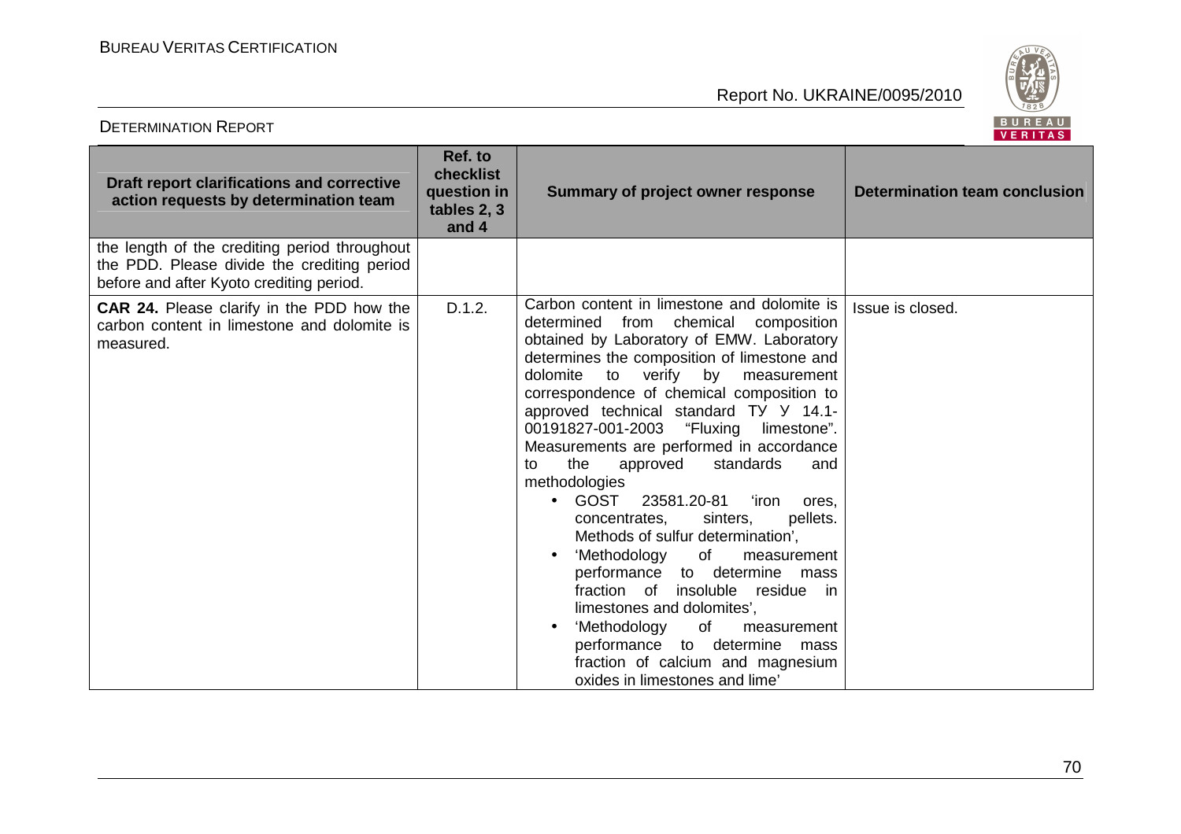| Draft report clarifications and corrective action requests by determination team | Ref. to checklist question in tables 2, 3 and 4 | Summary of project owner response | Determination team conclusion |
|---|---|---|---|
| the length of the crediting period throughout the PDD. Please divide the crediting period before and after Kyoto crediting period. | | | |
| **CAR 24.** Please clarify in the PDD how the carbon content in limestone and dolomite is measured. | D.1.2. | Carbon content in limestone and dolomite is determined from chemical composition obtained by Laboratory of EMW. Laboratory determines the composition of limestone and dolomite to verify by measurement correspondence of chemical composition to approved technical standard ТУ У 14.1-00191827-001-2003 "Fluxing limestone". Measurements are performed in accordance to the approved standards and methodologies<br>• GOST 23581.20-81 'iron ores, concentrates, sinters, pellets. Methods of sulfur determination',<br>• 'Methodology of measurement performance to determine mass fraction of insoluble residue in limestones and dolomites',<br>• 'Methodology of measurement performance to determine mass fraction of calcium and magnesium oxides in limestones and lime' | Issue is closed. |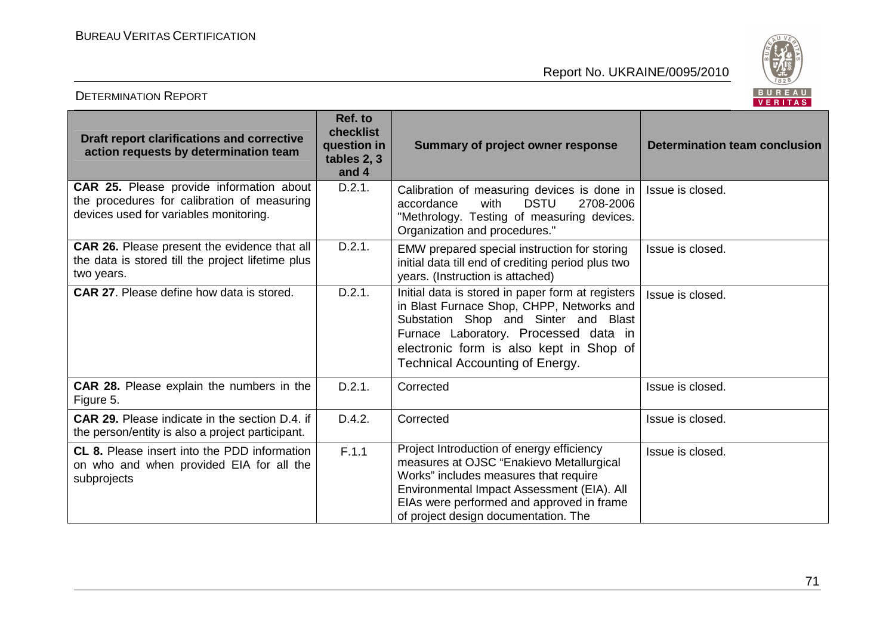| Draft report clarifications and corrective action requests by determination team | Ref. to checklist question in tables 2, 3 and 4 | Summary of project owner response | Determination team conclusion |
|---|---|---|---|
| **CAR 25.** Please provide information about the procedures for calibration of measuring devices used for variables monitoring. | D.2.1. | Calibration of measuring devices is done in accordance with DSTU 2708-2006 "Methrology. Testing of measuring devices. Organization and procedures." | Issue is closed. |
| **CAR 26.** Please present the evidence that all the data is stored till the project lifetime plus two years. | D.2.1. | EMW prepared special instruction for storing initial data till end of crediting period plus two years. (Instruction is attached) | Issue is closed. |
| **CAR 27**. Please define how data is stored. | D.2.1. | Initial data is stored in paper form at registers in Blast Furnace Shop, CHPP, Networks and Substation Shop and Sinter and Blast Furnace Laboratory. Processed data in electronic form is also kept in Shop of Technical Accounting of Energy. | Issue is closed. |
| **CAR 28.** Please explain the numbers in the Figure 5. | D.2.1. | Corrected | Issue is closed. |
| **CAR 29.** Please indicate in the section D.4. if the person/entity is also a project participant. | D.4.2. | Corrected | Issue is closed. |
| **CL 8.** Please insert into the PDD information on who and when provided EIA for all the subprojects | F.1.1 | Project Introduction of energy efficiency measures at OJSC "Enakievo Metallurgical Works" includes measures that require Environmental Impact Assessment (EIA). All EIAs were performed and approved in frame of project design documentation. The | Issue is closed. |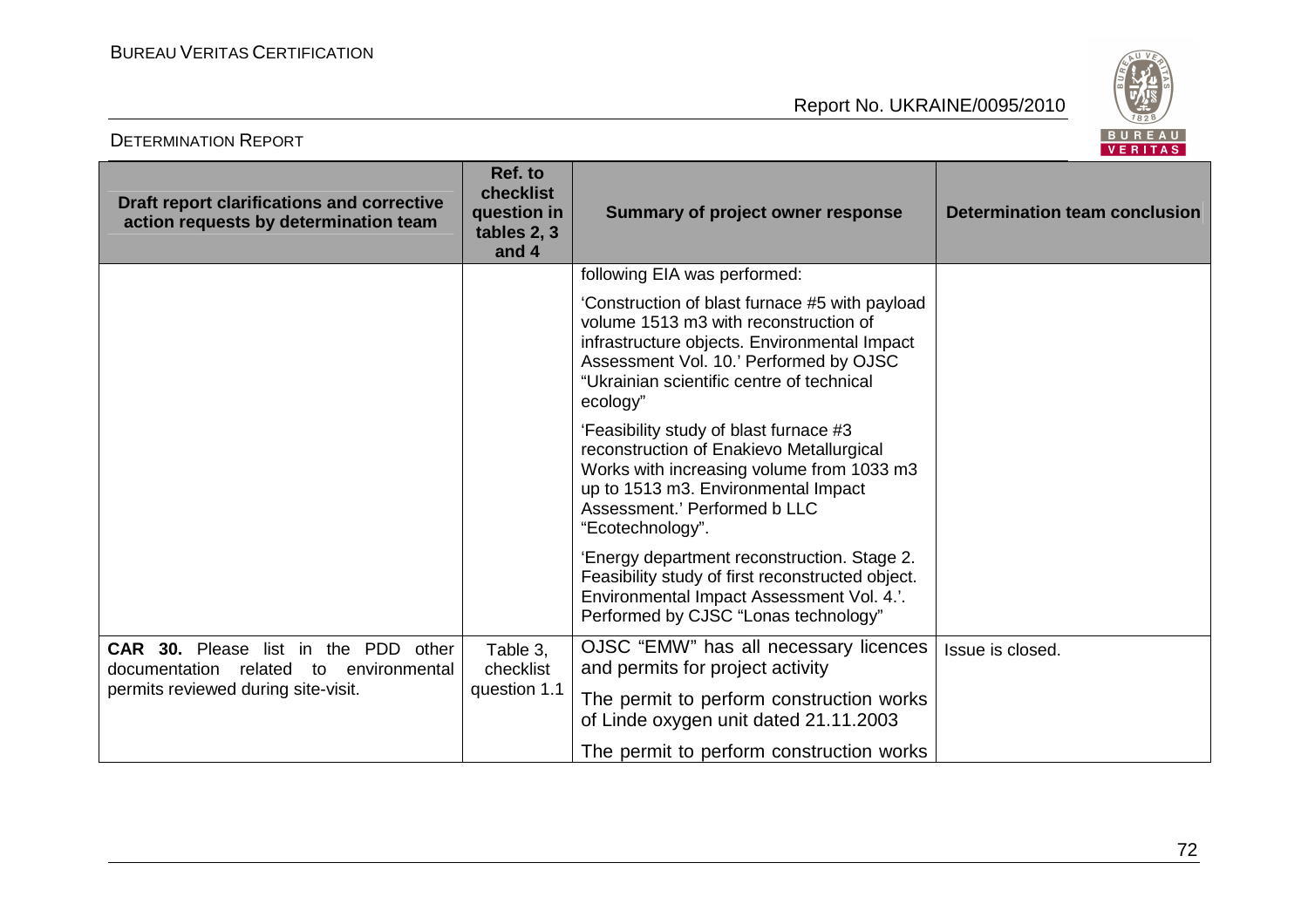| Draft report clarifications and corrective action requests by determination team | Ref. to checklist question in tables 2, 3 and 4 | Summary of project owner response | Determination team conclusion |
|---|---|---|---|
| | | following EIA was performed:<br><br>'Construction of blast furnace #5 with payload volume 1513 m3 with reconstruction of infrastructure objects. Environmental Impact Assessment Vol. 10.' Performed by OJSC "Ukrainian scientific centre of technical ecology"<br><br>'Feasibility study of blast furnace #3 reconstruction of Enakievo Metallurgical Works with increasing volume from 1033 m3 up to 1513 m3. Environmental Impact Assessment.' Performed b LLC "Ecotechnology".<br><br>'Energy department reconstruction. Stage 2. Feasibility study of first reconstructed object. Environmental Impact Assessment Vol. 4.'. Performed by CJSC "Lonas technology" | |
| **CAR 30.** Please list in the PDD other documentation related to environmental permits reviewed during site-visit. | Table 3, checklist question 1.1 | OJSC "EMW" has all necessary licences and permits for project activity<br><br>The permit to perform construction works of Linde oxygen unit dated 21.11.2003<br><br>The permit to perform construction works | Issue is closed. |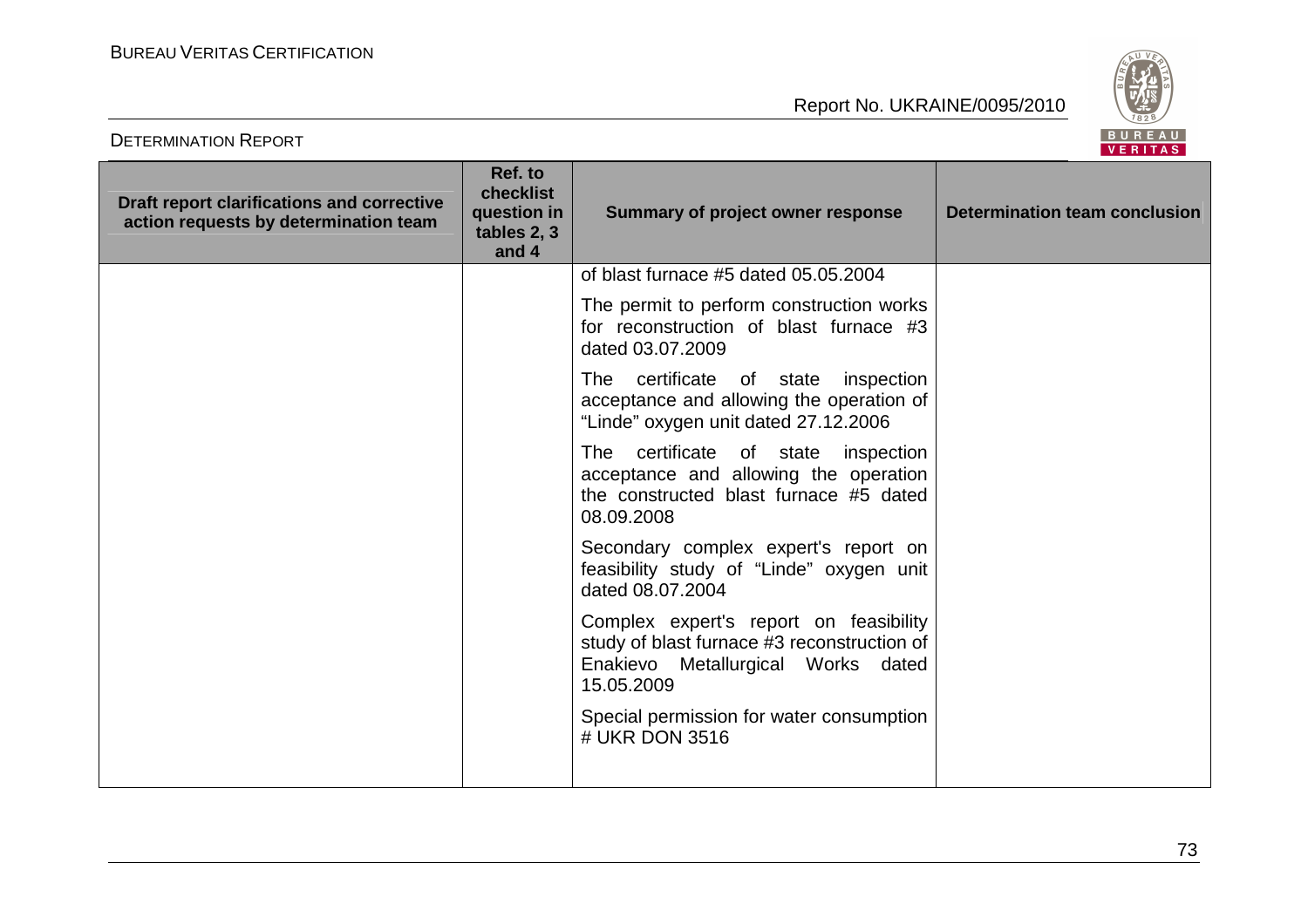| Draft report clarifications and corrective action requests by determination team | Ref. to checklist question in tables 2, 3 and 4 | Summary of project owner response | Determination team conclusion |
|---|---|---|---|
| | | of blast furnace #5 dated 05.05.2004<br><br>The permit to perform construction works for reconstruction of blast furnace #3 dated 03.07.2009<br><br>The certificate of state inspection acceptance and allowing the operation of "Linde" oxygen unit dated 27.12.2006<br><br>The certificate of state inspection acceptance and allowing the operation the constructed blast furnace #5 dated 08.09.2008<br><br>Secondary complex expert's report on feasibility study of "Linde" oxygen unit dated 08.07.2004<br><br>Complex expert's report on feasibility study of blast furnace #3 reconstruction of Enakievo Metallurgical Works dated 15.05.2009<br><br>Special permission for water consumption # UKR DON 3516 | |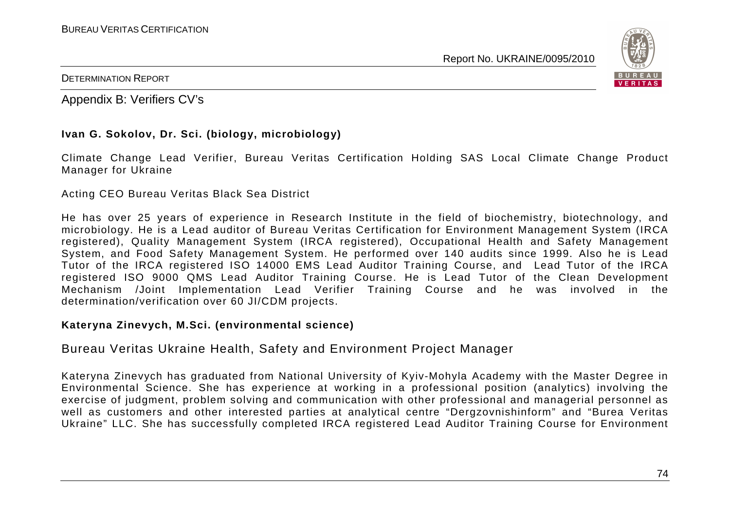## Appendix B: Verifiers CV's

**Ivan G. Sokolov, Dr. Sci. (biology, microbiology)**

Climate Change Lead Verifier, Bureau Veritas Certification Holding SAS Local Climate Change Product Manager for Ukraine

Acting CEO Bureau Veritas Black Sea District

He has over 25 years of experience in Research Institute in the field of biochemistry, biotechnology, and microbiology. He is a Lead auditor of Bureau Veritas Certification for Environment Management System (IRCA registered), Quality Management System (IRCA registered), Occupational Health and Safety Management System, and Food Safety Management System. He performed over 140 audits since 1999. Also he is Lead Tutor of the IRCA registered ISO 14000 EMS Lead Auditor Training Course, and Lead Tutor of the IRCA registered ISO 9000 QMS Lead Auditor Training Course. He is Lead Tutor of the Clean Development Mechanism /Joint Implementation Lead Verifier Training Course and he was involved in the determination/verification over 60 JI/CDM projects.

**Kateryna Zinevych, M.Sci. (environmental science)**

Bureau Veritas Ukraine Health, Safety and Environment Project Manager

Kateryna Zinevych has graduated from National University of Kyiv-Mohyla Academy with the Master Degree in Environmental Science. She has experience at working in a professional position (analytics) involving the exercise of judgment, problem solving and communication with other professional and managerial personnel as well as customers and other interested parties at analytical centre "Dergzovnishinform" and "Burea Veritas Ukraine" LLC. She has successfully completed IRCA registered Lead Auditor Training Course for Environment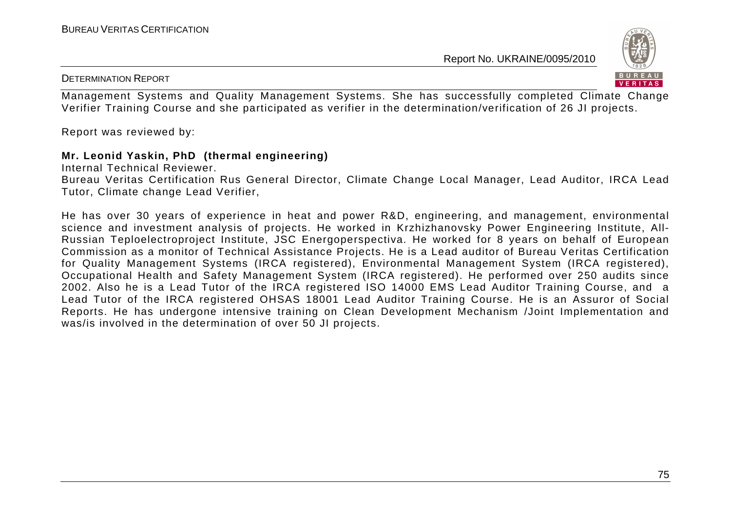Management Systems and Quality Management Systems. She has successfully completed Climate Change Verifier Training Course and she participated as verifier in the determination/verification of 26 JI projects.

Report was reviewed by:

**Mr. Leonid Yaskin, PhD (thermal engineering)**

Internal Technical Reviewer.

Bureau Veritas Certification Rus General Director, Climate Change Local Manager, Lead Auditor, IRCA Lead Tutor, Climate change Lead Verifier,

He has over 30 years of experience in heat and power R&D, engineering, and management, environmental science and investment analysis of projects. He worked in Krzhizhanovsky Power Engineering Institute, All-Russian Teploelectroproject Institute, JSC Energoperspectiva. He worked for 8 years on behalf of European Commission as a monitor of Technical Assistance Projects. He is a Lead auditor of Bureau Veritas Certification for Quality Management Systems (IRCA registered), Environmental Management System (IRCA registered), Occupational Health and Safety Management System (IRCA registered). He performed over 250 audits since 2002. Also he is a Lead Tutor of the IRCA registered ISO 14000 EMS Lead Auditor Training Course, and a Lead Tutor of the IRCA registered OHSAS 18001 Lead Auditor Training Course. He is an Assuror of Social Reports. He has undergone intensive training on Clean Development Mechanism /Joint Implementation and was/is involved in the determination of over 50 JI projects.